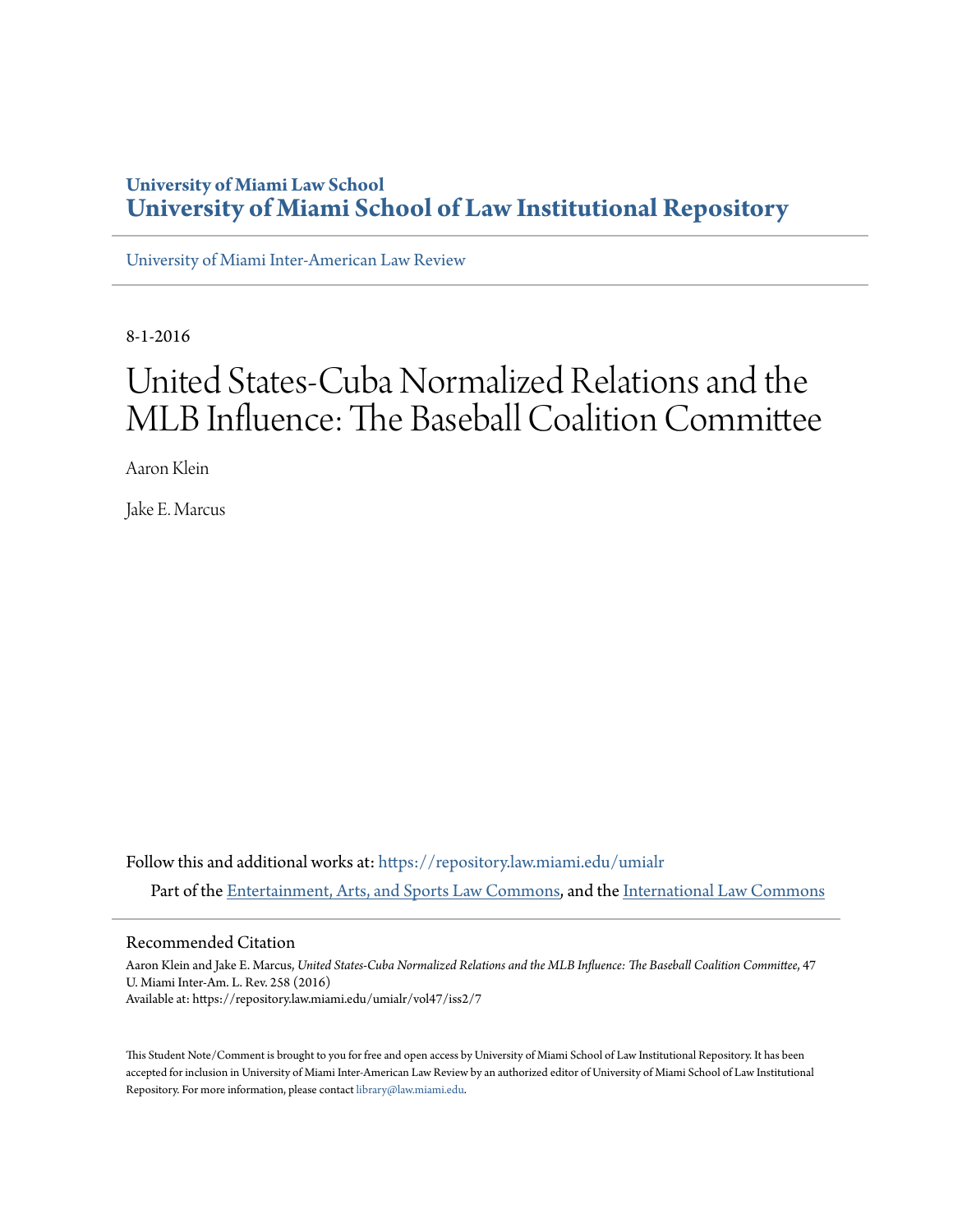# University of Miami Law School
# University of Miami School of Law Institutional Repository

University of Miami Inter-American Law Review

8-1-2016

# United States-Cuba Normalized Relations and the MLB Influence: The Baseball Coalition Committee

Aaron Klein

Jake E. Marcus

Follow this and additional works at: https://repository.law.miami.edu/umialr

Part of the Entertainment, Arts, and Sports Law Commons, and the International Law Commons

## Recommended Citation

Aaron Klein and Jake E. Marcus, *United States-Cuba Normalized Relations and the MLB Influence: The Baseball Coalition Committee*, 47 U. Miami Inter-Am. L. Rev. 258 (2016)
Available at: https://repository.law.miami.edu/umialr/vol47/iss2/7

This Student Note/Comment is brought to you for free and open access by University of Miami School of Law Institutional Repository. It has been accepted for inclusion in University of Miami Inter-American Law Review by an authorized editor of University of Miami School of Law Institutional Repository. For more information, please contact library@law.miami.edu.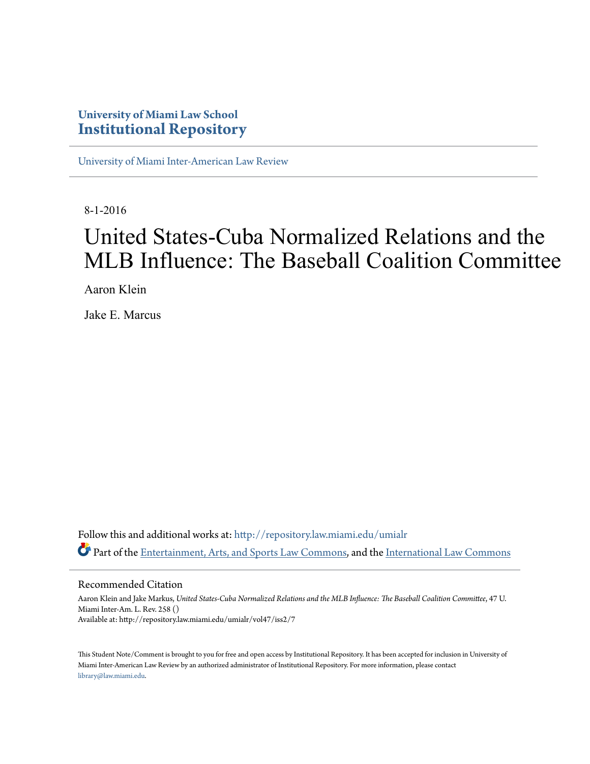# University of Miami Law School
# Institutional Repository

University of Miami Inter-American Law Review

---

8-1-2016

# United States-Cuba Normalized Relations and the MLB Influence: The Baseball Coalition Committee

Aaron Klein

Jake E. Marcus

Follow this and additional works at: http://repository.law.miami.edu/umialr

Part of the Entertainment, Arts, and Sports Law Commons, and the International Law Commons

## Recommended Citation

Aaron Klein and Jake Markus, *United States-Cuba Normalized Relations and the MLB Influence: The Baseball Coalition Committee*, 47 U. Miami Inter-Am. L. Rev. 258 ()
Available at: http://repository.law.miami.edu/umialr/vol47/iss2/7

This Student Note/Comment is brought to you for free and open access by Institutional Repository. It has been accepted for inclusion in University of Miami Inter-American Law Review by an authorized administrator of Institutional Repository. For more information, please contact library@law.miami.edu.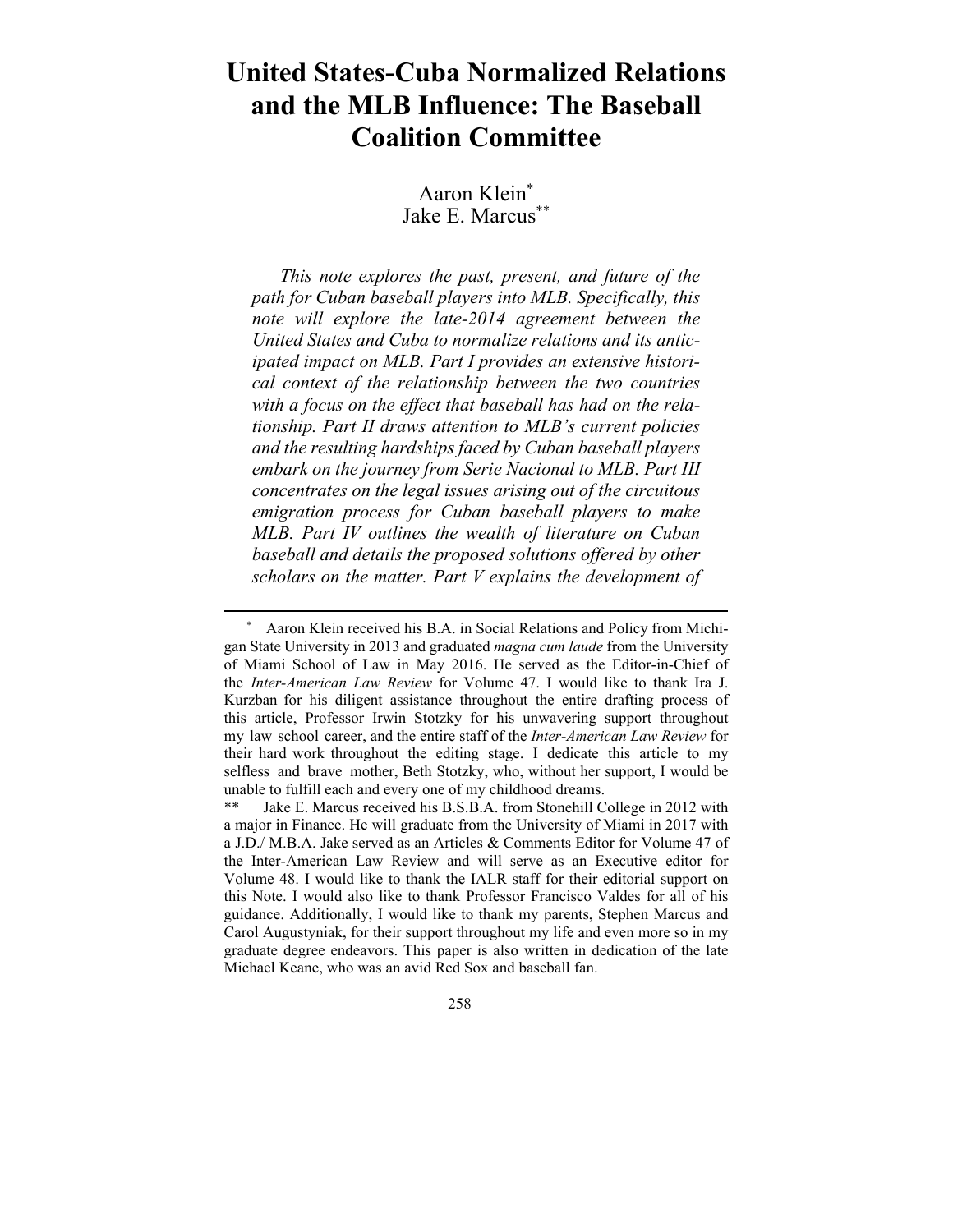# United States-Cuba Normalized Relations and the MLB Influence: The Baseball Coalition Committee

Aaron Klein[*]
Jake E. Marcus[**]

*This note explores the past, present, and future of the path for Cuban baseball players into MLB. Specifically, this note will explore the late-2014 agreement between the United States and Cuba to normalize relations and its anticipated impact on MLB. Part I provides an extensive historical context of the relationship between the two countries with a focus on the effect that baseball has had on the relationship. Part II draws attention to MLB's current policies and the resulting hardships faced by Cuban baseball players embark on the journey from Serie Nacional to MLB. Part III concentrates on the legal issues arising out of the circuitous emigration process for Cuban baseball players to make MLB. Part IV outlines the wealth of literature on Cuban baseball and details the proposed solutions offered by other scholars on the matter. Part V explains the development of*

---

[*] Aaron Klein received his B.A. in Social Relations and Policy from Michigan State University in 2013 and graduated *magna cum laude* from the University of Miami School of Law in May 2016. He served as the Editor-in-Chief of the *Inter-American Law Review* for Volume 47. I would like to thank Ira J. Kurzban for his diligent assistance throughout the entire drafting process of this article, Professor Irwin Stotzky for his unwavering support throughout my law school career, and the entire staff of the *Inter-American Law Review* for their hard work throughout the editing stage. I dedicate this article to my selfless and brave mother, Beth Stotzky, who, without her support, I would be unable to fulfill each and every one of my childhood dreams.

[**] Jake E. Marcus received his B.S.B.A. from Stonehill College in 2012 with a major in Finance. He will graduate from the University of Miami in 2017 with a J.D./ M.B.A. Jake served as an Articles & Comments Editor for Volume 47 of the Inter-American Law Review and will serve as an Executive editor for Volume 48. I would like to thank the IALR staff for their editorial support on this Note. I would also like to thank Professor Francisco Valdes for all of his guidance. Additionally, I would like to thank my parents, Stephen Marcus and Carol Augustyniak, for their support throughout my life and even more so in my graduate degree endeavors. This paper is also written in dedication of the late Michael Keane, who was an avid Red Sox and baseball fan.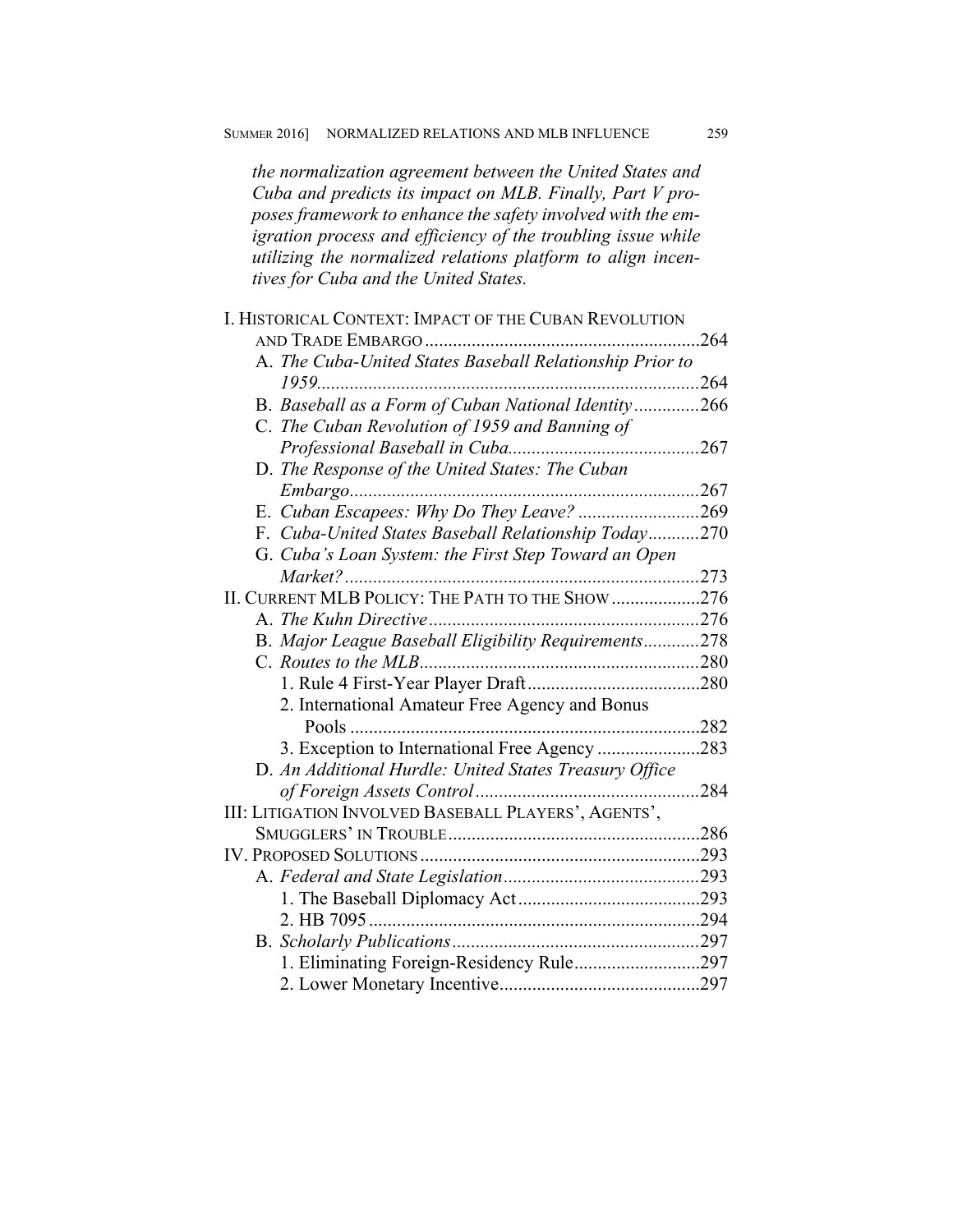*the normalization agreement between the United States and Cuba and predicts its impact on MLB. Finally, Part V proposes framework to enhance the safety involved with the emigration process and efficiency of the troubling issue while utilizing the normalized relations platform to align incentives for Cuba and the United States.*

I. HISTORICAL CONTEXT: IMPACT OF THE CUBAN REVOLUTION AND TRADE EMBARGO ........................................................... 264
- A. *The Cuba-United States Baseball Relationship Prior to 1959* ................................................................... 264
- B. *Baseball as a Form of Cuban National Identity* .............. 266
- C. *The Cuban Revolution of 1959 and Banning of Professional Baseball in Cuba* ......................................... 267
- D. *The Response of the United States: The Cuban Embargo* ........................................................................... 267
- E. *Cuban Escapees: Why Do They Leave?* .......................... 269
- F. *Cuba-United States Baseball Relationship Today* ........... 270
- G. *Cuba's Loan System: the First Step Toward an Open Market?* ............................................................................ 273

II. CURRENT MLB POLICY: THE PATH TO THE SHOW ................... 276
- A. *The Kuhn Directive* .......................................................... 276
- B. *Major League Baseball Eligibility Requirements* ............ 278
- C. *Routes to the MLB* ............................................................ 280
  - 1. Rule 4 First-Year Player Draft ..................................... 280
  - 2. International Amateur Free Agency and Bonus Pools ........................................................................... 282
  - 3. Exception to International Free Agency ...................... 283
- D. *An Additional Hurdle: United States Treasury Office of Foreign Assets Control* ................................................ 284

III: LITIGATION INVOLVED BASEBALL PLAYERS', AGENTS', SMUGGLERS' IN TROUBLE ...................................................... 286

IV. PROPOSED SOLUTIONS ............................................................ 293
- A. *Federal and State Legislation* .......................................... 293
  - 1. The Baseball Diplomacy Act ....................................... 293
  - 2. HB 7095 ....................................................................... 294
- B. *Scholarly Publications* ..................................................... 297
  - 1. Eliminating Foreign-Residency Rule ........................... 297
  - 2. Lower Monetary Incentive ........................................... 297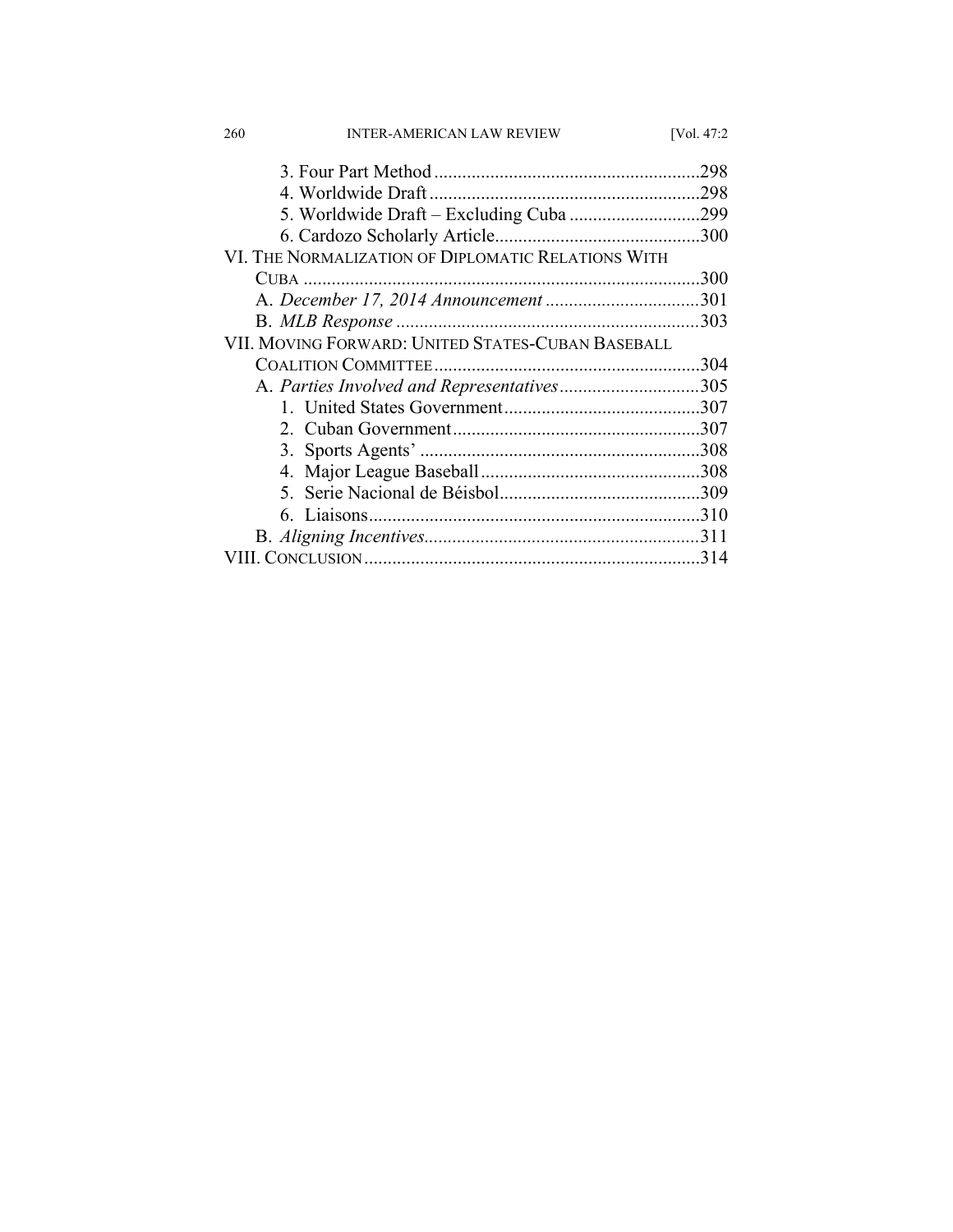3. Four Part Method ........................................................298
4. Worldwide Draft .........................................................298
5. Worldwide Draft – Excluding Cuba ...........................299
6. Cardozo Scholarly Article...........................................300

VI. THE NORMALIZATION OF DIPLOMATIC RELATIONS WITH CUBA ...................................................................................300

A. *December 17, 2014 Announcement* ................................301

B. *MLB Response* ................................................................303

VII. MOVING FORWARD: UNITED STATES-CUBAN BASEBALL COALITION COMMITTEE.........................................................304

A. *Parties Involved and Representatives*.............................305

1. United States Government..........................................307
2. Cuban Government.....................................................307
3. Sports Agents' ............................................................308
4. Major League Baseball...............................................308
5. Serie Nacional de Béisbol...........................................309
6. Liaisons......................................................................310

B. *Aligning Incentives*..........................................................311

VIII. CONCLUSION .......................................................................314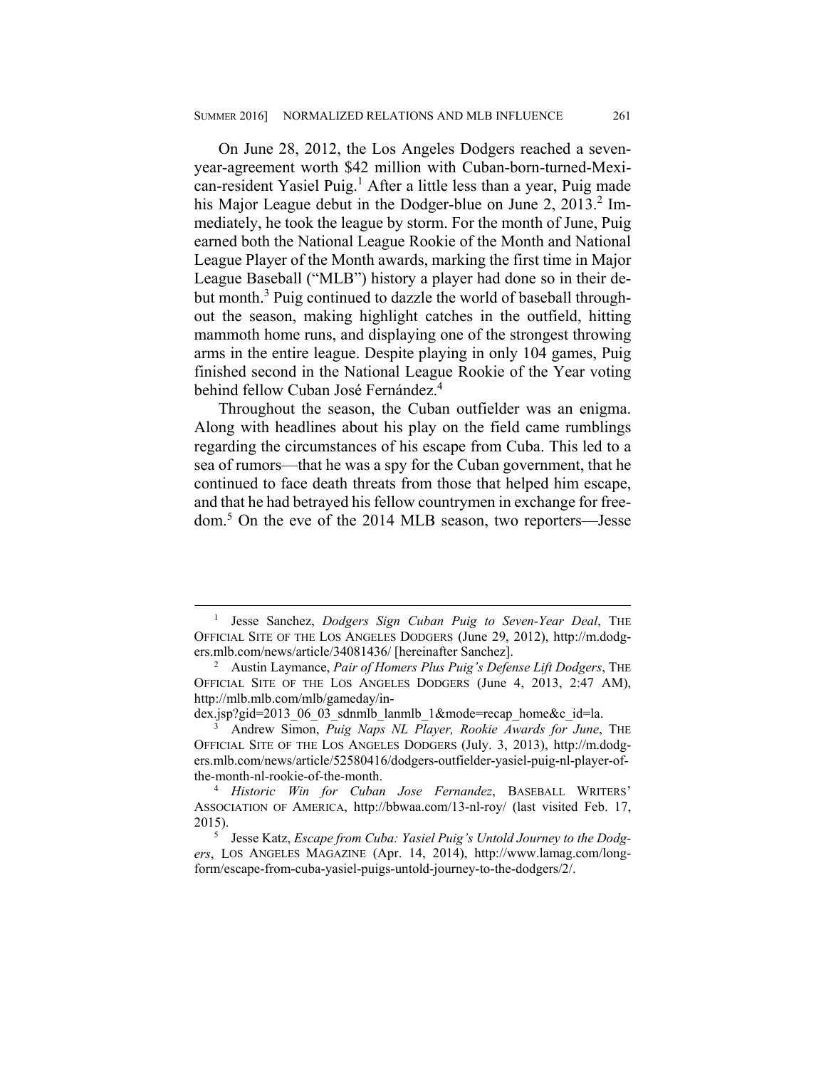On June 28, 2012, the Los Angeles Dodgers reached a seven-year-agreement worth $42 million with Cuban-born-turned-Mexican-resident Yasiel Puig.[1] After a little less than a year, Puig made his Major League debut in the Dodger-blue on June 2, 2013.[2] Immediately, he took the league by storm. For the month of June, Puig earned both the National League Rookie of the Month and National League Player of the Month awards, marking the first time in Major League Baseball ("MLB") history a player had done so in their debut month.[3] Puig continued to dazzle the world of baseball throughout the season, making highlight catches in the outfield, hitting mammoth home runs, and displaying one of the strongest throwing arms in the entire league. Despite playing in only 104 games, Puig finished second in the National League Rookie of the Year voting behind fellow Cuban José Fernández.[4]

Throughout the season, the Cuban outfielder was an enigma. Along with headlines about his play on the field came rumblings regarding the circumstances of his escape from Cuba. This led to a sea of rumors—that he was a spy for the Cuban government, that he continued to face death threats from those that helped him escape, and that he had betrayed his fellow countrymen in exchange for freedom.[5] On the eve of the 2014 MLB season, two reporters—Jesse

---

[1] Jesse Sanchez, *Dodgers Sign Cuban Puig to Seven-Year Deal*, THE OFFICIAL SITE OF THE LOS ANGELES DODGERS (June 29, 2012), http://m.dodgers.mlb.com/news/article/34081436/ [hereinafter Sanchez].

[2] Austin Laymance, *Pair of Homers Plus Puig's Defense Lift Dodgers*, THE OFFICIAL SITE OF THE LOS ANGELES DODGERS (June 4, 2013, 2:47 AM), http://mlb.mlb.com/mlb/gameday/index.jsp?gid=2013_06_03_sdnmlb_lanmlb_1&mode=recap_home&c_id=la.

[3] Andrew Simon, *Puig Naps NL Player, Rookie Awards for June*, THE OFFICIAL SITE OF THE LOS ANGELES DODGERS (July. 3, 2013), http://m.dodgers.mlb.com/news/article/52580416/dodgers-outfielder-yasiel-puig-nl-player-of-the-month-nl-rookie-of-the-month.

[4] *Historic Win for Cuban Jose Fernandez*, BASEBALL WRITERS' ASSOCIATION OF AMERICA, http://bbwaa.com/13-nl-roy/ (last visited Feb. 17, 2015).

[5] Jesse Katz, *Escape from Cuba: Yasiel Puig's Untold Journey to the Dodgers*, LOS ANGELES MAGAZINE (Apr. 14, 2014), http://www.lamag.com/longform/escape-from-cuba-yasiel-puigs-untold-journey-to-the-dodgers/2/.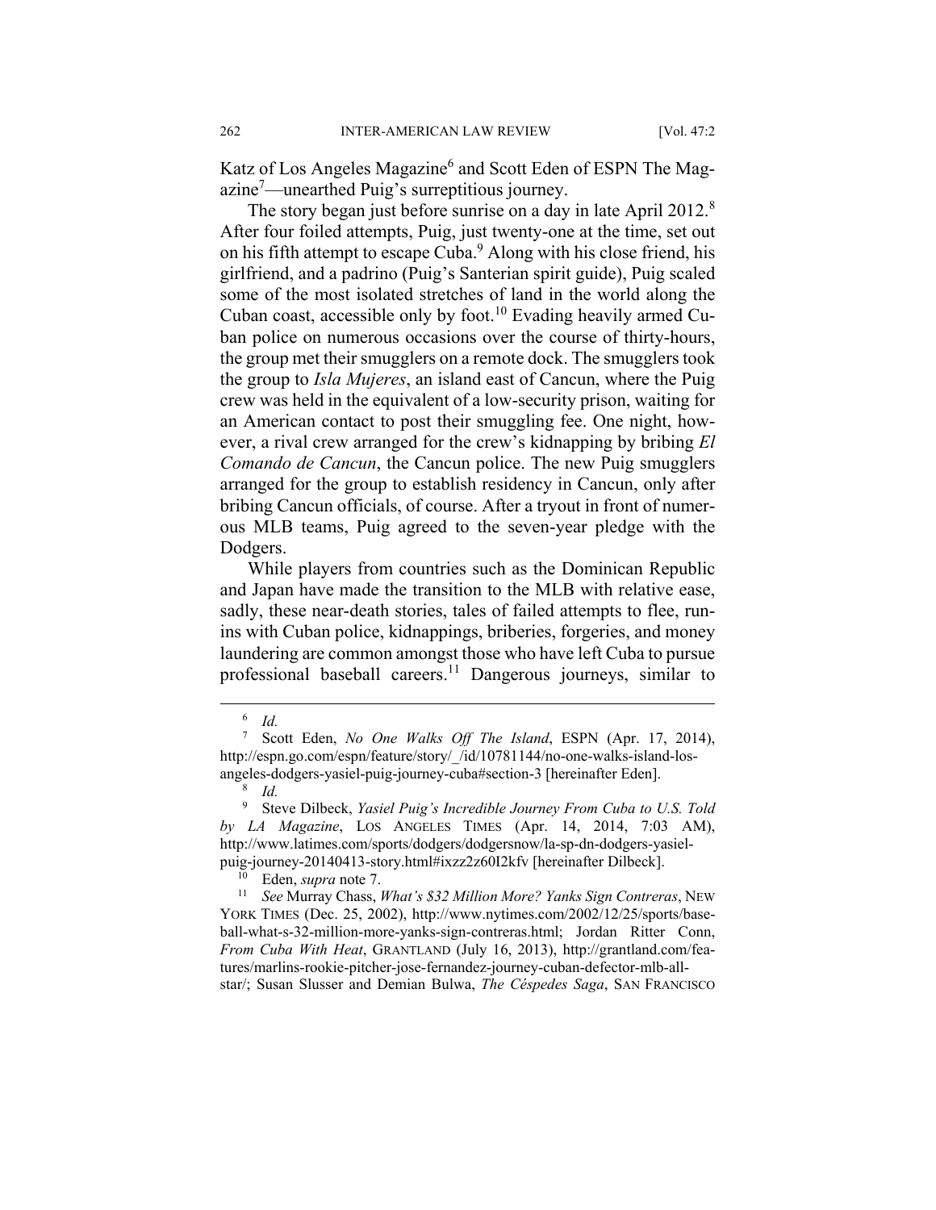Katz of Los Angeles Magazine[6] and Scott Eden of ESPN The Magazine[7]—unearthed Puig's surreptitious journey.

The story began just before sunrise on a day in late April 2012.[8] After four foiled attempts, Puig, just twenty-one at the time, set out on his fifth attempt to escape Cuba.[9] Along with his close friend, his girlfriend, and a padrino (Puig's Santerian spirit guide), Puig scaled some of the most isolated stretches of land in the world along the Cuban coast, accessible only by foot.[10] Evading heavily armed Cuban police on numerous occasions over the course of thirty-hours, the group met their smugglers on a remote dock. The smugglers took the group to *Isla Mujeres*, an island east of Cancun, where the Puig crew was held in the equivalent of a low-security prison, waiting for an American contact to post their smuggling fee. One night, however, a rival crew arranged for the crew's kidnapping by bribing *El Comando de Cancun*, the Cancun police. The new Puig smugglers arranged for the group to establish residency in Cancun, only after bribing Cancun officials, of course. After a tryout in front of numerous MLB teams, Puig agreed to the seven-year pledge with the Dodgers.

While players from countries such as the Dominican Republic and Japan have made the transition to the MLB with relative ease, sadly, these near-death stories, tales of failed attempts to flee, run-ins with Cuban police, kidnappings, briberies, forgeries, and money laundering are common amongst those who have left Cuba to pursue professional baseball careers.[11] Dangerous journeys, similar to

---

[6] *Id.*

[7] Scott Eden, *No One Walks Off The Island*, ESPN (Apr. 17, 2014), http://espn.go.com/espn/feature/story/_/id/10781144/no-one-walks-island-los-angeles-dodgers-yasiel-puig-journey-cuba#section-3 [hereinafter Eden].

[8] *Id.*

[9] Steve Dilbeck, *Yasiel Puig's Incredible Journey From Cuba to U.S. Told by LA Magazine*, LOS ANGELES TIMES (Apr. 14, 2014, 7:03 AM), http://www.latimes.com/sports/dodgers/dodgersnow/la-sp-dn-dodgers-yasiel-puig-journey-20140413-story.html#ixzz2z60I2kfv [hereinafter Dilbeck].

[10] Eden, *supra* note 7.

[11] *See* Murray Chass, *What's $32 Million More? Yanks Sign Contreras*, NEW YORK TIMES (Dec. 25, 2002), http://www.nytimes.com/2002/12/25/sports/baseball-what-s-32-million-more-yanks-sign-contreras.html; Jordan Ritter Conn, *From Cuba With Heat*, GRANTLAND (July 16, 2013), http://grantland.com/features/marlins-rookie-pitcher-jose-fernandez-journey-cuban-defector-mlb-all-star/; Susan Slusser and Demian Bulwa, *The Céspedes Saga*, SAN FRANCISCO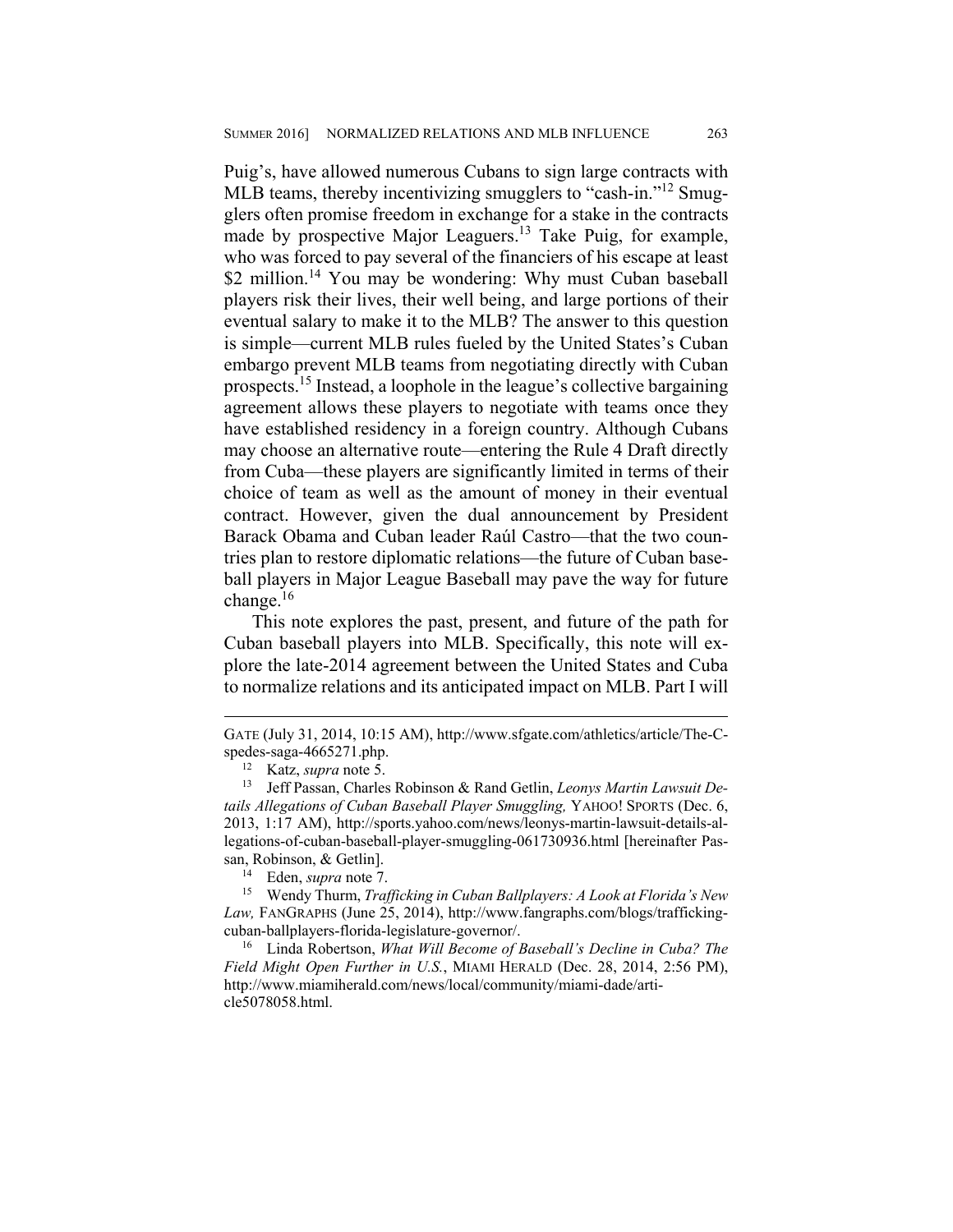Puig's, have allowed numerous Cubans to sign large contracts with MLB teams, thereby incentivizing smugglers to "cash-in."[12] Smugglers often promise freedom in exchange for a stake in the contracts made by prospective Major Leaguers.[13] Take Puig, for example, who was forced to pay several of the financiers of his escape at least $2 million.[14] You may be wondering: Why must Cuban baseball players risk their lives, their well being, and large portions of their eventual salary to make it to the MLB? The answer to this question is simple—current MLB rules fueled by the United States's Cuban embargo prevent MLB teams from negotiating directly with Cuban prospects.[15] Instead, a loophole in the league's collective bargaining agreement allows these players to negotiate with teams once they have established residency in a foreign country. Although Cubans may choose an alternative route—entering the Rule 4 Draft directly from Cuba—these players are significantly limited in terms of their choice of team as well as the amount of money in their eventual contract. However, given the dual announcement by President Barack Obama and Cuban leader Raúl Castro—that the two countries plan to restore diplomatic relations—the future of Cuban baseball players in Major League Baseball may pave the way for future change.[16]

This note explores the past, present, and future of the path for Cuban baseball players into MLB. Specifically, this note will explore the late-2014 agreement between the United States and Cuba to normalize relations and its anticipated impact on MLB. Part I will

---

GATE (July 31, 2014, 10:15 AM), http://www.sfgate.com/athletics/article/The-C-spedes-saga-4665271.php.

[12] Katz, *supra* note 5.

[13] Jeff Passan, Charles Robinson & Rand Getlin, *Leonys Martin Lawsuit Details Allegations of Cuban Baseball Player Smuggling,* YAHOO! SPORTS (Dec. 6, 2013, 1:17 AM), http://sports.yahoo.com/news/leonys-martin-lawsuit-details-allegations-of-cuban-baseball-player-smuggling-061730936.html [hereinafter Passan, Robinson, & Getlin].

[14] Eden, *supra* note 7.

[15] Wendy Thurm, *Trafficking in Cuban Ballplayers: A Look at Florida's New Law,* FANGRAPHS (June 25, 2014), http://www.fangraphs.com/blogs/trafficking-cuban-ballplayers-florida-legislature-governor/.

[16] Linda Robertson, *What Will Become of Baseball's Decline in Cuba? The Field Might Open Further in U.S.*, MIAMI HERALD (Dec. 28, 2014, 2:56 PM), http://www.miamiherald.com/news/local/community/miami-dade/article5078058.html.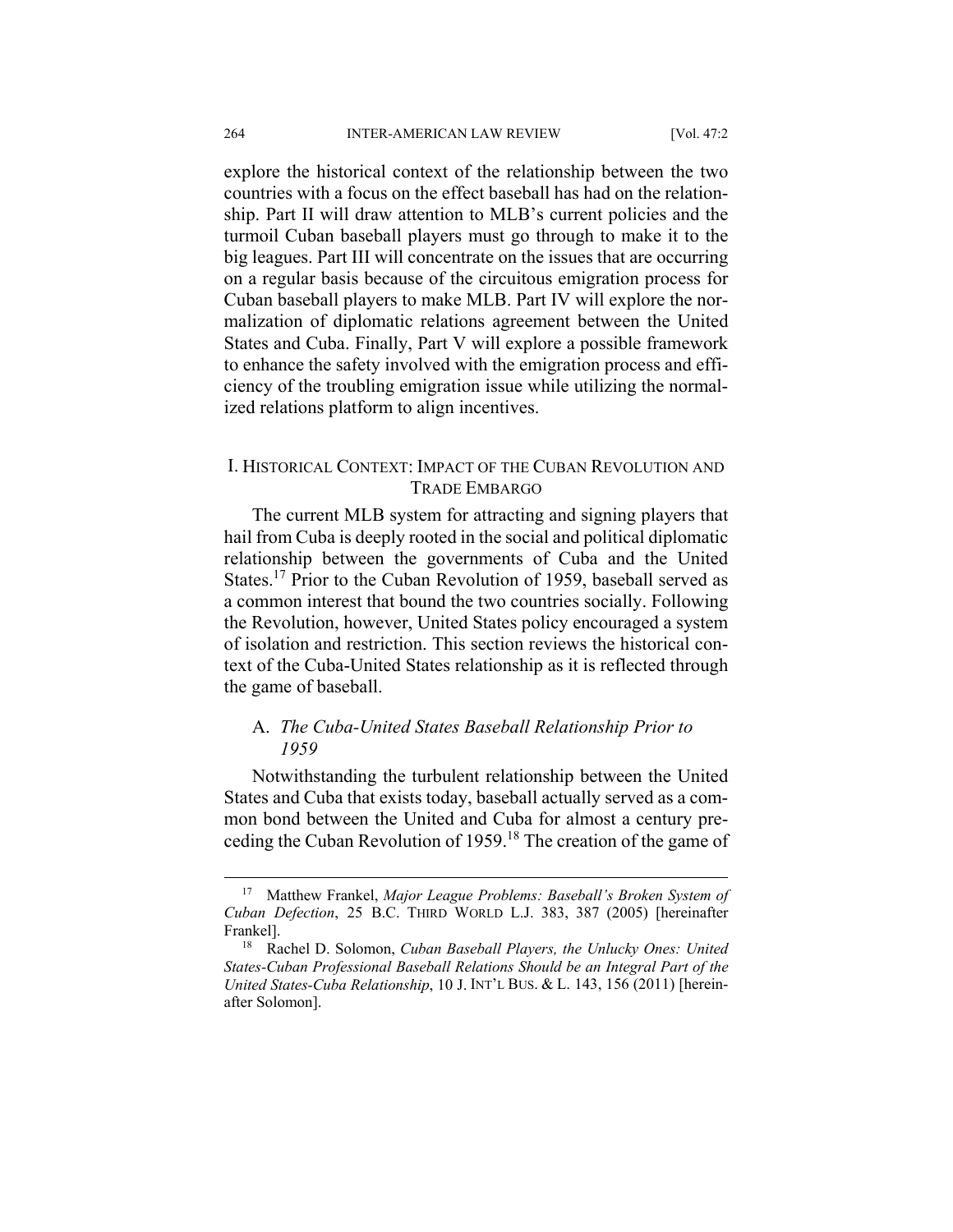explore the historical context of the relationship between the two countries with a focus on the effect baseball has had on the relationship. Part II will draw attention to MLB's current policies and the turmoil Cuban baseball players must go through to make it to the big leagues. Part III will concentrate on the issues that are occurring on a regular basis because of the circuitous emigration process for Cuban baseball players to make MLB. Part IV will explore the normalization of diplomatic relations agreement between the United States and Cuba. Finally, Part V will explore a possible framework to enhance the safety involved with the emigration process and efficiency of the troubling emigration issue while utilizing the normalized relations platform to align incentives.

## I. HISTORICAL CONTEXT: IMPACT OF THE CUBAN REVOLUTION AND TRADE EMBARGO

The current MLB system for attracting and signing players that hail from Cuba is deeply rooted in the social and political diplomatic relationship between the governments of Cuba and the United States.[17] Prior to the Cuban Revolution of 1959, baseball served as a common interest that bound the two countries socially. Following the Revolution, however, United States policy encouraged a system of isolation and restriction. This section reviews the historical context of the Cuba-United States relationship as it is reflected through the game of baseball.

### A. *The Cuba-United States Baseball Relationship Prior to 1959*

Notwithstanding the turbulent relationship between the United States and Cuba that exists today, baseball actually served as a common bond between the United and Cuba for almost a century preceding the Cuban Revolution of 1959.[18] The creation of the game of

---

[17] Matthew Frankel, *Major League Problems: Baseball's Broken System of Cuban Defection*, 25 B.C. THIRD WORLD L.J. 383, 387 (2005) [hereinafter Frankel].

[18] Rachel D. Solomon, *Cuban Baseball Players, the Unlucky Ones: United States-Cuban Professional Baseball Relations Should be an Integral Part of the United States-Cuba Relationship*, 10 J. INT'L BUS. & L. 143, 156 (2011) [hereinafter Solomon].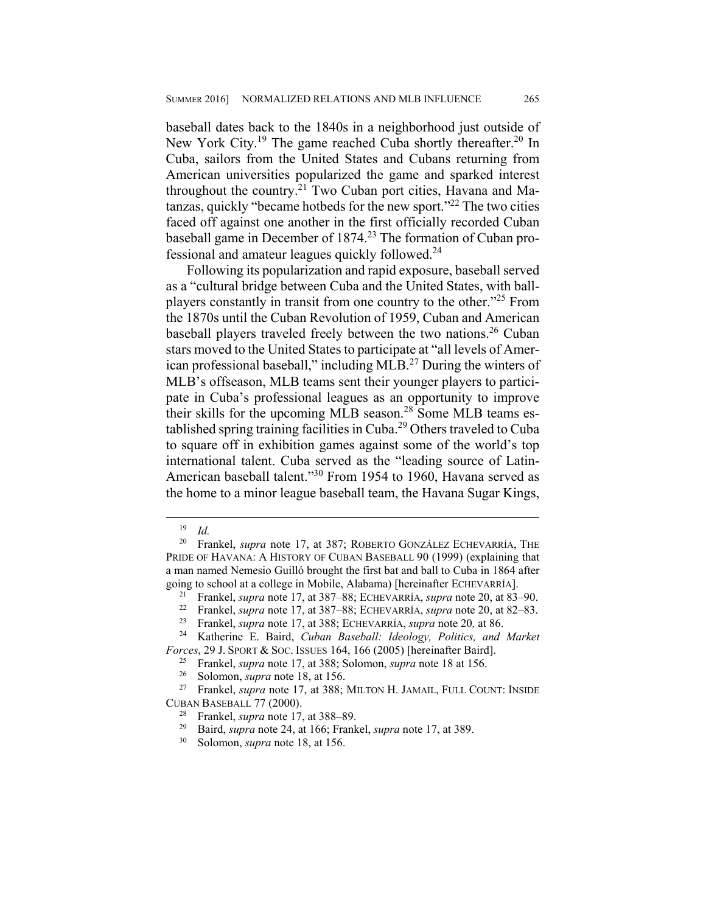baseball dates back to the 1840s in a neighborhood just outside of New York City.[19] The game reached Cuba shortly thereafter.[20] In Cuba, sailors from the United States and Cubans returning from American universities popularized the game and sparked interest throughout the country.[21] Two Cuban port cities, Havana and Matanzas, quickly "became hotbeds for the new sport."[22] The two cities faced off against one another in the first officially recorded Cuban baseball game in December of 1874.[23] The formation of Cuban professional and amateur leagues quickly followed.[24]

Following its popularization and rapid exposure, baseball served as a "cultural bridge between Cuba and the United States, with ballplayers constantly in transit from one country to the other."[25] From the 1870s until the Cuban Revolution of 1959, Cuban and American baseball players traveled freely between the two nations.[26] Cuban stars moved to the United States to participate at "all levels of American professional baseball," including MLB.[27] During the winters of MLB's offseason, MLB teams sent their younger players to participate in Cuba's professional leagues as an opportunity to improve their skills for the upcoming MLB season.[28] Some MLB teams established spring training facilities in Cuba.[29] Others traveled to Cuba to square off in exhibition games against some of the world's top international talent. Cuba served as the "leading source of Latin-American baseball talent."[30] From 1954 to 1960, Havana served as the home to a minor league baseball team, the Havana Sugar Kings,

---

[19] *Id.*

[20] Frankel, *supra* note 17, at 387; ROBERTO GONZÁLEZ ECHEVARRÍA, THE PRIDE OF HAVANA: A HISTORY OF CUBAN BASEBALL 90 (1999) (explaining that a man named Nemesio Guilló brought the first bat and ball to Cuba in 1864 after going to school at a college in Mobile, Alabama) [hereinafter ECHEVARRÍA].

[21] Frankel, *supra* note 17, at 387–88; ECHEVARRÍA, *supra* note 20, at 83–90.

[22] Frankel, *supra* note 17, at 387–88; ECHEVARRÍA, *supra* note 20, at 82–83.

[23] Frankel, *supra* note 17, at 388; ECHEVARRÍA, *supra* note 20*,* at 86.

[24] Katherine E. Baird, *Cuban Baseball: Ideology, Politics, and Market Forces*, 29 J. SPORT & SOC. ISSUES 164, 166 (2005) [hereinafter Baird].

[25] Frankel, *supra* note 17, at 388; Solomon, *supra* note 18 at 156.

[26] Solomon, *supra* note 18, at 156.

[27] Frankel, *supra* note 17, at 388; MILTON H. JAMAIL, FULL COUNT: INSIDE CUBAN BASEBALL 77 (2000).

[28] Frankel, *supra* note 17, at 388–89.

[29] Baird, *supra* note 24, at 166; Frankel, *supra* note 17, at 389.

[30] Solomon, *supra* note 18, at 156.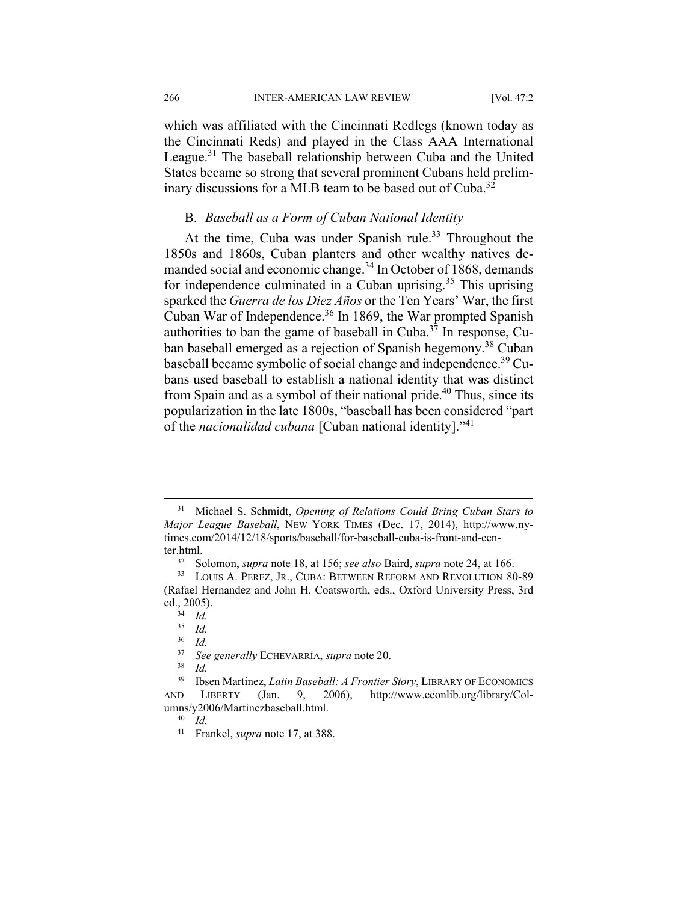which was affiliated with the Cincinnati Redlegs (known today as the Cincinnati Reds) and played in the Class AAA International League.[31] The baseball relationship between Cuba and the United States became so strong that several prominent Cubans held preliminary discussions for a MLB team to be based out of Cuba.[32]

### B. *Baseball as a Form of Cuban National Identity*

At the time, Cuba was under Spanish rule.[33] Throughout the 1850s and 1860s, Cuban planters and other wealthy natives demanded social and economic change.[34] In October of 1868, demands for independence culminated in a Cuban uprising.[35] This uprising sparked the *Guerra de los Diez Años* or the Ten Years' War, the first Cuban War of Independence.[36] In 1869, the War prompted Spanish authorities to ban the game of baseball in Cuba.[37] In response, Cuban baseball emerged as a rejection of Spanish hegemony.[38] Cuban baseball became symbolic of social change and independence.[39] Cubans used baseball to establish a national identity that was distinct from Spain and as a symbol of their national pride.[40] Thus, since its popularization in the late 1800s, "baseball has been considered "part of the *nacionalidad cubana* [Cuban national identity]."[41]

---

[31] Michael S. Schmidt, *Opening of Relations Could Bring Cuban Stars to Major League Baseball*, NEW YORK TIMES (Dec. 17, 2014), http://www.nytimes.com/2014/12/18/sports/baseball/for-baseball-cuba-is-front-and-center.html.

[32] Solomon, *supra* note 18, at 156; *see also* Baird, *supra* note 24, at 166.

[33] LOUIS A. PEREZ, JR., CUBA: BETWEEN REFORM AND REVOLUTION 80-89 (Rafael Hernandez and John H. Coatsworth, eds., Oxford University Press, 3rd ed., 2005).

[34] *Id.*

[35] *Id.*

[36] *Id.*

[37] *See generally* ECHEVARRÍA, *supra* note 20.

[38] *Id.*

[39] Ibsen Martinez, *Latin Baseball: A Frontier Story*, LIBRARY OF ECONOMICS AND LIBERTY (Jan. 9, 2006), http://www.econlib.org/library/Columns/y2006/Martinezbaseball.html.

[40] *Id.*

[41] Frankel, *supra* note 17, at 388.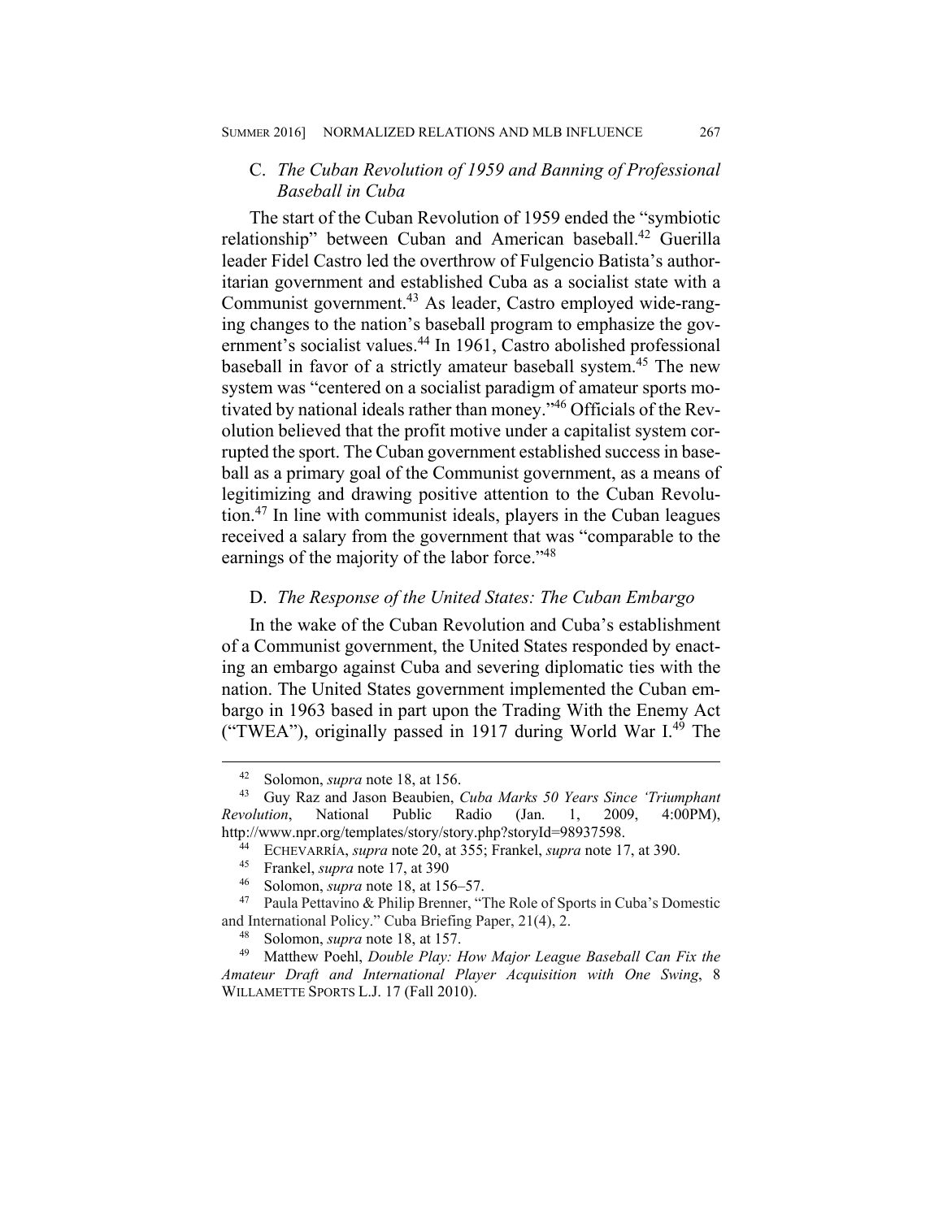### C. *The Cuban Revolution of 1959 and Banning of Professional Baseball in Cuba*

The start of the Cuban Revolution of 1959 ended the "symbiotic relationship" between Cuban and American baseball.[42] Guerilla leader Fidel Castro led the overthrow of Fulgencio Batista's authoritarian government and established Cuba as a socialist state with a Communist government.[43] As leader, Castro employed wide-ranging changes to the nation's baseball program to emphasize the government's socialist values.[44] In 1961, Castro abolished professional baseball in favor of a strictly amateur baseball system.[45] The new system was "centered on a socialist paradigm of amateur sports motivated by national ideals rather than money."[46] Officials of the Revolution believed that the profit motive under a capitalist system corrupted the sport. The Cuban government established success in baseball as a primary goal of the Communist government, as a means of legitimizing and drawing positive attention to the Cuban Revolution.[47] In line with communist ideals, players in the Cuban leagues received a salary from the government that was "comparable to the earnings of the majority of the labor force."[48]

### D. *The Response of the United States: The Cuban Embargo*

In the wake of the Cuban Revolution and Cuba's establishment of a Communist government, the United States responded by enacting an embargo against Cuba and severing diplomatic ties with the nation. The United States government implemented the Cuban embargo in 1963 based in part upon the Trading With the Enemy Act ("TWEA"), originally passed in 1917 during World War I.[49] The

---

[42] Solomon, *supra* note 18, at 156.

[43] Guy Raz and Jason Beaubien, *Cuba Marks 50 Years Since 'Triumphant Revolution*, National Public Radio (Jan. 1, 2009, 4:00PM), http://www.npr.org/templates/story/story.php?storyId=98937598.

[44] ECHEVARRÍA, *supra* note 20, at 355; Frankel, *supra* note 17, at 390.

[45] Frankel, *supra* note 17, at 390

[46] Solomon, *supra* note 18, at 156–57.

[47] Paula Pettavino & Philip Brenner, "The Role of Sports in Cuba's Domestic and International Policy." Cuba Briefing Paper, 21(4), 2.

[48] Solomon, *supra* note 18, at 157.

[49] Matthew Poehl, *Double Play: How Major League Baseball Can Fix the Amateur Draft and International Player Acquisition with One Swing*, 8 WILLAMETTE SPORTS L.J. 17 (Fall 2010).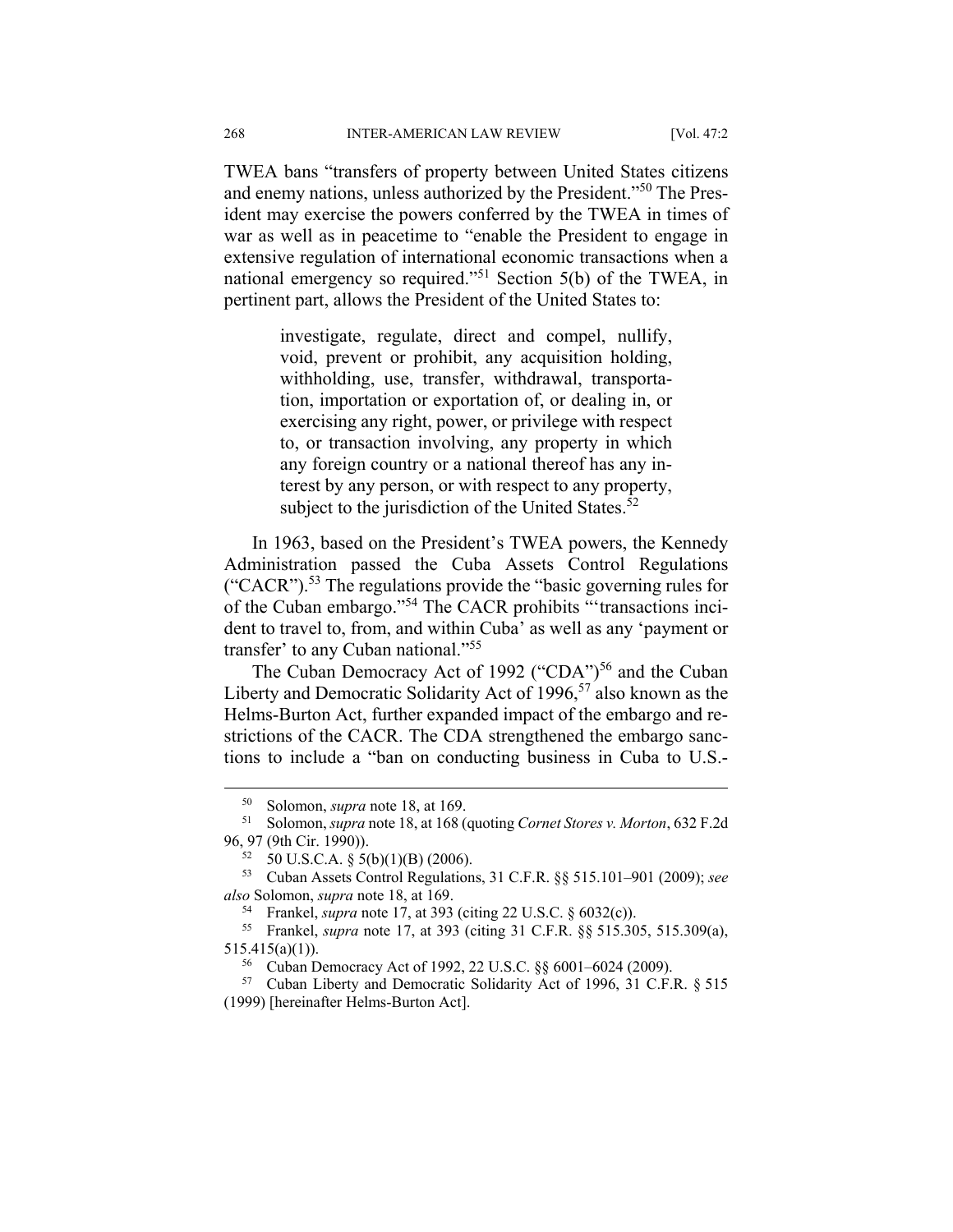TWEA bans "transfers of property between United States citizens and enemy nations, unless authorized by the President."[50] The President may exercise the powers conferred by the TWEA in times of war as well as in peacetime to "enable the President to engage in extensive regulation of international economic transactions when a national emergency so required."[51] Section 5(b) of the TWEA, in pertinent part, allows the President of the United States to:

> investigate, regulate, direct and compel, nullify, void, prevent or prohibit, any acquisition holding, withholding, use, transfer, withdrawal, transportation, importation or exportation of, or dealing in, or exercising any right, power, or privilege with respect to, or transaction involving, any property in which any foreign country or a national thereof has any interest by any person, or with respect to any property, subject to the jurisdiction of the United States.[52]

In 1963, based on the President's TWEA powers, the Kennedy Administration passed the Cuba Assets Control Regulations ("CACR").[53] The regulations provide the "basic governing rules for of the Cuban embargo."[54] The CACR prohibits "'transactions incident to travel to, from, and within Cuba' as well as any 'payment or transfer' to any Cuban national."[55]

The Cuban Democracy Act of 1992 ("CDA")[56] and the Cuban Liberty and Democratic Solidarity Act of 1996,[57] also known as the Helms-Burton Act, further expanded impact of the embargo and restrictions of the CACR. The CDA strengthened the embargo sanctions to include a "ban on conducting business in Cuba to U.S.-

---

[50] Solomon, *supra* note 18, at 169.

[51] Solomon, *supra* note 18, at 168 (quoting *Cornet Stores v. Morton*, 632 F.2d 96, 97 (9th Cir. 1990)).

[52] 50 U.S.C.A. § 5(b)(1)(B) (2006).

[53] Cuban Assets Control Regulations, 31 C.F.R. §§ 515.101–901 (2009); *see also* Solomon, *supra* note 18, at 169.

[54] Frankel, *supra* note 17, at 393 (citing 22 U.S.C. § 6032(c)).

[55] Frankel, *supra* note 17, at 393 (citing 31 C.F.R. §§ 515.305, 515.309(a), 515.415(a)(1)).

[56] Cuban Democracy Act of 1992, 22 U.S.C. §§ 6001–6024 (2009).

[57] Cuban Liberty and Democratic Solidarity Act of 1996, 31 C.F.R. § 515 (1999) [hereinafter Helms-Burton Act].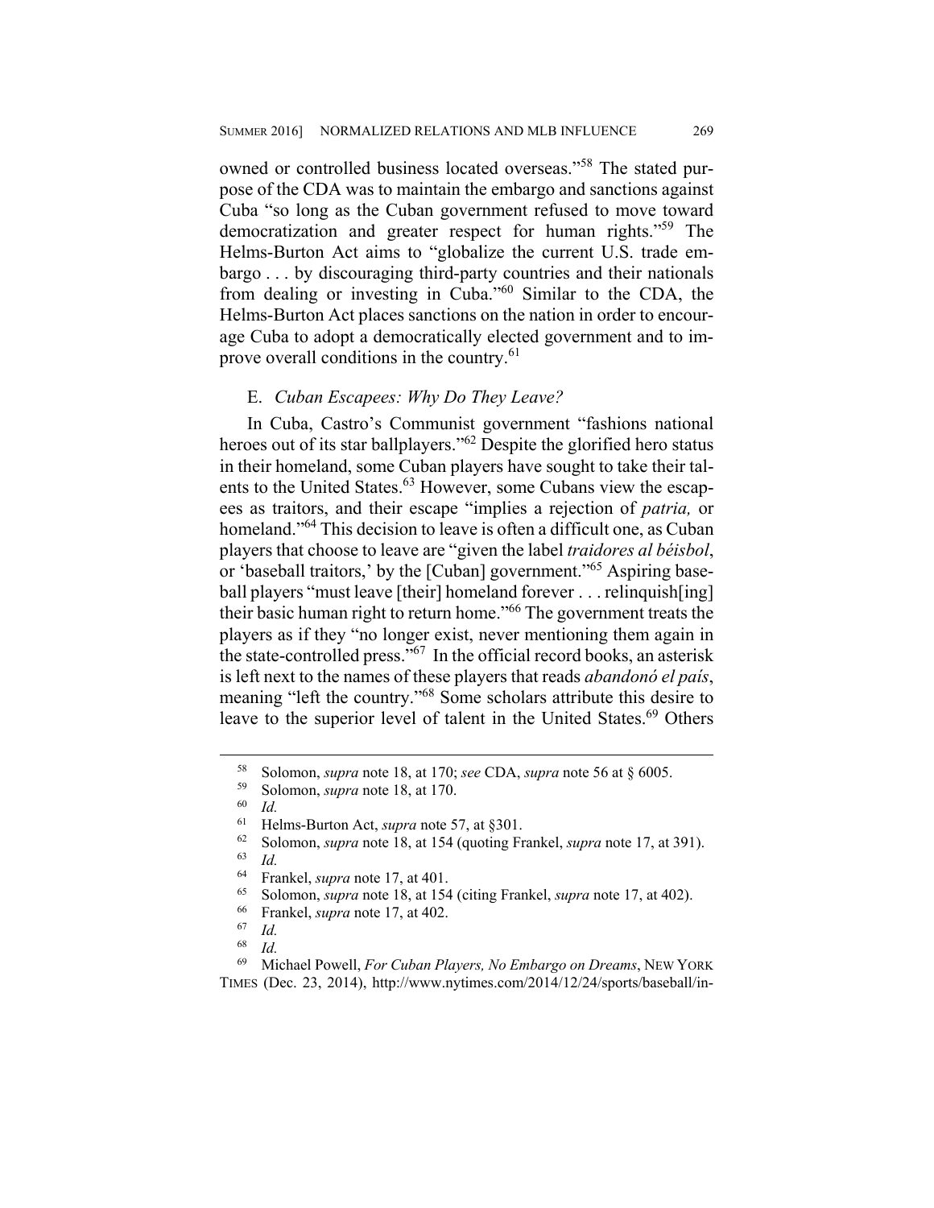owned or controlled business located overseas."[58] The stated purpose of the CDA was to maintain the embargo and sanctions against Cuba "so long as the Cuban government refused to move toward democratization and greater respect for human rights."[59] The Helms-Burton Act aims to "globalize the current U.S. trade embargo . . . by discouraging third-party countries and their nationals from dealing or investing in Cuba."[60] Similar to the CDA, the Helms-Burton Act places sanctions on the nation in order to encourage Cuba to adopt a democratically elected government and to improve overall conditions in the country.[61]

### E. *Cuban Escapees: Why Do They Leave?*

In Cuba, Castro's Communist government "fashions national heroes out of its star ballplayers."[62] Despite the glorified hero status in their homeland, some Cuban players have sought to take their talents to the United States.[63] However, some Cubans view the escapees as traitors, and their escape "implies a rejection of *patria,* or homeland."[64] This decision to leave is often a difficult one, as Cuban players that choose to leave are "given the label *traidores al béisbol*, or 'baseball traitors,' by the [Cuban] government."[65] Aspiring baseball players "must leave [their] homeland forever . . . relinquish[ing] their basic human right to return home."[66] The government treats the players as if they "no longer exist, never mentioning them again in the state-controlled press."[67] In the official record books, an asterisk is left next to the names of these players that reads *abandonó el país*, meaning "left the country."[68] Some scholars attribute this desire to leave to the superior level of talent in the United States.[69] Others

---

[58] Solomon, *supra* note 18, at 170; *see* CDA, *supra* note 56 at § 6005.

[59] Solomon, *supra* note 18, at 170.

[60] *Id.*

[61] Helms-Burton Act, *supra* note 57, at §301.

[62] Solomon, *supra* note 18, at 154 (quoting Frankel, *supra* note 17, at 391).

[63] *Id.*

[64] Frankel, *supra* note 17, at 401.

[65] Solomon, *supra* note 18, at 154 (citing Frankel, *supra* note 17, at 402).

[66] Frankel, *supra* note 17, at 402.

[67] *Id.*

[68] *Id.*

[69] Michael Powell, *For Cuban Players, No Embargo on Dreams*, NEW YORK TIMES (Dec. 23, 2014), http://www.nytimes.com/2014/12/24/sports/baseball/in-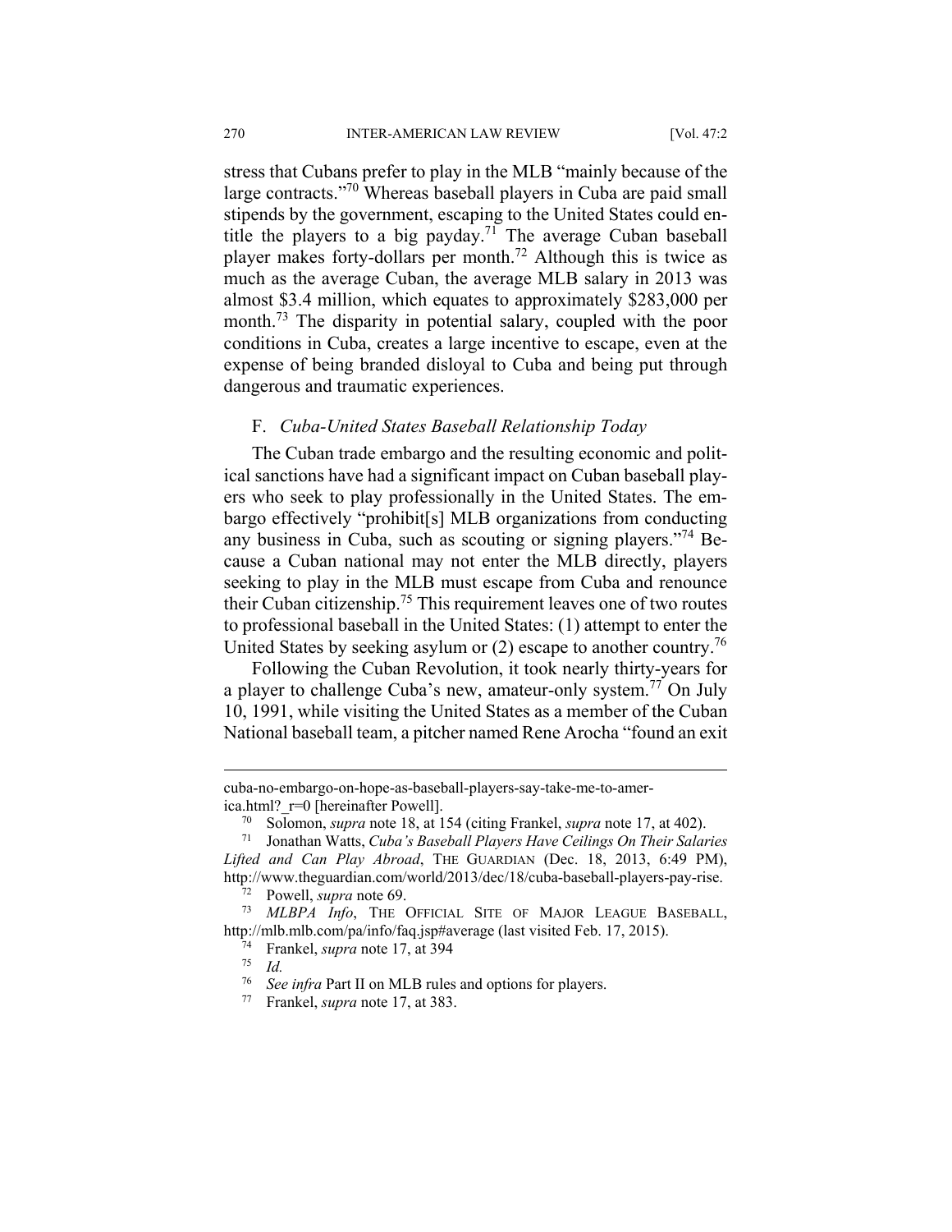stress that Cubans prefer to play in the MLB "mainly because of the large contracts."[70] Whereas baseball players in Cuba are paid small stipends by the government, escaping to the United States could entitle the players to a big payday.[71] The average Cuban baseball player makes forty-dollars per month.[72] Although this is twice as much as the average Cuban, the average MLB salary in 2013 was almost $3.4 million, which equates to approximately $283,000 per month.[73] The disparity in potential salary, coupled with the poor conditions in Cuba, creates a large incentive to escape, even at the expense of being branded disloyal to Cuba and being put through dangerous and traumatic experiences.

### F. *Cuba-United States Baseball Relationship Today*

The Cuban trade embargo and the resulting economic and political sanctions have had a significant impact on Cuban baseball players who seek to play professionally in the United States. The embargo effectively "prohibit[s] MLB organizations from conducting any business in Cuba, such as scouting or signing players."[74] Because a Cuban national may not enter the MLB directly, players seeking to play in the MLB must escape from Cuba and renounce their Cuban citizenship.[75] This requirement leaves one of two routes to professional baseball in the United States: (1) attempt to enter the United States by seeking asylum or (2) escape to another country.[76]

Following the Cuban Revolution, it took nearly thirty-years for a player to challenge Cuba's new, amateur-only system.[77] On July 10, 1991, while visiting the United States as a member of the Cuban National baseball team, a pitcher named Rene Arocha "found an exit

---

cuba-no-embargo-on-hope-as-baseball-players-say-take-me-to-america.html?_r=0 [hereinafter Powell].

[70] Solomon, *supra* note 18, at 154 (citing Frankel, *supra* note 17, at 402).

[71] Jonathan Watts, *Cuba's Baseball Players Have Ceilings On Their Salaries Lifted and Can Play Abroad*, THE GUARDIAN (Dec. 18, 2013, 6:49 PM), http://www.theguardian.com/world/2013/dec/18/cuba-baseball-players-pay-rise.

[72] Powell, *supra* note 69.

[73] *MLBPA Info*, THE OFFICIAL SITE OF MAJOR LEAGUE BASEBALL, http://mlb.mlb.com/pa/info/faq.jsp#average (last visited Feb. 17, 2015).

[74] Frankel, *supra* note 17, at 394

[75] *Id.*

[76] *See infra* Part II on MLB rules and options for players.

[77] Frankel, *supra* note 17, at 383.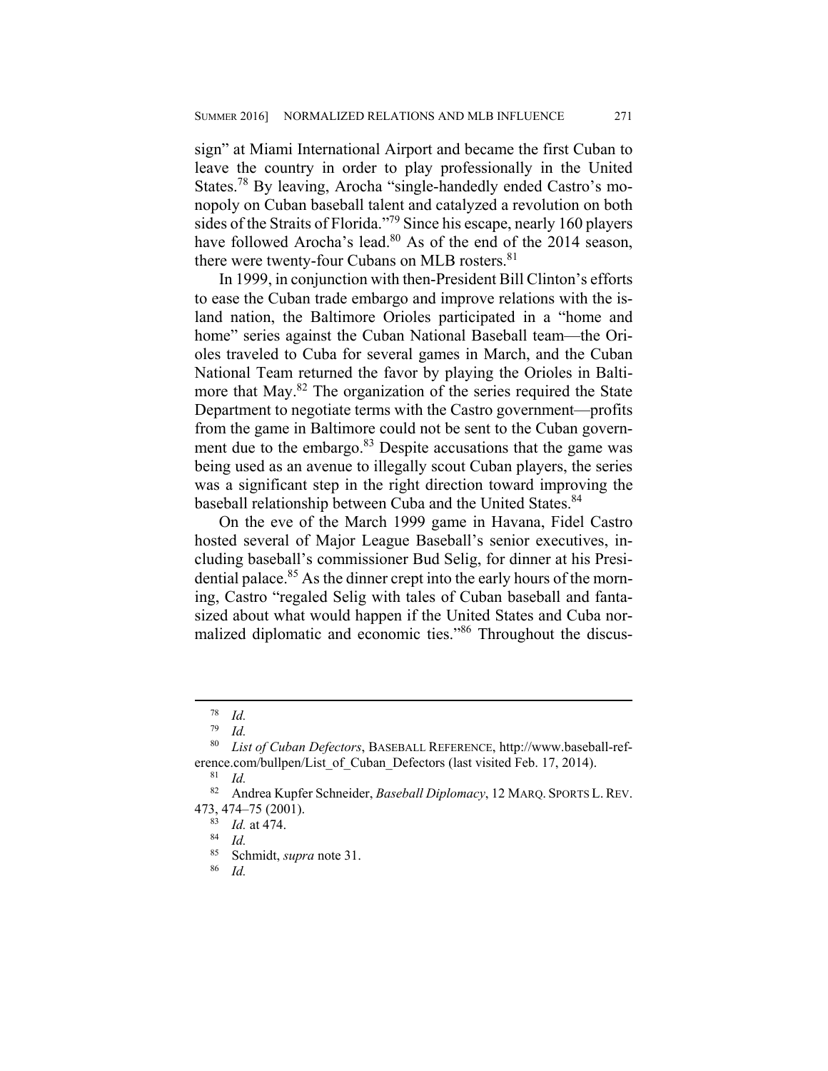sign" at Miami International Airport and became the first Cuban to leave the country in order to play professionally in the United States.[78] By leaving, Arocha "single-handedly ended Castro's monopoly on Cuban baseball talent and catalyzed a revolution on both sides of the Straits of Florida."[79] Since his escape, nearly 160 players have followed Arocha's lead.[80] As of the end of the 2014 season, there were twenty-four Cubans on MLB rosters.[81]

In 1999, in conjunction with then-President Bill Clinton's efforts to ease the Cuban trade embargo and improve relations with the island nation, the Baltimore Orioles participated in a "home and home" series against the Cuban National Baseball team—the Orioles traveled to Cuba for several games in March, and the Cuban National Team returned the favor by playing the Orioles in Baltimore that May.[82] The organization of the series required the State Department to negotiate terms with the Castro government—profits from the game in Baltimore could not be sent to the Cuban government due to the embargo.[83] Despite accusations that the game was being used as an avenue to illegally scout Cuban players, the series was a significant step in the right direction toward improving the baseball relationship between Cuba and the United States.[84]

On the eve of the March 1999 game in Havana, Fidel Castro hosted several of Major League Baseball's senior executives, including baseball's commissioner Bud Selig, for dinner at his Presidential palace.[85] As the dinner crept into the early hours of the morning, Castro "regaled Selig with tales of Cuban baseball and fantasized about what would happen if the United States and Cuba normalized diplomatic and economic ties."[86] Throughout the discus-

---

[78] *Id.*

[79] *Id.*

[80] *List of Cuban Defectors*, BASEBALL REFERENCE, http://www.baseball-reference.com/bullpen/List_of_Cuban_Defectors (last visited Feb. 17, 2014).

[81] *Id.*

[82] Andrea Kupfer Schneider, *Baseball Diplomacy*, 12 MARQ. SPORTS L. REV. 473, 474–75 (2001).

[83] *Id.* at 474.

[84] *Id.*

[85] Schmidt, *supra* note 31.

[86] *Id.*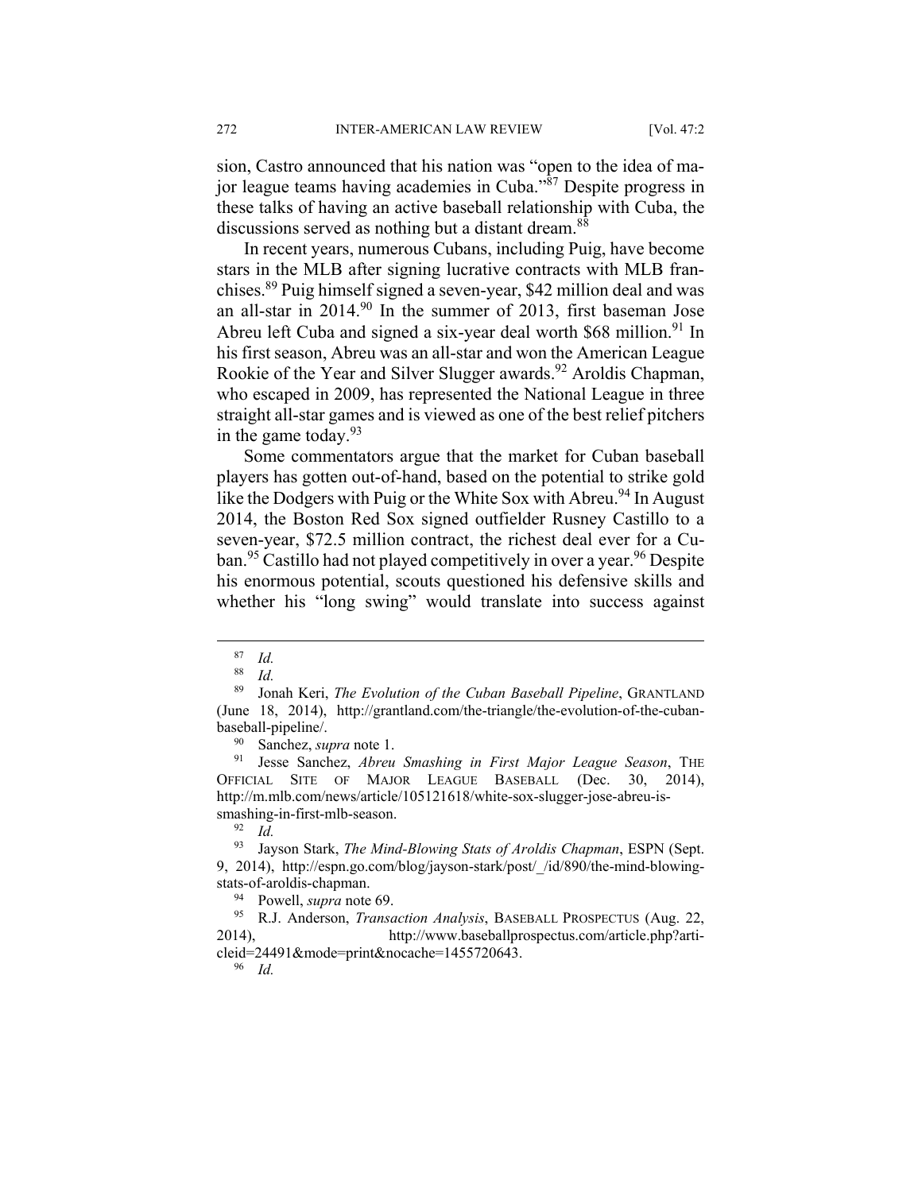sion, Castro announced that his nation was "open to the idea of major league teams having academies in Cuba."[87] Despite progress in these talks of having an active baseball relationship with Cuba, the discussions served as nothing but a distant dream.[88]

In recent years, numerous Cubans, including Puig, have become stars in the MLB after signing lucrative contracts with MLB franchises.[89] Puig himself signed a seven-year, $42 million deal and was an all-star in 2014.[90] In the summer of 2013, first baseman Jose Abreu left Cuba and signed a six-year deal worth $68 million.[91] In his first season, Abreu was an all-star and won the American League Rookie of the Year and Silver Slugger awards.[92] Aroldis Chapman, who escaped in 2009, has represented the National League in three straight all-star games and is viewed as one of the best relief pitchers in the game today.[93]

Some commentators argue that the market for Cuban baseball players has gotten out-of-hand, based on the potential to strike gold like the Dodgers with Puig or the White Sox with Abreu.[94] In August 2014, the Boston Red Sox signed outfielder Rusney Castillo to a seven-year, $72.5 million contract, the richest deal ever for a Cuban.[95] Castillo had not played competitively in over a year.[96] Despite his enormous potential, scouts questioned his defensive skills and whether his "long swing" would translate into success against

---

[87] *Id.*

[88] *Id.*

[89] Jonah Keri, *The Evolution of the Cuban Baseball Pipeline*, GRANTLAND (June 18, 2014), http://grantland.com/the-triangle/the-evolution-of-the-cuban-baseball-pipeline/.

[90] Sanchez, *supra* note 1.

[91] Jesse Sanchez, *Abreu Smashing in First Major League Season*, THE OFFICIAL SITE OF MAJOR LEAGUE BASEBALL (Dec. 30, 2014), http://m.mlb.com/news/article/105121618/white-sox-slugger-jose-abreu-is-smashing-in-first-mlb-season.

[92] *Id.*

[93] Jayson Stark, *The Mind-Blowing Stats of Aroldis Chapman*, ESPN (Sept. 9, 2014), http://espn.go.com/blog/jayson-stark/post/_/id/890/the-mind-blowing-stats-of-aroldis-chapman.

[94] Powell, *supra* note 69.

[95] R.J. Anderson, *Transaction Analysis*, BASEBALL PROSPECTUS (Aug. 22, 2014), http://www.baseballprospectus.com/article.php?articleid=24491&mode=print&nocache=1455720643.

[96] *Id.*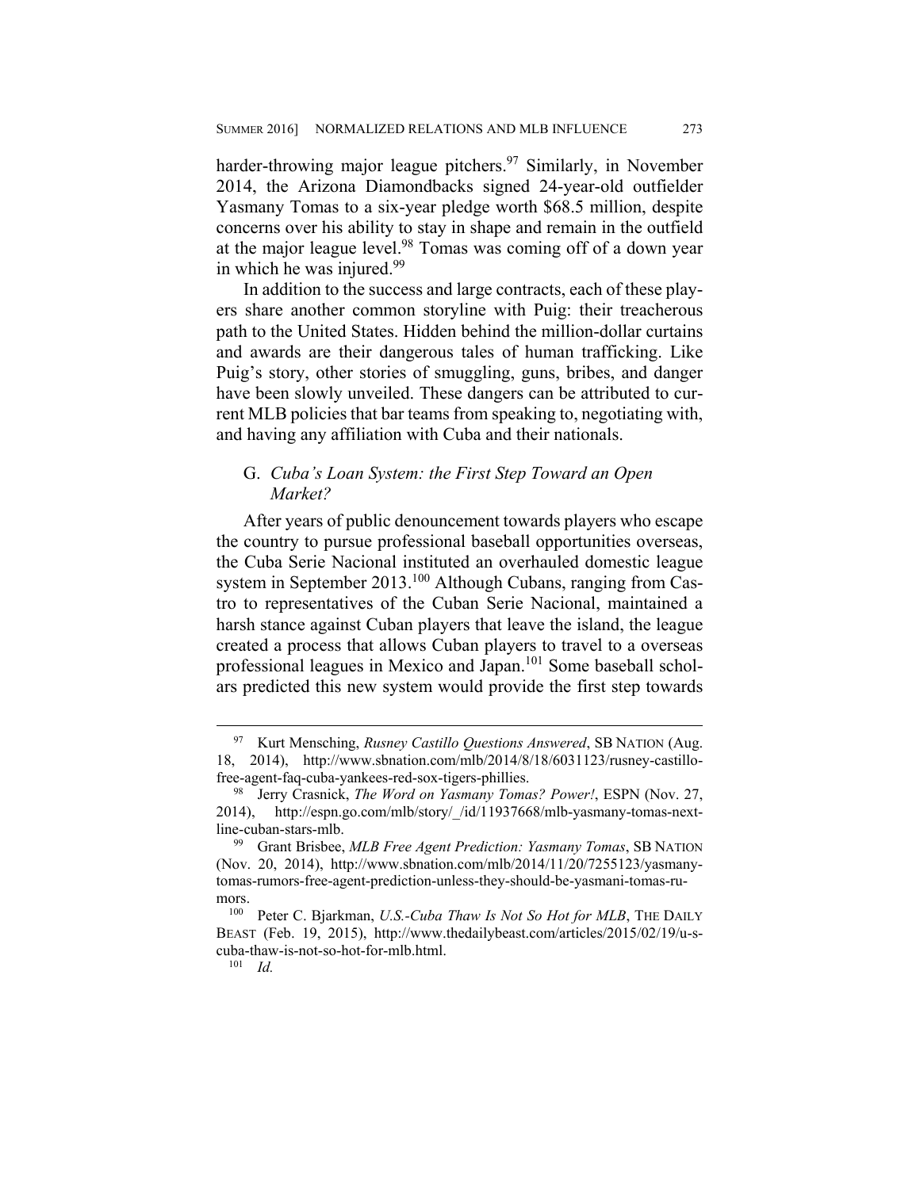harder-throwing major league pitchers.[97] Similarly, in November 2014, the Arizona Diamondbacks signed 24-year-old outfielder Yasmany Tomas to a six-year pledge worth $68.5 million, despite concerns over his ability to stay in shape and remain in the outfield at the major league level.[98] Tomas was coming off of a down year in which he was injured.[99]

In addition to the success and large contracts, each of these players share another common storyline with Puig: their treacherous path to the United States. Hidden behind the million-dollar curtains and awards are their dangerous tales of human trafficking. Like Puig's story, other stories of smuggling, guns, bribes, and danger have been slowly unveiled. These dangers can be attributed to current MLB policies that bar teams from speaking to, negotiating with, and having any affiliation with Cuba and their nationals.

### G. *Cuba's Loan System: the First Step Toward an Open Market?*

After years of public denouncement towards players who escape the country to pursue professional baseball opportunities overseas, the Cuba Serie Nacional instituted an overhauled domestic league system in September 2013.[100] Although Cubans, ranging from Castro to representatives of the Cuban Serie Nacional, maintained a harsh stance against Cuban players that leave the island, the league created a process that allows Cuban players to travel to a overseas professional leagues in Mexico and Japan.[101] Some baseball scholars predicted this new system would provide the first step towards

---

[97] Kurt Mensching, *Rusney Castillo Questions Answered*, SB NATION (Aug. 18, 2014), http://www.sbnation.com/mlb/2014/8/18/6031123/rusney-castillo-free-agent-faq-cuba-yankees-red-sox-tigers-phillies.

[98] Jerry Crasnick, *The Word on Yasmany Tomas? Power!*, ESPN (Nov. 27, 2014), http://espn.go.com/mlb/story/_/id/11937668/mlb-yasmany-tomas-next-line-cuban-stars-mlb.

[99] Grant Brisbee, *MLB Free Agent Prediction: Yasmany Tomas*, SB NATION (Nov. 20, 2014), http://www.sbnation.com/mlb/2014/11/20/7255123/yasmany-tomas-rumors-free-agent-prediction-unless-they-should-be-yasmani-tomas-rumors.

[100] Peter C. Bjarkman, *U.S.-Cuba Thaw Is Not So Hot for MLB*, THE DAILY BEAST (Feb. 19, 2015), http://www.thedailybeast.com/articles/2015/02/19/u-s-cuba-thaw-is-not-so-hot-for-mlb.html.

[101] *Id.*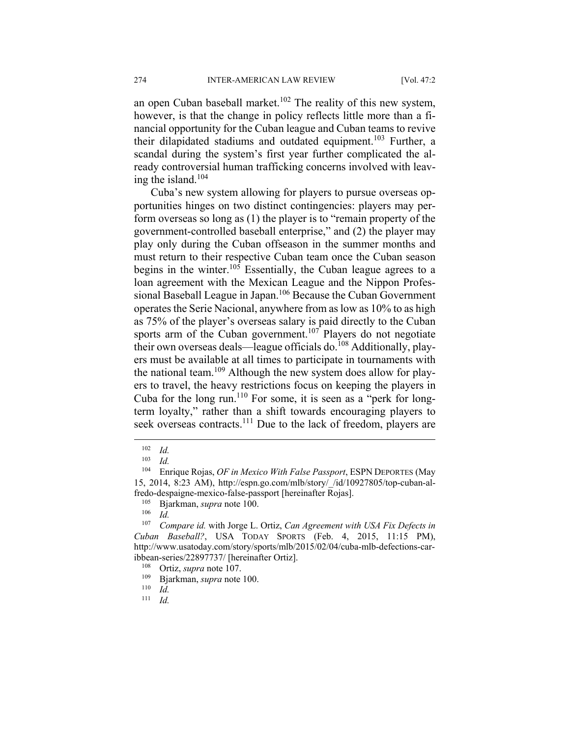an open Cuban baseball market.[102] The reality of this new system, however, is that the change in policy reflects little more than a financial opportunity for the Cuban league and Cuban teams to revive their dilapidated stadiums and outdated equipment.[103] Further, a scandal during the system's first year further complicated the already controversial human trafficking concerns involved with leaving the island.[104]

Cuba's new system allowing for players to pursue overseas opportunities hinges on two distinct contingencies: players may perform overseas so long as (1) the player is to "remain property of the government-controlled baseball enterprise," and (2) the player may play only during the Cuban offseason in the summer months and must return to their respective Cuban team once the Cuban season begins in the winter.[105] Essentially, the Cuban league agrees to a loan agreement with the Mexican League and the Nippon Professional Baseball League in Japan.[106] Because the Cuban Government operates the Serie Nacional, anywhere from as low as 10% to as high as 75% of the player's overseas salary is paid directly to the Cuban sports arm of the Cuban government.[107] Players do not negotiate their own overseas deals—league officials do.[108] Additionally, players must be available at all times to participate in tournaments with the national team.[109] Although the new system does allow for players to travel, the heavy restrictions focus on keeping the players in Cuba for the long run.[110] For some, it is seen as a "perk for long-term loyalty," rather than a shift towards encouraging players to seek overseas contracts.[111] Due to the lack of freedom, players are

---

[102] *Id.*

[103] *Id.*

[104] Enrique Rojas, *OF in Mexico With False Passport*, ESPN DEPORTES (May 15, 2014, 8:23 AM), http://espn.go.com/mlb/story/_/id/10927805/top-cuban-alfredo-despaigne-mexico-false-passport [hereinafter Rojas].

[105] Bjarkman, *supra* note 100.

[106] *Id.*

[107] *Compare id.* with Jorge L. Ortiz, *Can Agreement with USA Fix Defects in Cuban Baseball?*, USA TODAY SPORTS (Feb. 4, 2015, 11:15 PM), http://www.usatoday.com/story/sports/mlb/2015/02/04/cuba-mlb-defections-caribbean-series/22897737/ [hereinafter Ortiz].

[108] Ortiz, *supra* note 107.

[109] Bjarkman, *supra* note 100.

[110] *Id.*

[111] *Id.*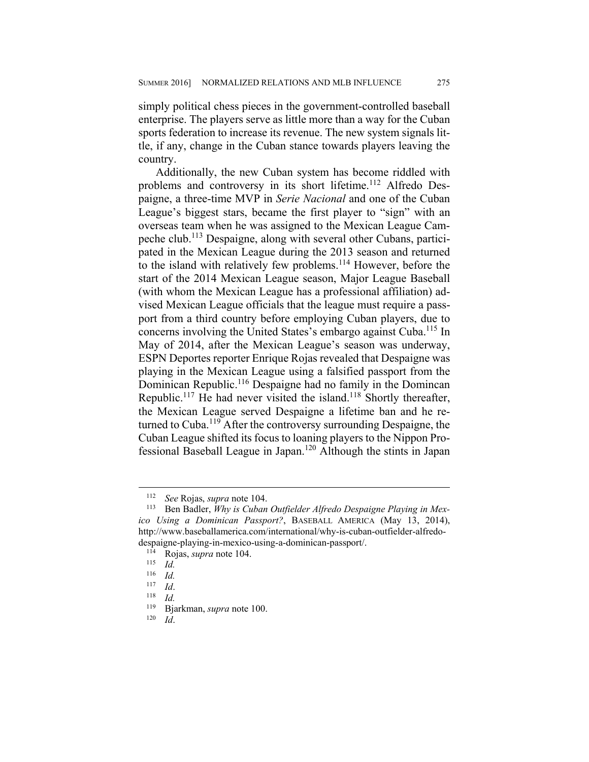simply political chess pieces in the government-controlled baseball enterprise. The players serve as little more than a way for the Cuban sports federation to increase its revenue. The new system signals little, if any, change in the Cuban stance towards players leaving the country.

Additionally, the new Cuban system has become riddled with problems and controversy in its short lifetime.[112] Alfredo Despaigne, a three-time MVP in *Serie Nacional* and one of the Cuban League's biggest stars, became the first player to "sign" with an overseas team when he was assigned to the Mexican League Campeche club.[113] Despaigne, along with several other Cubans, participated in the Mexican League during the 2013 season and returned to the island with relatively few problems.[114] However, before the start of the 2014 Mexican League season, Major League Baseball (with whom the Mexican League has a professional affiliation) advised Mexican League officials that the league must require a passport from a third country before employing Cuban players, due to concerns involving the United States's embargo against Cuba.[115] In May of 2014, after the Mexican League's season was underway, ESPN Deportes reporter Enrique Rojas revealed that Despaigne was playing in the Mexican League using a falsified passport from the Dominican Republic.[116] Despaigne had no family in the Domincan Republic.[117] He had never visited the island.[118] Shortly thereafter, the Mexican League served Despaigne a lifetime ban and he returned to Cuba.[119] After the controversy surrounding Despaigne, the Cuban League shifted its focus to loaning players to the Nippon Professional Baseball League in Japan.[120] Although the stints in Japan

---

[112] *See* Rojas, *supra* note 104.

[113] Ben Badler, *Why is Cuban Outfielder Alfredo Despaigne Playing in Mexico Using a Dominican Passport?*, BASEBALL AMERICA (May 13, 2014), http://www.baseballamerica.com/international/why-is-cuban-outfielder-alfredo-despaigne-playing-in-mexico-using-a-dominican-passport/.

[114] Rojas, *supra* note 104.

[115] *Id.*

[116] *Id.*

[117] *Id*.

[118] *Id.*

[119] Bjarkman, *supra* note 100.

[120] *Id*.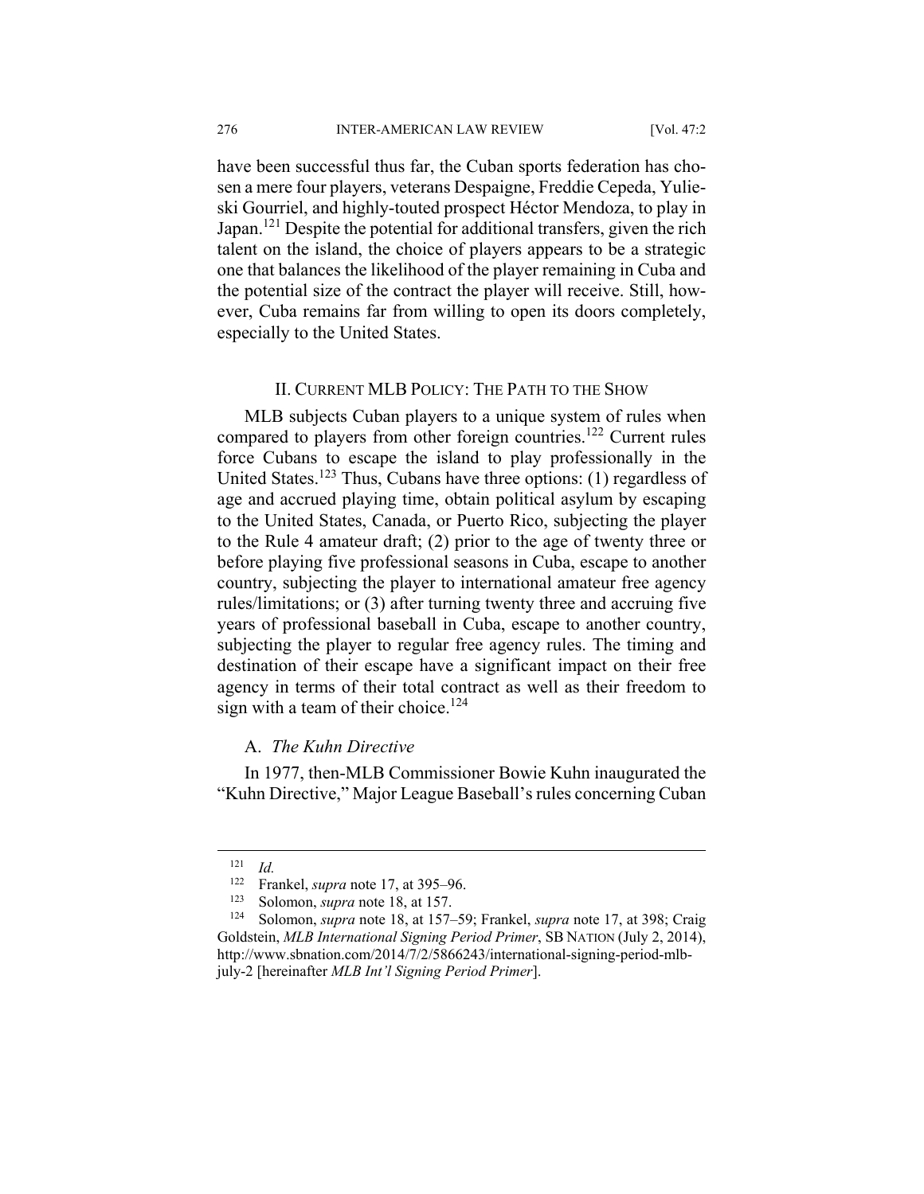have been successful thus far, the Cuban sports federation has chosen a mere four players, veterans Despaigne, Freddie Cepeda, Yulieski Gourriel, and highly-touted prospect Héctor Mendoza, to play in Japan.[121] Despite the potential for additional transfers, given the rich talent on the island, the choice of players appears to be a strategic one that balances the likelihood of the player remaining in Cuba and the potential size of the contract the player will receive. Still, however, Cuba remains far from willing to open its doors completely, especially to the United States.

## II. Current MLB Policy: The Path to the Show

MLB subjects Cuban players to a unique system of rules when compared to players from other foreign countries.[122] Current rules force Cubans to escape the island to play professionally in the United States.[123] Thus, Cubans have three options: (1) regardless of age and accrued playing time, obtain political asylum by escaping to the United States, Canada, or Puerto Rico, subjecting the player to the Rule 4 amateur draft; (2) prior to the age of twenty three or before playing five professional seasons in Cuba, escape to another country, subjecting the player to international amateur free agency rules/limitations; or (3) after turning twenty three and accruing five years of professional baseball in Cuba, escape to another country, subjecting the player to regular free agency rules. The timing and destination of their escape have a significant impact on their free agency in terms of their total contract as well as their freedom to sign with a team of their choice.[124]

### A. *The Kuhn Directive*

In 1977, then-MLB Commissioner Bowie Kuhn inaugurated the "Kuhn Directive," Major League Baseball's rules concerning Cuban

---

[121] *Id.*

[122] Frankel, *supra* note 17, at 395–96.

[123] Solomon, *supra* note 18, at 157.

[124] Solomon, *supra* note 18, at 157–59; Frankel, *supra* note 17, at 398; Craig Goldstein, *MLB International Signing Period Primer*, SB NATION (July 2, 2014), http://www.sbnation.com/2014/7/2/5866243/international-signing-period-mlb-july-2 [hereinafter *MLB Int'l Signing Period Primer*].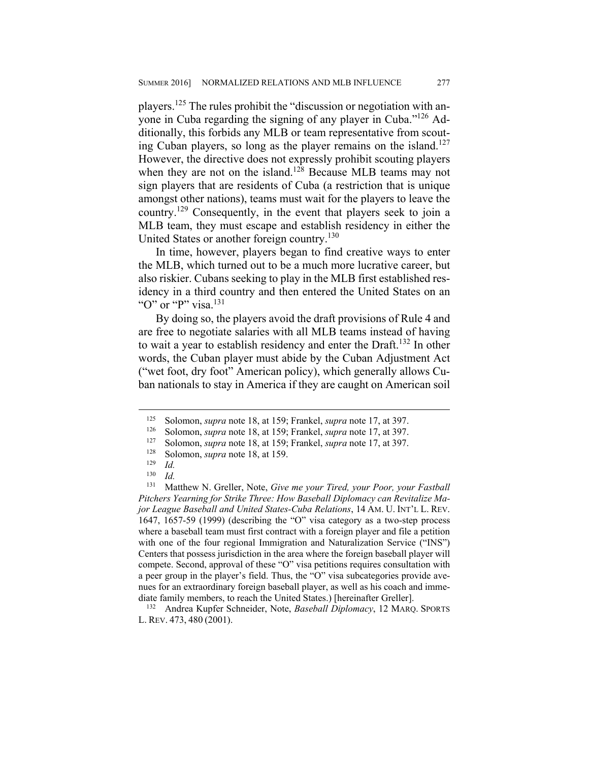players.[125] The rules prohibit the "discussion or negotiation with anyone in Cuba regarding the signing of any player in Cuba."[126] Additionally, this forbids any MLB or team representative from scouting Cuban players, so long as the player remains on the island.[127] However, the directive does not expressly prohibit scouting players when they are not on the island.[128] Because MLB teams may not sign players that are residents of Cuba (a restriction that is unique amongst other nations), teams must wait for the players to leave the country.[129] Consequently, in the event that players seek to join a MLB team, they must escape and establish residency in either the United States or another foreign country.[130]

In time, however, players began to find creative ways to enter the MLB, which turned out to be a much more lucrative career, but also riskier. Cubans seeking to play in the MLB first established residency in a third country and then entered the United States on an "O" or "P" visa.[131]

By doing so, the players avoid the draft provisions of Rule 4 and are free to negotiate salaries with all MLB teams instead of having to wait a year to establish residency and enter the Draft.[132] In other words, the Cuban player must abide by the Cuban Adjustment Act ("wet foot, dry foot" American policy), which generally allows Cuban nationals to stay in America if they are caught on American soil

---

[125] Solomon, *supra* note 18, at 159; Frankel, *supra* note 17, at 397.

[126] Solomon, *supra* note 18, at 159; Frankel, *supra* note 17, at 397.

[127] Solomon, *supra* note 18, at 159; Frankel, *supra* note 17, at 397.

[128] Solomon, *supra* note 18, at 159.

[129] *Id.*

[130] *Id.*

[131] Matthew N. Greller, Note, *Give me your Tired, your Poor, your Fastball Pitchers Yearning for Strike Three: How Baseball Diplomacy can Revitalize Major League Baseball and United States-Cuba Relations*, 14 AM. U. INT'L L. REV. 1647, 1657-59 (1999) (describing the "O" visa category as a two-step process where a baseball team must first contract with a foreign player and file a petition with one of the four regional Immigration and Naturalization Service ("INS") Centers that possess jurisdiction in the area where the foreign baseball player will compete. Second, approval of these "O" visa petitions requires consultation with a peer group in the player's field. Thus, the "O" visa subcategories provide avenues for an extraordinary foreign baseball player, as well as his coach and immediate family members, to reach the United States.) [hereinafter Greller].

[132] Andrea Kupfer Schneider, Note, *Baseball Diplomacy*, 12 MARQ. SPORTS L. REV. 473, 480 (2001).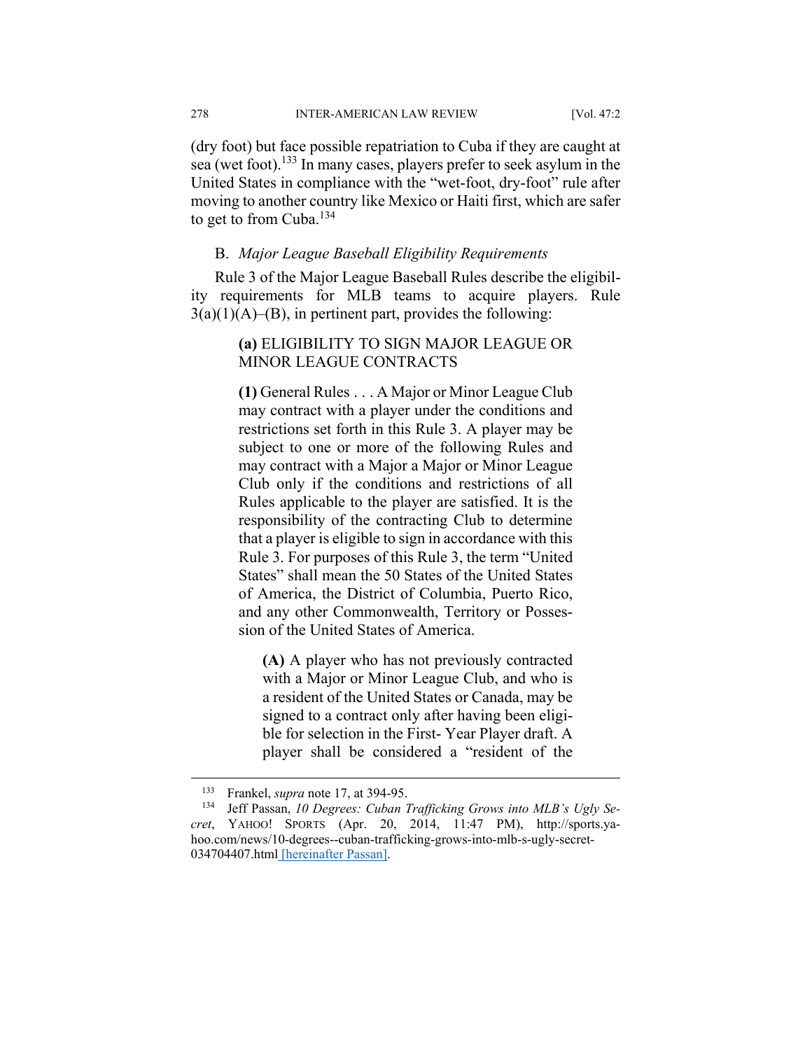(dry foot) but face possible repatriation to Cuba if they are caught at sea (wet foot).[133] In many cases, players prefer to seek asylum in the United States in compliance with the "wet-foot, dry-foot" rule after moving to another country like Mexico or Haiti first, which are safer to get to from Cuba.[134]

### B. *Major League Baseball Eligibility Requirements*

Rule 3 of the Major League Baseball Rules describe the eligibility requirements for MLB teams to acquire players. Rule 3(a)(1)(A)–(B), in pertinent part, provides the following:

> **(a)** ELIGIBILITY TO SIGN MAJOR LEAGUE OR MINOR LEAGUE CONTRACTS
>
> **(1)** General Rules . . . A Major or Minor League Club may contract with a player under the conditions and restrictions set forth in this Rule 3. A player may be subject to one or more of the following Rules and may contract with a Major a Major or Minor League Club only if the conditions and restrictions of all Rules applicable to the player are satisfied. It is the responsibility of the contracting Club to determine that a player is eligible to sign in accordance with this Rule 3. For purposes of this Rule 3, the term "United States" shall mean the 50 States of the United States of America, the District of Columbia, Puerto Rico, and any other Commonwealth, Territory or Possession of the United States of America.
>
> > **(A)** A player who has not previously contracted with a Major or Minor League Club, and who is a resident of the United States or Canada, may be signed to a contract only after having been eligible for selection in the First- Year Player draft. A player shall be considered a "resident of the

---

[133] Frankel, *supra* note 17, at 394-95.

[134] Jeff Passan, *10 Degrees: Cuban Trafficking Grows into MLB's Ugly Secret*, YAHOO! SPORTS (Apr. 20, 2014, 11:47 PM), http://sports.yahoo.com/news/10-degrees--cuban-trafficking-grows-into-mlb-s-ugly-secret-034704407.html [hereinafter Passan].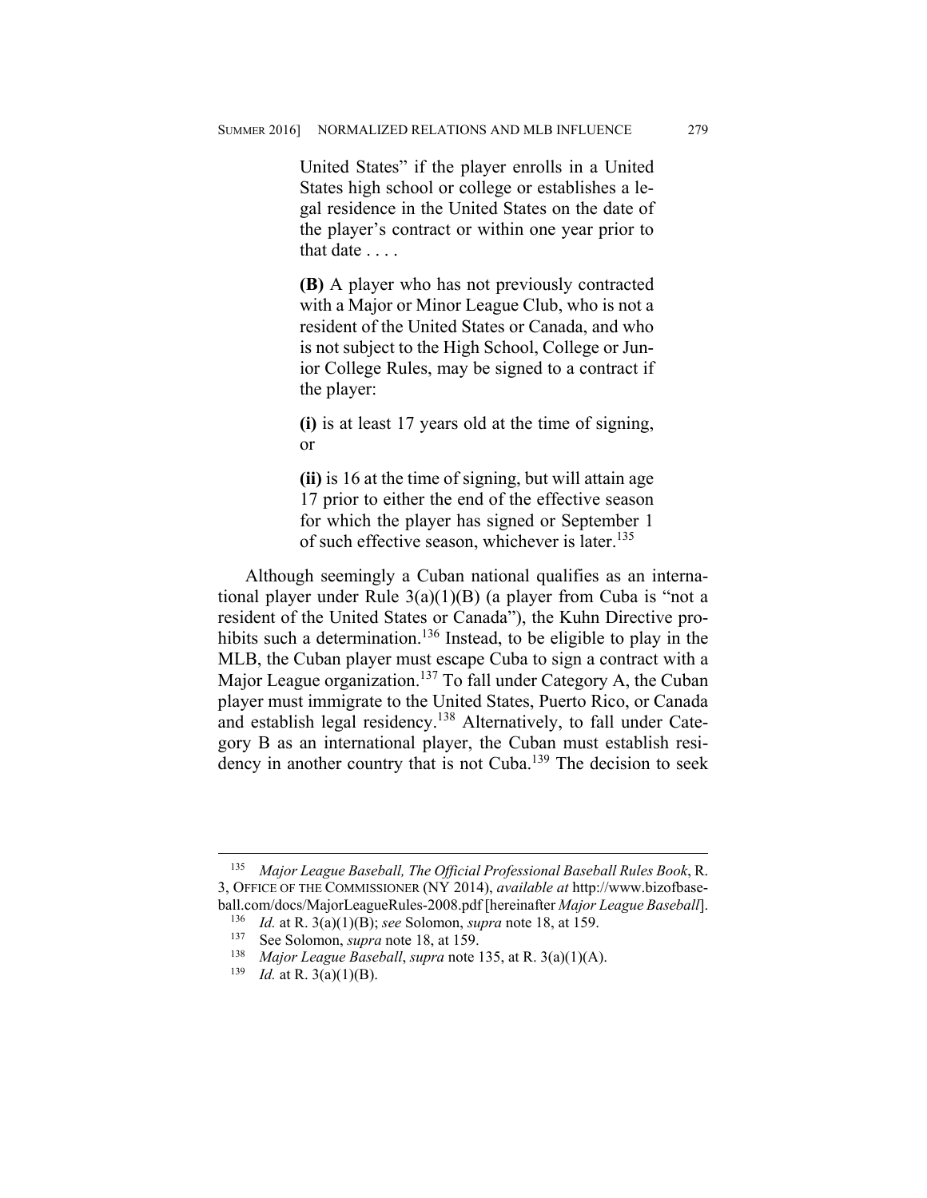> United States" if the player enrolls in a United States high school or college or establishes a legal residence in the United States on the date of the player's contract or within one year prior to that date . . . .
>
> **(B)** A player who has not previously contracted with a Major or Minor League Club, who is not a resident of the United States or Canada, and who is not subject to the High School, College or Junior College Rules, may be signed to a contract if the player:
>
> **(i)** is at least 17 years old at the time of signing, or
>
> **(ii)** is 16 at the time of signing, but will attain age 17 prior to either the end of the effective season for which the player has signed or September 1 of such effective season, whichever is later.[135]

Although seemingly a Cuban national qualifies as an international player under Rule 3(a)(1)(B) (a player from Cuba is "not a resident of the United States or Canada"), the Kuhn Directive prohibits such a determination.[136] Instead, to be eligible to play in the MLB, the Cuban player must escape Cuba to sign a contract with a Major League organization.[137] To fall under Category A, the Cuban player must immigrate to the United States, Puerto Rico, or Canada and establish legal residency.[138] Alternatively, to fall under Category B as an international player, the Cuban must establish residency in another country that is not Cuba.[139] The decision to seek

---

[135] *Major League Baseball, The Official Professional Baseball Rules Book*, R. 3, OFFICE OF THE COMMISSIONER (NY 2014), *available at* http://www.bizofbaseball.com/docs/MajorLeagueRules-2008.pdf [hereinafter *Major League Baseball*].

[136] *Id.* at R. 3(a)(1)(B); *see* Solomon, *supra* note 18, at 159.

[137] See Solomon, *supra* note 18, at 159.

[138] *Major League Baseball*, *supra* note 135, at R. 3(a)(1)(A).

[139] *Id.* at R. 3(a)(1)(B).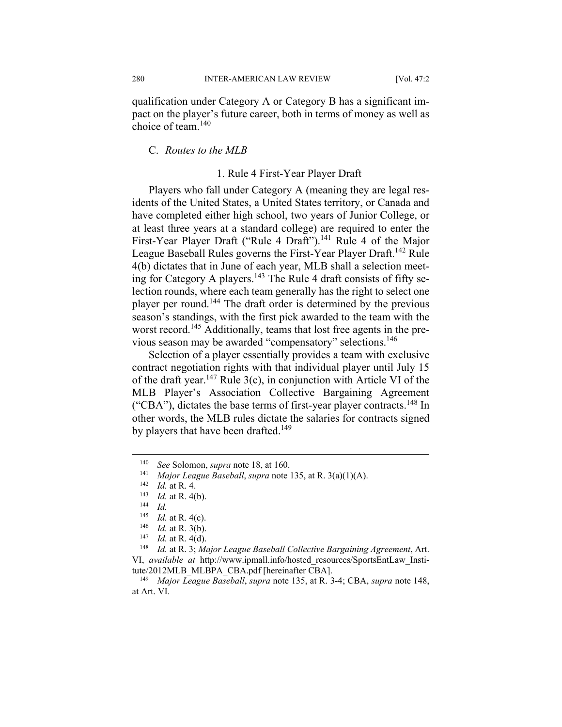qualification under Category A or Category B has a significant impact on the player's future career, both in terms of money as well as choice of team.[140]

### C. *Routes to the MLB*

#### 1. Rule 4 First-Year Player Draft

Players who fall under Category A (meaning they are legal residents of the United States, a United States territory, or Canada and have completed either high school, two years of Junior College, or at least three years at a standard college) are required to enter the First-Year Player Draft ("Rule 4 Draft").[141] Rule 4 of the Major League Baseball Rules governs the First-Year Player Draft.[142] Rule 4(b) dictates that in June of each year, MLB shall a selection meeting for Category A players.[143] The Rule 4 draft consists of fifty selection rounds, where each team generally has the right to select one player per round.[144] The draft order is determined by the previous season's standings, with the first pick awarded to the team with the worst record.[145] Additionally, teams that lost free agents in the previous season may be awarded "compensatory" selections.[146]

Selection of a player essentially provides a team with exclusive contract negotiation rights with that individual player until July 15 of the draft year.[147] Rule 3(c), in conjunction with Article VI of the MLB Player's Association Collective Bargaining Agreement ("CBA"), dictates the base terms of first-year player contracts.[148] In other words, the MLB rules dictate the salaries for contracts signed by players that have been drafted.[149]

---

[140] *See* Solomon, *supra* note 18, at 160.

[141] *Major League Baseball*, *supra* note 135, at R. 3(a)(1)(A).

[142] *Id.* at R. 4.

[143] *Id.* at R. 4(b).

[144] *Id.*

[145] *Id.* at R. 4(c).

[146] *Id.* at R. 3(b).

[147] *Id.* at R. 4(d).

[148] *Id.* at R. 3; *Major League Baseball Collective Bargaining Agreement*, Art. VI, *available at* http://www.ipmall.info/hosted_resources/SportsEntLaw_Institute/2012MLB_MLBPA_CBA.pdf [hereinafter CBA].

[149] *Major League Baseball*, *supra* note 135, at R. 3-4; CBA, *supra* note 148, at Art. VI.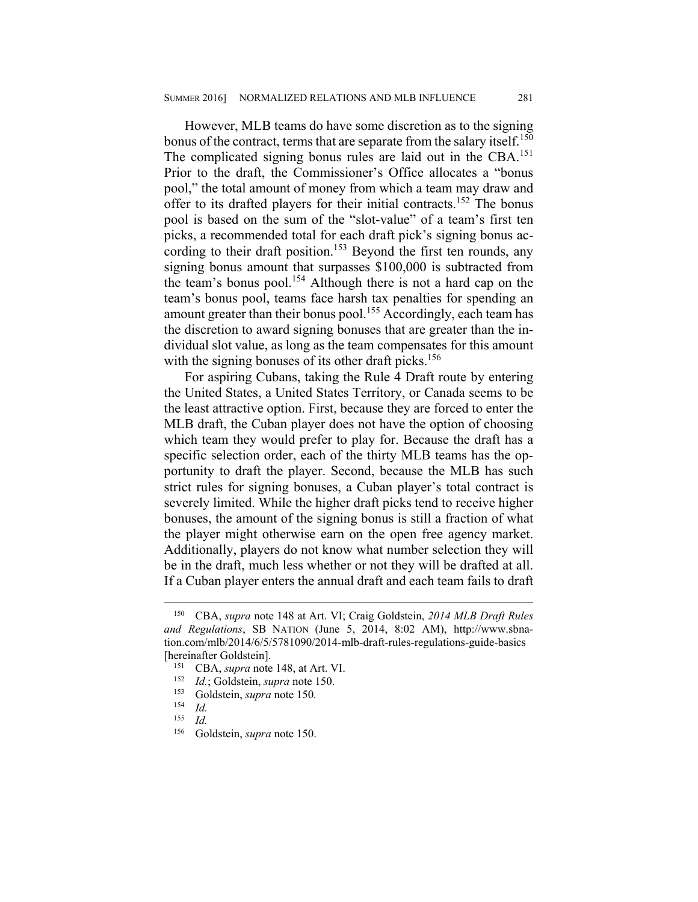However, MLB teams do have some discretion as to the signing bonus of the contract, terms that are separate from the salary itself.[150] The complicated signing bonus rules are laid out in the CBA.[151] Prior to the draft, the Commissioner's Office allocates a "bonus pool," the total amount of money from which a team may draw and offer to its drafted players for their initial contracts.[152] The bonus pool is based on the sum of the "slot-value" of a team's first ten picks, a recommended total for each draft pick's signing bonus according to their draft position.[153] Beyond the first ten rounds, any signing bonus amount that surpasses $100,000 is subtracted from the team's bonus pool.[154] Although there is not a hard cap on the team's bonus pool, teams face harsh tax penalties for spending an amount greater than their bonus pool.[155] Accordingly, each team has the discretion to award signing bonuses that are greater than the individual slot value, as long as the team compensates for this amount with the signing bonuses of its other draft picks.[156]

For aspiring Cubans, taking the Rule 4 Draft route by entering the United States, a United States Territory, or Canada seems to be the least attractive option. First, because they are forced to enter the MLB draft, the Cuban player does not have the option of choosing which team they would prefer to play for. Because the draft has a specific selection order, each of the thirty MLB teams has the opportunity to draft the player. Second, because the MLB has such strict rules for signing bonuses, a Cuban player's total contract is severely limited. While the higher draft picks tend to receive higher bonuses, the amount of the signing bonus is still a fraction of what the player might otherwise earn on the open free agency market. Additionally, players do not know what number selection they will be in the draft, much less whether or not they will be drafted at all. If a Cuban player enters the annual draft and each team fails to draft

---

[150] CBA, *supra* note 148 at Art. VI; Craig Goldstein, *2014 MLB Draft Rules and Regulations*, SB NATION (June 5, 2014, 8:02 AM), http://www.sbnation.com/mlb/2014/6/5/5781090/2014-mlb-draft-rules-regulations-guide-basics [hereinafter Goldstein].

[151] CBA, *supra* note 148, at Art. VI.

[152] *Id.*; Goldstein, *supra* note 150.

[153] Goldstein, *supra* note 150*.*

[154] *Id.*

[155] *Id.*

[156] Goldstein, *supra* note 150.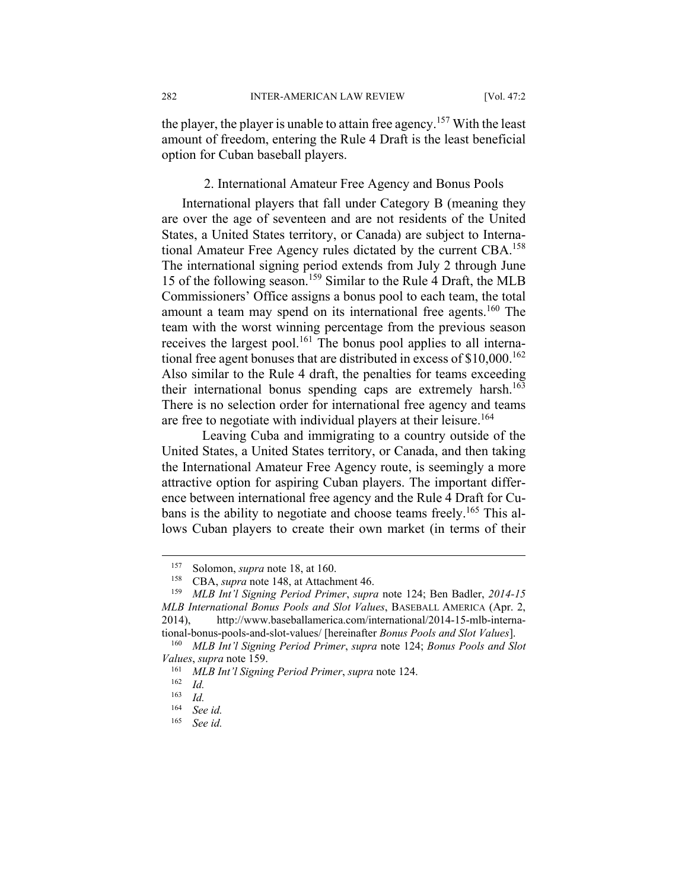the player, the player is unable to attain free agency.[157] With the least amount of freedom, entering the Rule 4 Draft is the least beneficial option for Cuban baseball players.

### 2. International Amateur Free Agency and Bonus Pools

International players that fall under Category B (meaning they are over the age of seventeen and are not residents of the United States, a United States territory, or Canada) are subject to International Amateur Free Agency rules dictated by the current CBA.[158] The international signing period extends from July 2 through June 15 of the following season.[159] Similar to the Rule 4 Draft, the MLB Commissioners' Office assigns a bonus pool to each team, the total amount a team may spend on its international free agents.[160] The team with the worst winning percentage from the previous season receives the largest pool.[161] The bonus pool applies to all international free agent bonuses that are distributed in excess of $10,000.[162] Also similar to the Rule 4 draft, the penalties for teams exceeding their international bonus spending caps are extremely harsh.[163] There is no selection order for international free agency and teams are free to negotiate with individual players at their leisure.[164]

Leaving Cuba and immigrating to a country outside of the United States, a United States territory, or Canada, and then taking the International Amateur Free Agency route, is seemingly a more attractive option for aspiring Cuban players. The important difference between international free agency and the Rule 4 Draft for Cubans is the ability to negotiate and choose teams freely.[165] This allows Cuban players to create their own market (in terms of their

---

[157] Solomon, *supra* note 18, at 160.

[158] CBA, *supra* note 148, at Attachment 46.

[159] *MLB Int'l Signing Period Primer*, *supra* note 124; Ben Badler, *2014-15 MLB International Bonus Pools and Slot Values*, BASEBALL AMERICA (Apr. 2, 2014), http://www.baseballamerica.com/international/2014-15-mlb-international-bonus-pools-and-slot-values/ [hereinafter *Bonus Pools and Slot Values*].

[160] *MLB Int'l Signing Period Primer*, *supra* note 124; *Bonus Pools and Slot Values*, *supra* note 159.

[161] *MLB Int'l Signing Period Primer*, *supra* note 124.

[162] *Id.*

[163] *Id.*

[164] *See id.*

[165] *See id.*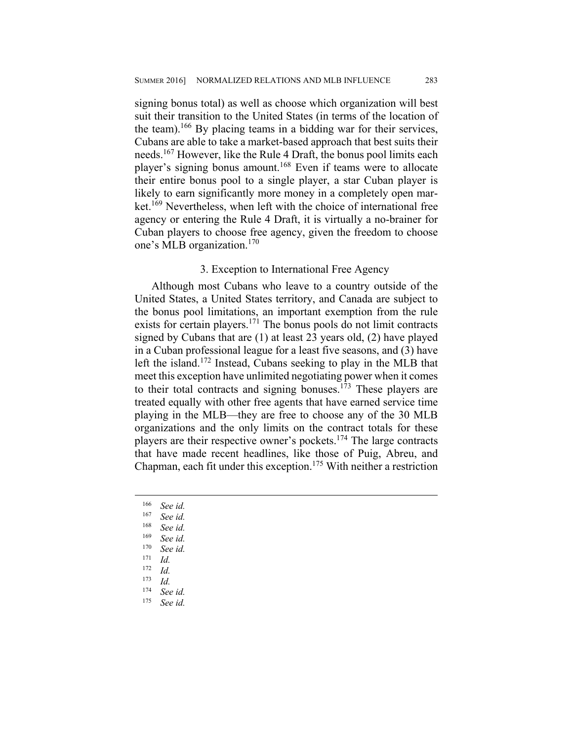signing bonus total) as well as choose which organization will best suit their transition to the United States (in terms of the location of the team).[166] By placing teams in a bidding war for their services, Cubans are able to take a market-based approach that best suits their needs.[167] However, like the Rule 4 Draft, the bonus pool limits each player's signing bonus amount.[168] Even if teams were to allocate their entire bonus pool to a single player, a star Cuban player is likely to earn significantly more money in a completely open market.[169] Nevertheless, when left with the choice of international free agency or entering the Rule 4 Draft, it is virtually a no-brainer for Cuban players to choose free agency, given the freedom to choose one's MLB organization.[170]

### 3. Exception to International Free Agency

Although most Cubans who leave to a country outside of the United States, a United States territory, and Canada are subject to the bonus pool limitations, an important exemption from the rule exists for certain players.[171] The bonus pools do not limit contracts signed by Cubans that are (1) at least 23 years old, (2) have played in a Cuban professional league for a least five seasons, and (3) have left the island.[172] Instead, Cubans seeking to play in the MLB that meet this exception have unlimited negotiating power when it comes to their total contracts and signing bonuses.[173] These players are treated equally with other free agents that have earned service time playing in the MLB—they are free to choose any of the 30 MLB organizations and the only limits on the contract totals for these players are their respective owner's pockets.[174] The large contracts that have made recent headlines, like those of Puig, Abreu, and Chapman, each fit under this exception.[175] With neither a restriction

---

166 *See id.*
167 *See id.*
168 *See id.*
169 *See id.*
170 *See id.*
171 *Id.*
172 *Id.*
173 *Id.*
174 *See id.*
175 *See id.*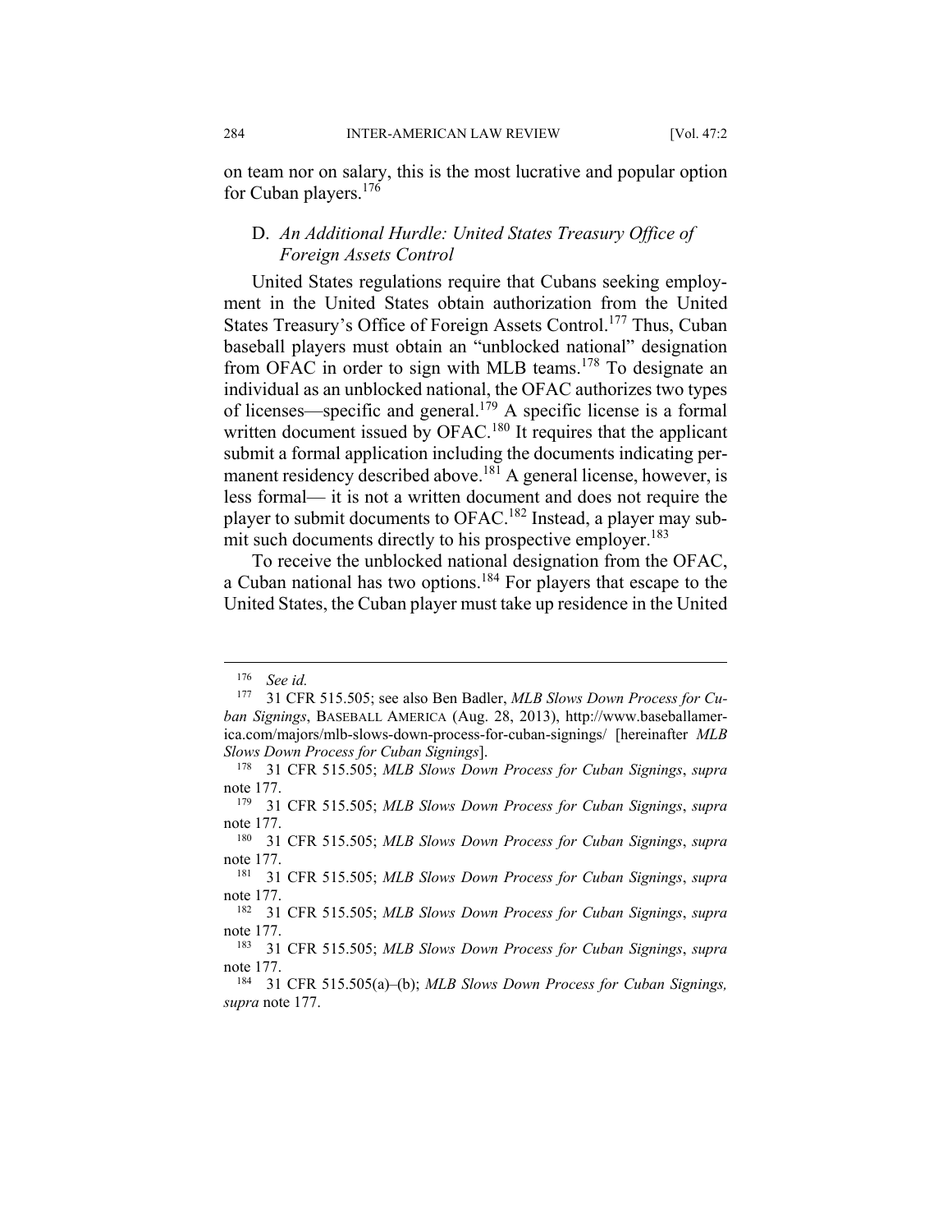on team nor on salary, this is the most lucrative and popular option for Cuban players.[176]

### D. *An Additional Hurdle: United States Treasury Office of Foreign Assets Control*

United States regulations require that Cubans seeking employment in the United States obtain authorization from the United States Treasury's Office of Foreign Assets Control.[177] Thus, Cuban baseball players must obtain an "unblocked national" designation from OFAC in order to sign with MLB teams.[178] To designate an individual as an unblocked national, the OFAC authorizes two types of licenses—specific and general.[179] A specific license is a formal written document issued by OFAC.[180] It requires that the applicant submit a formal application including the documents indicating permanent residency described above.[181] A general license, however, is less formal— it is not a written document and does not require the player to submit documents to OFAC.[182] Instead, a player may submit such documents directly to his prospective employer.[183]

To receive the unblocked national designation from the OFAC, a Cuban national has two options.[184] For players that escape to the United States, the Cuban player must take up residence in the United

---

[176] *See id.*

[177] 31 CFR 515.505; see also Ben Badler, *MLB Slows Down Process for Cuban Signings*, BASEBALL AMERICA (Aug. 28, 2013), http://www.baseballamerica.com/majors/mlb-slows-down-process-for-cuban-signings/ [hereinafter *MLB Slows Down Process for Cuban Signings*].

[178] 31 CFR 515.505; *MLB Slows Down Process for Cuban Signings*, *supra* note 177.

[179] 31 CFR 515.505; *MLB Slows Down Process for Cuban Signings*, *supra* note 177.

[180] 31 CFR 515.505; *MLB Slows Down Process for Cuban Signings*, *supra* note 177.

[181] 31 CFR 515.505; *MLB Slows Down Process for Cuban Signings*, *supra* note 177.

[182] 31 CFR 515.505; *MLB Slows Down Process for Cuban Signings*, *supra* note 177.

[183] 31 CFR 515.505; *MLB Slows Down Process for Cuban Signings*, *supra* note 177.

[184] 31 CFR 515.505(a)–(b); *MLB Slows Down Process for Cuban Signings, supra* note 177.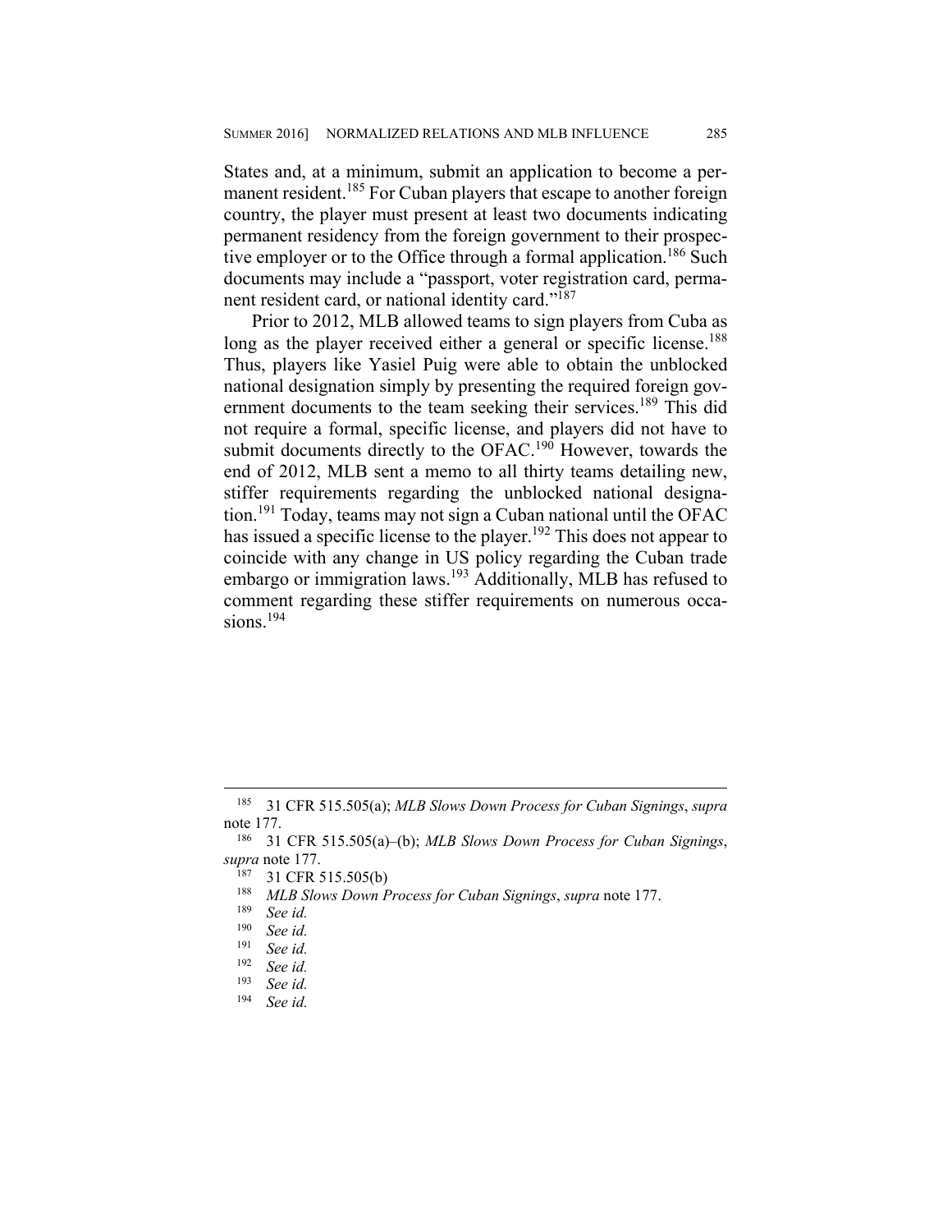States and, at a minimum, submit an application to become a permanent resident.[185] For Cuban players that escape to another foreign country, the player must present at least two documents indicating permanent residency from the foreign government to their prospective employer or to the Office through a formal application.[186] Such documents may include a "passport, voter registration card, permanent resident card, or national identity card."[187]

Prior to 2012, MLB allowed teams to sign players from Cuba as long as the player received either a general or specific license.[188] Thus, players like Yasiel Puig were able to obtain the unblocked national designation simply by presenting the required foreign government documents to the team seeking their services.[189] This did not require a formal, specific license, and players did not have to submit documents directly to the OFAC.[190] However, towards the end of 2012, MLB sent a memo to all thirty teams detailing new, stiffer requirements regarding the unblocked national designation.[191] Today, teams may not sign a Cuban national until the OFAC has issued a specific license to the player.[192] This does not appear to coincide with any change in US policy regarding the Cuban trade embargo or immigration laws.[193] Additionally, MLB has refused to comment regarding these stiffer requirements on numerous occasions.[194]

---

[185] 31 CFR 515.505(a); *MLB Slows Down Process for Cuban Signings*, *supra* note 177.

[186] 31 CFR 515.505(a)–(b); *MLB Slows Down Process for Cuban Signings*, *supra* note 177.

[187] 31 CFR 515.505(b)

[188] *MLB Slows Down Process for Cuban Signings*, *supra* note 177.

[189] *See id.*

[190] *See id.*

[191] *See id.*

[192] *See id.*

[193] *See id.*

[194] *See id.*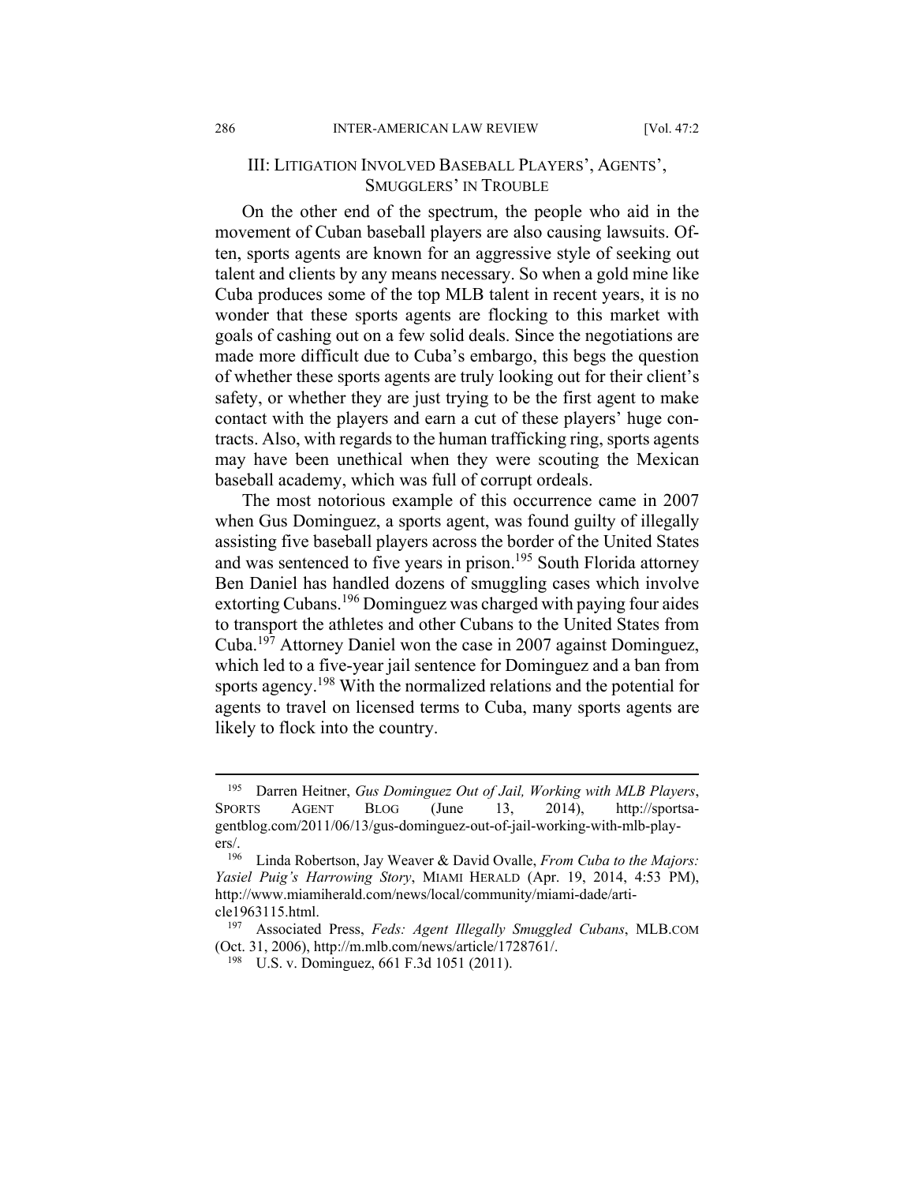## III: LITIGATION INVOLVED BASEBALL PLAYERS', AGENTS', SMUGGLERS' IN TROUBLE

On the other end of the spectrum, the people who aid in the movement of Cuban baseball players are also causing lawsuits. Often, sports agents are known for an aggressive style of seeking out talent and clients by any means necessary. So when a gold mine like Cuba produces some of the top MLB talent in recent years, it is no wonder that these sports agents are flocking to this market with goals of cashing out on a few solid deals. Since the negotiations are made more difficult due to Cuba's embargo, this begs the question of whether these sports agents are truly looking out for their client's safety, or whether they are just trying to be the first agent to make contact with the players and earn a cut of these players' huge contracts. Also, with regards to the human trafficking ring, sports agents may have been unethical when they were scouting the Mexican baseball academy, which was full of corrupt ordeals.

The most notorious example of this occurrence came in 2007 when Gus Dominguez, a sports agent, was found guilty of illegally assisting five baseball players across the border of the United States and was sentenced to five years in prison.[195] South Florida attorney Ben Daniel has handled dozens of smuggling cases which involve extorting Cubans.[196] Dominguez was charged with paying four aides to transport the athletes and other Cubans to the United States from Cuba.[197] Attorney Daniel won the case in 2007 against Dominguez, which led to a five-year jail sentence for Dominguez and a ban from sports agency.[198] With the normalized relations and the potential for agents to travel on licensed terms to Cuba, many sports agents are likely to flock into the country.

---

[195] Darren Heitner, *Gus Dominguez Out of Jail, Working with MLB Players*, SPORTS AGENT BLOG (June 13, 2014), http://sportsagentblog.com/2011/06/13/gus-dominguez-out-of-jail-working-with-mlb-players/.

[196] Linda Robertson, Jay Weaver & David Ovalle, *From Cuba to the Majors: Yasiel Puig's Harrowing Story*, MIAMI HERALD (Apr. 19, 2014, 4:53 PM), http://www.miamiherald.com/news/local/community/miami-dade/article1963115.html.

[197] Associated Press, *Feds: Agent Illegally Smuggled Cubans*, MLB.COM (Oct. 31, 2006), http://m.mlb.com/news/article/1728761/.

[198] U.S. v. Dominguez, 661 F.3d 1051 (2011).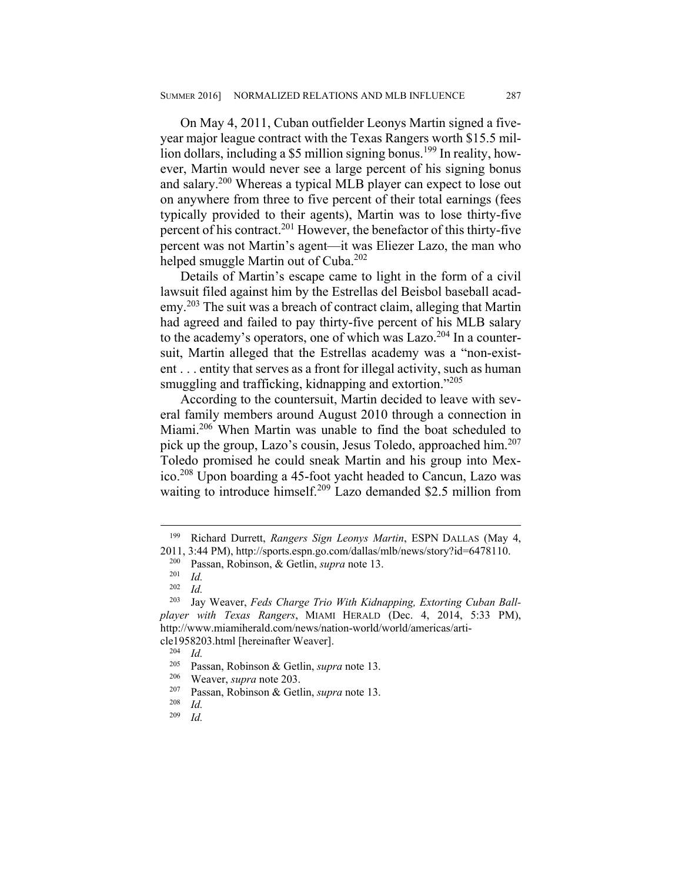On May 4, 2011, Cuban outfielder Leonys Martin signed a five-year major league contract with the Texas Rangers worth $15.5 million dollars, including a $5 million signing bonus.[199] In reality, however, Martin would never see a large percent of his signing bonus and salary.[200] Whereas a typical MLB player can expect to lose out on anywhere from three to five percent of their total earnings (fees typically provided to their agents), Martin was to lose thirty-five percent of his contract.[201] However, the benefactor of this thirty-five percent was not Martin's agent—it was Eliezer Lazo, the man who helped smuggle Martin out of Cuba.[202]

Details of Martin's escape came to light in the form of a civil lawsuit filed against him by the Estrellas del Beisbol baseball academy.[203] The suit was a breach of contract claim, alleging that Martin had agreed and failed to pay thirty-five percent of his MLB salary to the academy's operators, one of which was Lazo.[204] In a countersuit, Martin alleged that the Estrellas academy was a "non-existent . . . entity that serves as a front for illegal activity, such as human smuggling and trafficking, kidnapping and extortion."[205]

According to the countersuit, Martin decided to leave with several family members around August 2010 through a connection in Miami.[206] When Martin was unable to find the boat scheduled to pick up the group, Lazo's cousin, Jesus Toledo, approached him.[207] Toledo promised he could sneak Martin and his group into Mexico.[208] Upon boarding a 45-foot yacht headed to Cancun, Lazo was waiting to introduce himself.[209] Lazo demanded $2.5 million from

---

[199] Richard Durrett, *Rangers Sign Leonys Martin*, ESPN DALLAS (May 4, 2011, 3:44 PM), http://sports.espn.go.com/dallas/mlb/news/story?id=6478110.

[200] Passan, Robinson, & Getlin, *supra* note 13.

[201] *Id.*

[202] *Id.*

[203] Jay Weaver, *Feds Charge Trio With Kidnapping, Extorting Cuban Ballplayer with Texas Rangers*, MIAMI HERALD (Dec. 4, 2014, 5:33 PM), http://www.miamiherald.com/news/nation-world/world/americas/article1958203.html [hereinafter Weaver].

[204] *Id.*

[205] Passan, Robinson & Getlin, *supra* note 13.

[206] Weaver, *supra* note 203.

[207] Passan, Robinson & Getlin, *supra* note 13.

[208] *Id.*

[209] *Id.*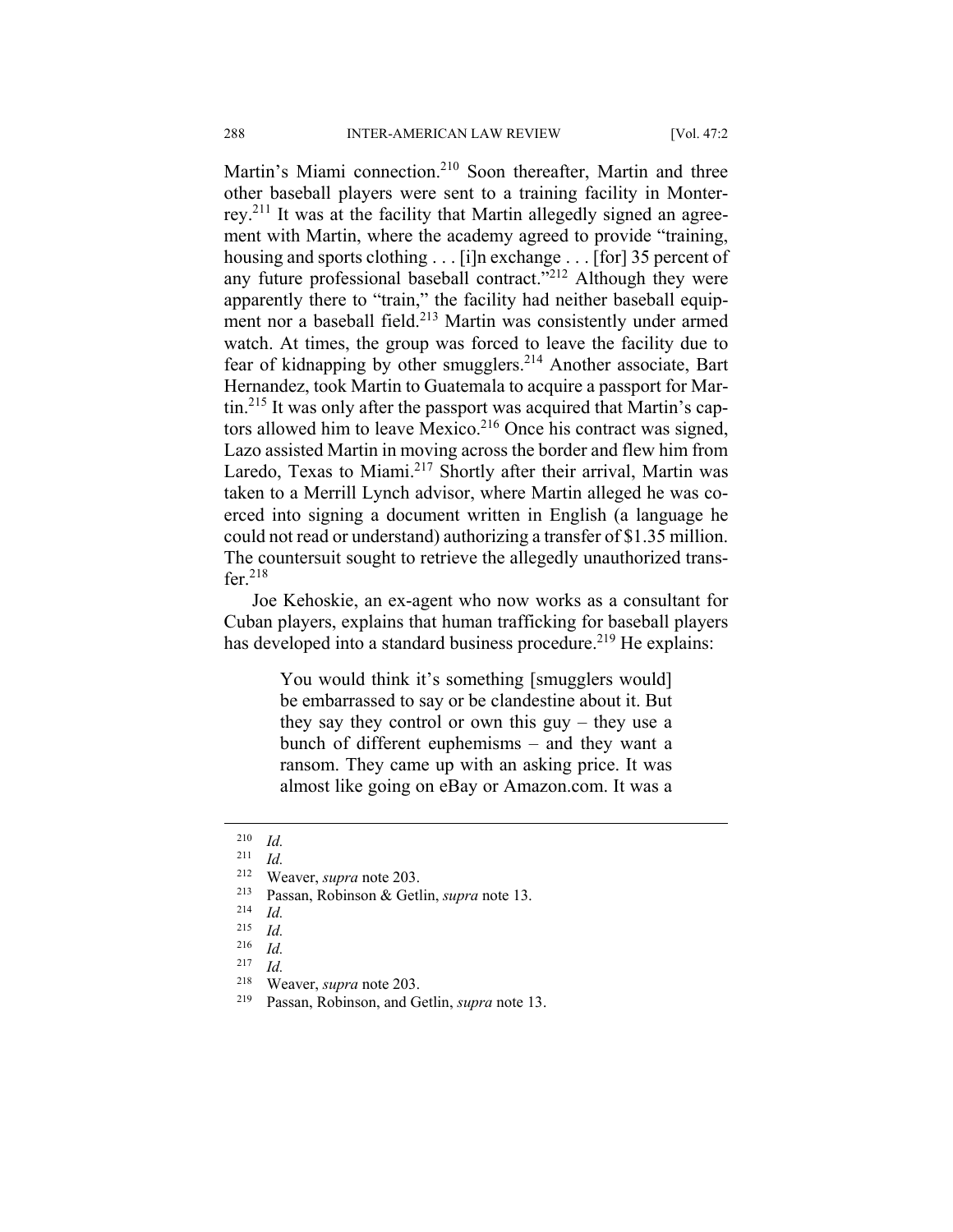Martin's Miami connection.[210] Soon thereafter, Martin and three other baseball players were sent to a training facility in Monterrey.[211] It was at the facility that Martin allegedly signed an agreement with Martin, where the academy agreed to provide "training, housing and sports clothing . . . [i]n exchange . . . [for] 35 percent of any future professional baseball contract."[212] Although they were apparently there to "train," the facility had neither baseball equipment nor a baseball field.[213] Martin was consistently under armed watch. At times, the group was forced to leave the facility due to fear of kidnapping by other smugglers.[214] Another associate, Bart Hernandez, took Martin to Guatemala to acquire a passport for Martin.[215] It was only after the passport was acquired that Martin's captors allowed him to leave Mexico.[216] Once his contract was signed, Lazo assisted Martin in moving across the border and flew him from Laredo, Texas to Miami.[217] Shortly after their arrival, Martin was taken to a Merrill Lynch advisor, where Martin alleged he was coerced into signing a document written in English (a language he could not read or understand) authorizing a transfer of $1.35 million. The countersuit sought to retrieve the allegedly unauthorized transfer.[218]

Joe Kehoskie, an ex-agent who now works as a consultant for Cuban players, explains that human trafficking for baseball players has developed into a standard business procedure.[219] He explains:

> You would think it's something [smugglers would] be embarrassed to say or be clandestine about it. But they say they control or own this guy – they use a bunch of different euphemisms – and they want a ransom. They came up with an asking price. It was almost like going on eBay or Amazon.com. It was a

---

[210] *Id.*

[211] *Id.*

[212] Weaver, *supra* note 203.

[213] Passan, Robinson & Getlin, *supra* note 13.

[214] *Id.*

[215] *Id.*

[216] *Id.*

[217] *Id.*

[218] Weaver, *supra* note 203.

[219] Passan, Robinson, and Getlin, *supra* note 13.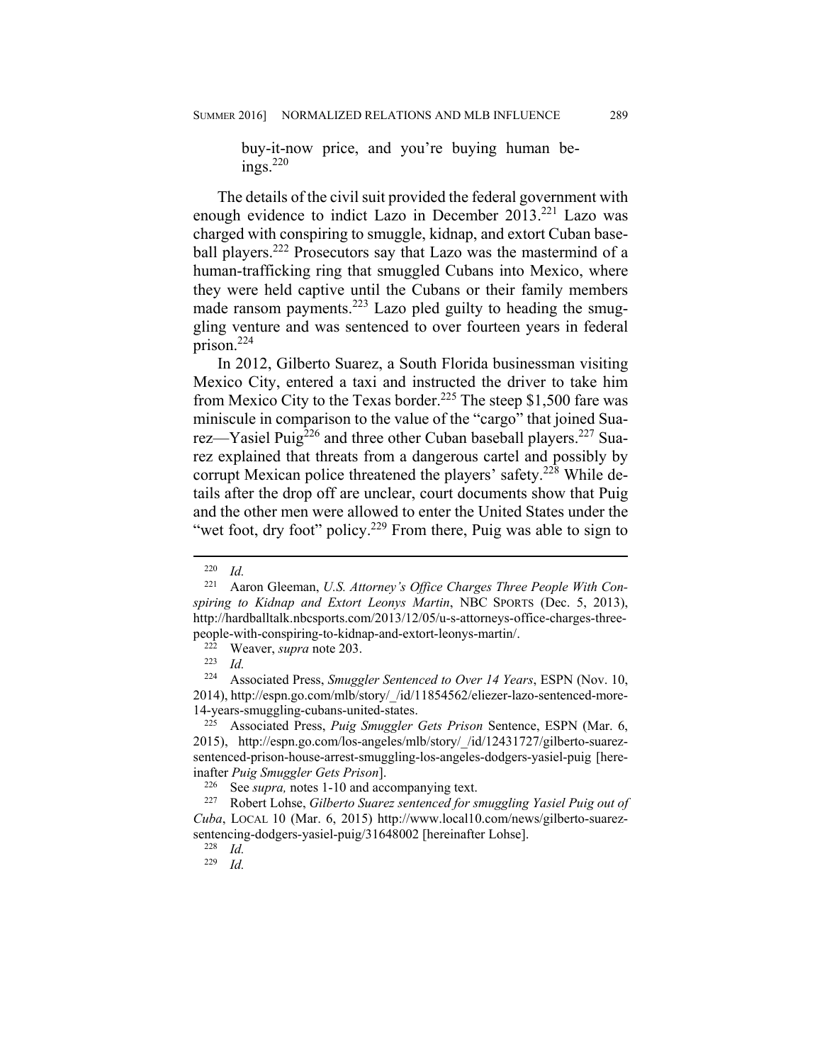> buy-it-now price, and you're buying human beings.[220]

The details of the civil suit provided the federal government with enough evidence to indict Lazo in December 2013.[221] Lazo was charged with conspiring to smuggle, kidnap, and extort Cuban baseball players.[222] Prosecutors say that Lazo was the mastermind of a human-trafficking ring that smuggled Cubans into Mexico, where they were held captive until the Cubans or their family members made ransom payments.[223] Lazo pled guilty to heading the smuggling venture and was sentenced to over fourteen years in federal prison.[224]

In 2012, Gilberto Suarez, a South Florida businessman visiting Mexico City, entered a taxi and instructed the driver to take him from Mexico City to the Texas border.[225] The steep $1,500 fare was miniscule in comparison to the value of the "cargo" that joined Suarez—Yasiel Puig[226] and three other Cuban baseball players.[227] Suarez explained that threats from a dangerous cartel and possibly by corrupt Mexican police threatened the players' safety.[228] While details after the drop off are unclear, court documents show that Puig and the other men were allowed to enter the United States under the "wet foot, dry foot" policy.[229] From there, Puig was able to sign to

---

[220] *Id.*

[221] Aaron Gleeman, *U.S. Attorney's Office Charges Three People With Conspiring to Kidnap and Extort Leonys Martin*, NBC SPORTS (Dec. 5, 2013), http://hardballtalk.nbcsports.com/2013/12/05/u-s-attorneys-office-charges-three-people-with-conspiring-to-kidnap-and-extort-leonys-martin/.

[222] Weaver, *supra* note 203.

[223] *Id.*

[224] Associated Press, *Smuggler Sentenced to Over 14 Years*, ESPN (Nov. 10, 2014), http://espn.go.com/mlb/story/_/id/11854562/eliezer-lazo-sentenced-more-14-years-smuggling-cubans-united-states.

[225] Associated Press, *Puig Smuggler Gets Prison* Sentence, ESPN (Mar. 6, 2015), http://espn.go.com/los-angeles/mlb/story/_/id/12431727/gilberto-suarez-sentenced-prison-house-arrest-smuggling-los-angeles-dodgers-yasiel-puig [hereinafter *Puig Smuggler Gets Prison*].

[226] See *supra,* notes 1-10 and accompanying text.

[227] Robert Lohse, *Gilberto Suarez sentenced for smuggling Yasiel Puig out of Cuba*, LOCAL 10 (Mar. 6, 2015) http://www.local10.com/news/gilberto-suarez-sentencing-dodgers-yasiel-puig/31648002 [hereinafter Lohse].

[228] *Id.*

[229] *Id.*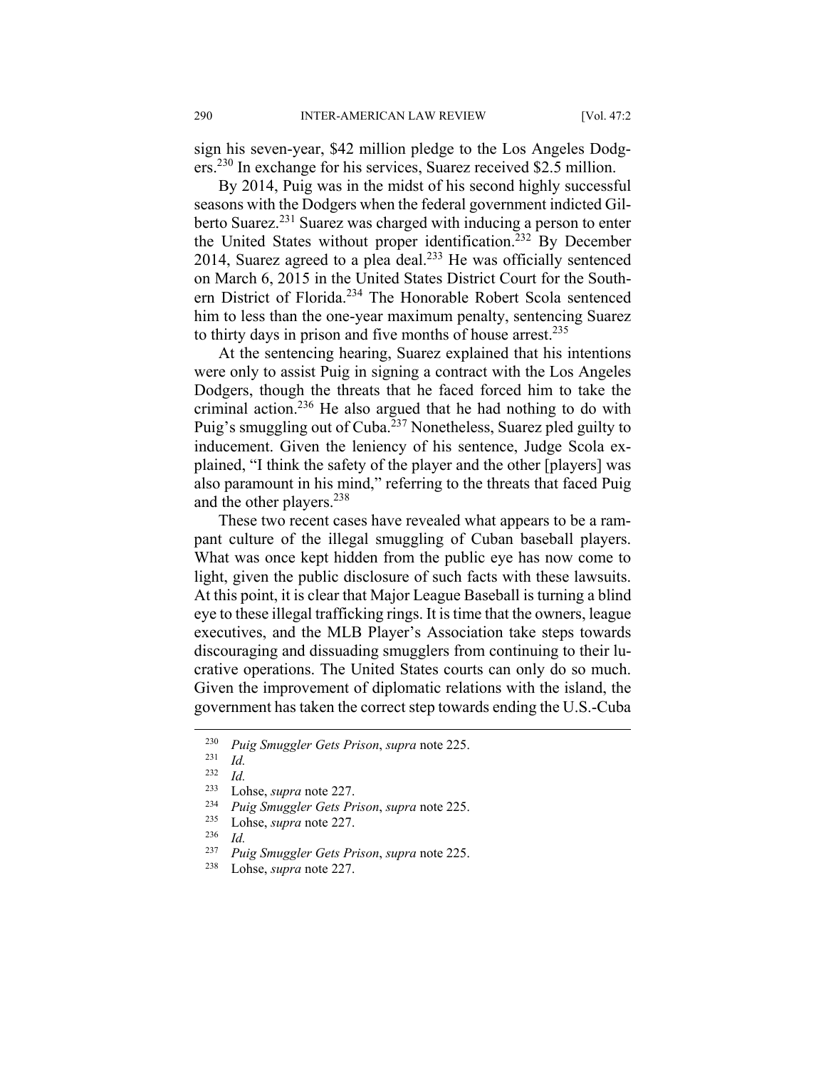sign his seven-year, $42 million pledge to the Los Angeles Dodgers.[230] In exchange for his services, Suarez received $2.5 million.

By 2014, Puig was in the midst of his second highly successful seasons with the Dodgers when the federal government indicted Gilberto Suarez.[231] Suarez was charged with inducing a person to enter the United States without proper identification.[232] By December 2014, Suarez agreed to a plea deal.[233] He was officially sentenced on March 6, 2015 in the United States District Court for the Southern District of Florida.[234] The Honorable Robert Scola sentenced him to less than the one-year maximum penalty, sentencing Suarez to thirty days in prison and five months of house arrest.[235]

At the sentencing hearing, Suarez explained that his intentions were only to assist Puig in signing a contract with the Los Angeles Dodgers, though the threats that he faced forced him to take the criminal action.[236] He also argued that he had nothing to do with Puig's smuggling out of Cuba.[237] Nonetheless, Suarez pled guilty to inducement. Given the leniency of his sentence, Judge Scola explained, "I think the safety of the player and the other [players] was also paramount in his mind," referring to the threats that faced Puig and the other players.[238]

These two recent cases have revealed what appears to be a rampant culture of the illegal smuggling of Cuban baseball players. What was once kept hidden from the public eye has now come to light, given the public disclosure of such facts with these lawsuits. At this point, it is clear that Major League Baseball is turning a blind eye to these illegal trafficking rings. It is time that the owners, league executives, and the MLB Player's Association take steps towards discouraging and dissuading smugglers from continuing to their lucrative operations. The United States courts can only do so much. Given the improvement of diplomatic relations with the island, the government has taken the correct step towards ending the U.S.-Cuba

---

[230] *Puig Smuggler Gets Prison*, *supra* note 225.

[231] *Id.*

[232] *Id.*

[233] Lohse, *supra* note 227.

[234] *Puig Smuggler Gets Prison*, *supra* note 225.

[235] Lohse, *supra* note 227.

[236] *Id.*

[237] *Puig Smuggler Gets Prison*, *supra* note 225.

[238] Lohse, *supra* note 227.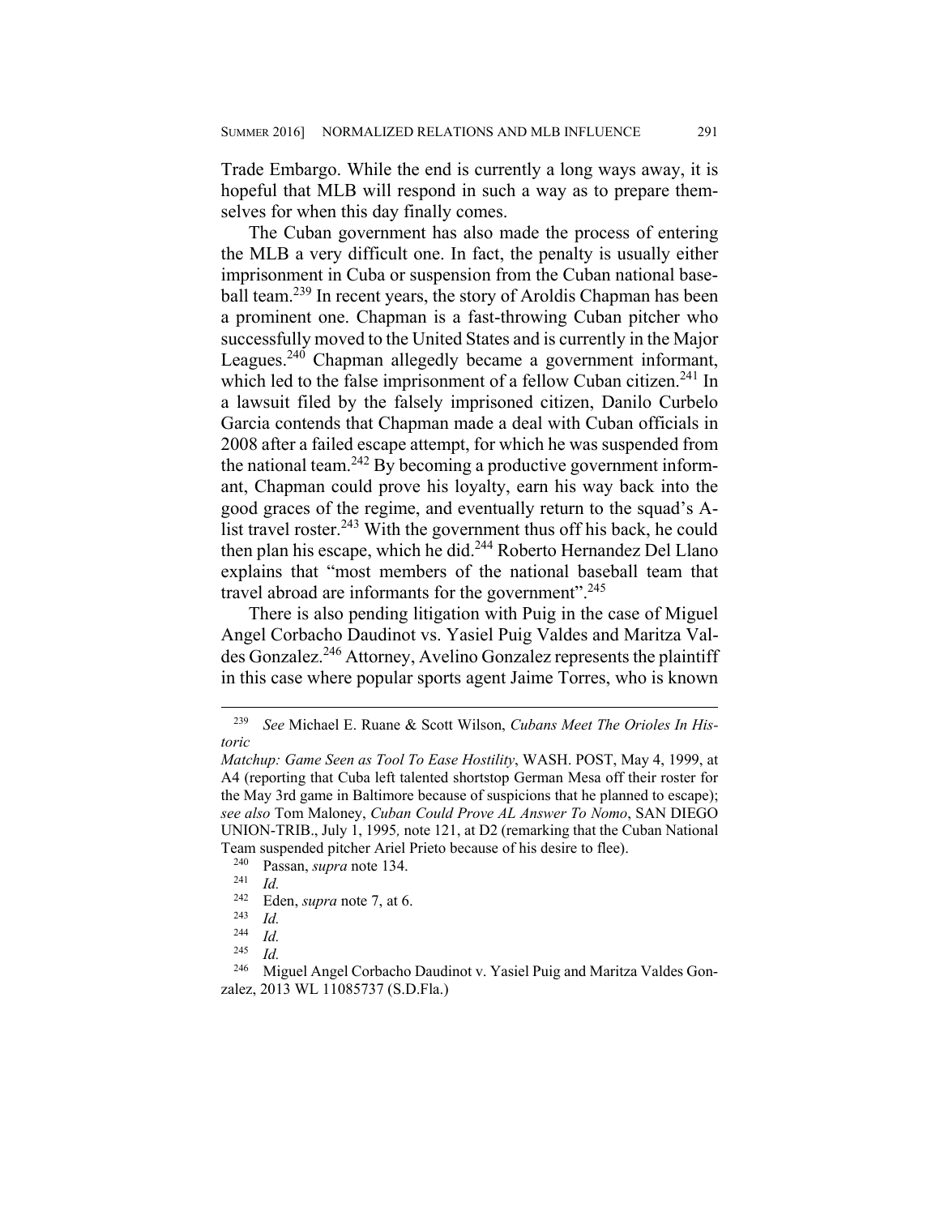Trade Embargo. While the end is currently a long ways away, it is hopeful that MLB will respond in such a way as to prepare themselves for when this day finally comes.

The Cuban government has also made the process of entering the MLB a very difficult one. In fact, the penalty is usually either imprisonment in Cuba or suspension from the Cuban national baseball team.[239] In recent years, the story of Aroldis Chapman has been a prominent one. Chapman is a fast-throwing Cuban pitcher who successfully moved to the United States and is currently in the Major Leagues.[240] Chapman allegedly became a government informant, which led to the false imprisonment of a fellow Cuban citizen.[241] In a lawsuit filed by the falsely imprisoned citizen, Danilo Curbelo Garcia contends that Chapman made a deal with Cuban officials in 2008 after a failed escape attempt, for which he was suspended from the national team.[242] By becoming a productive government informant, Chapman could prove his loyalty, earn his way back into the good graces of the regime, and eventually return to the squad's A-list travel roster.[243] With the government thus off his back, he could then plan his escape, which he did.[244] Roberto Hernandez Del Llano explains that "most members of the national baseball team that travel abroad are informants for the government".[245]

There is also pending litigation with Puig in the case of Miguel Angel Corbacho Daudinot vs. Yasiel Puig Valdes and Maritza Valdes Gonzalez.[246] Attorney, Avelino Gonzalez represents the plaintiff in this case where popular sports agent Jaime Torres, who is known

---

[239] *See* Michael E. Ruane & Scott Wilson, *Cubans Meet The Orioles In Historic Matchup: Game Seen as Tool To Ease Hostility*, WASH. POST, May 4, 1999, at A4 (reporting that Cuba left talented shortstop German Mesa off their roster for the May 3rd game in Baltimore because of suspicions that he planned to escape); *see also* Tom Maloney, *Cuban Could Prove AL Answer To Nomo*, SAN DIEGO UNION-TRIB., July 1, 1995, note 121, at D2 (remarking that the Cuban National Team suspended pitcher Ariel Prieto because of his desire to flee).

[240] Passan, *supra* note 134.

[241] *Id.*

[242] Eden, *supra* note 7, at 6.

[243] *Id.*

[244] *Id.*

[245] *Id.*

[246] Miguel Angel Corbacho Daudinot v. Yasiel Puig and Maritza Valdes Gonzalez, 2013 WL 11085737 (S.D.Fla.)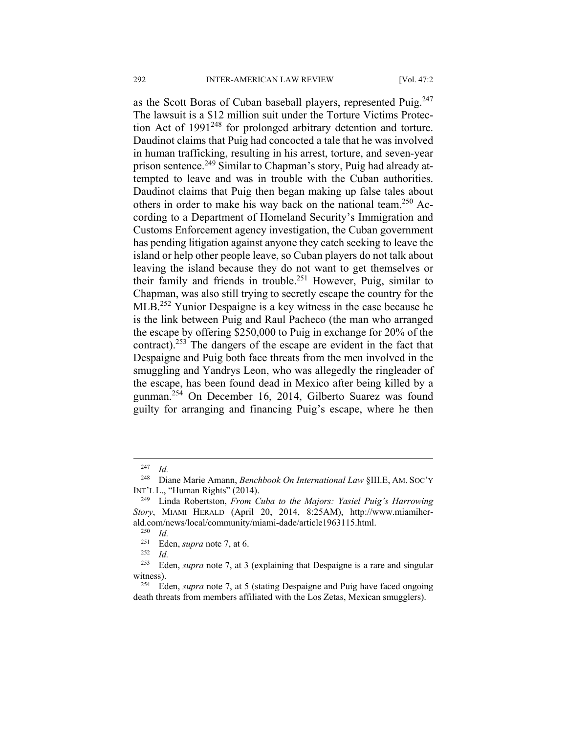as the Scott Boras of Cuban baseball players, represented Puig.[247] The lawsuit is a $12 million suit under the Torture Victims Protection Act of 1991[248] for prolonged arbitrary detention and torture. Daudinot claims that Puig had concocted a tale that he was involved in human trafficking, resulting in his arrest, torture, and seven-year prison sentence.[249] Similar to Chapman's story, Puig had already attempted to leave and was in trouble with the Cuban authorities. Daudinot claims that Puig then began making up false tales about others in order to make his way back on the national team.[250] According to a Department of Homeland Security's Immigration and Customs Enforcement agency investigation, the Cuban government has pending litigation against anyone they catch seeking to leave the island or help other people leave, so Cuban players do not talk about leaving the island because they do not want to get themselves or their family and friends in trouble.[251] However, Puig, similar to Chapman, was also still trying to secretly escape the country for the MLB.[252] Yunior Despaigne is a key witness in the case because he is the link between Puig and Raul Pacheco (the man who arranged the escape by offering $250,000 to Puig in exchange for 20% of the contract).[253] The dangers of the escape are evident in the fact that Despaigne and Puig both face threats from the men involved in the smuggling and Yandrys Leon, who was allegedly the ringleader of the escape, has been found dead in Mexico after being killed by a gunman.[254] On December 16, 2014, Gilberto Suarez was found guilty for arranging and financing Puig's escape, where he then

---

[247] *Id.*

[248] Diane Marie Amann, *Benchbook On International Law* §III.E, AM. SOC'Y INT'L L., "Human Rights" (2014).

[249] Linda Robertston, *From Cuba to the Majors: Yasiel Puig's Harrowing Story*, MIAMI HERALD (April 20, 2014, 8:25AM), http://www.miamiherald.com/news/local/community/miami-dade/article1963115.html.

[250] *Id.*

[251] Eden, *supra* note 7, at 6.

[252] *Id.*

[253] Eden, *supra* note 7, at 3 (explaining that Despaigne is a rare and singular witness).

[254] Eden, *supra* note 7, at 5 (stating Despaigne and Puig have faced ongoing death threats from members affiliated with the Los Zetas, Mexican smugglers).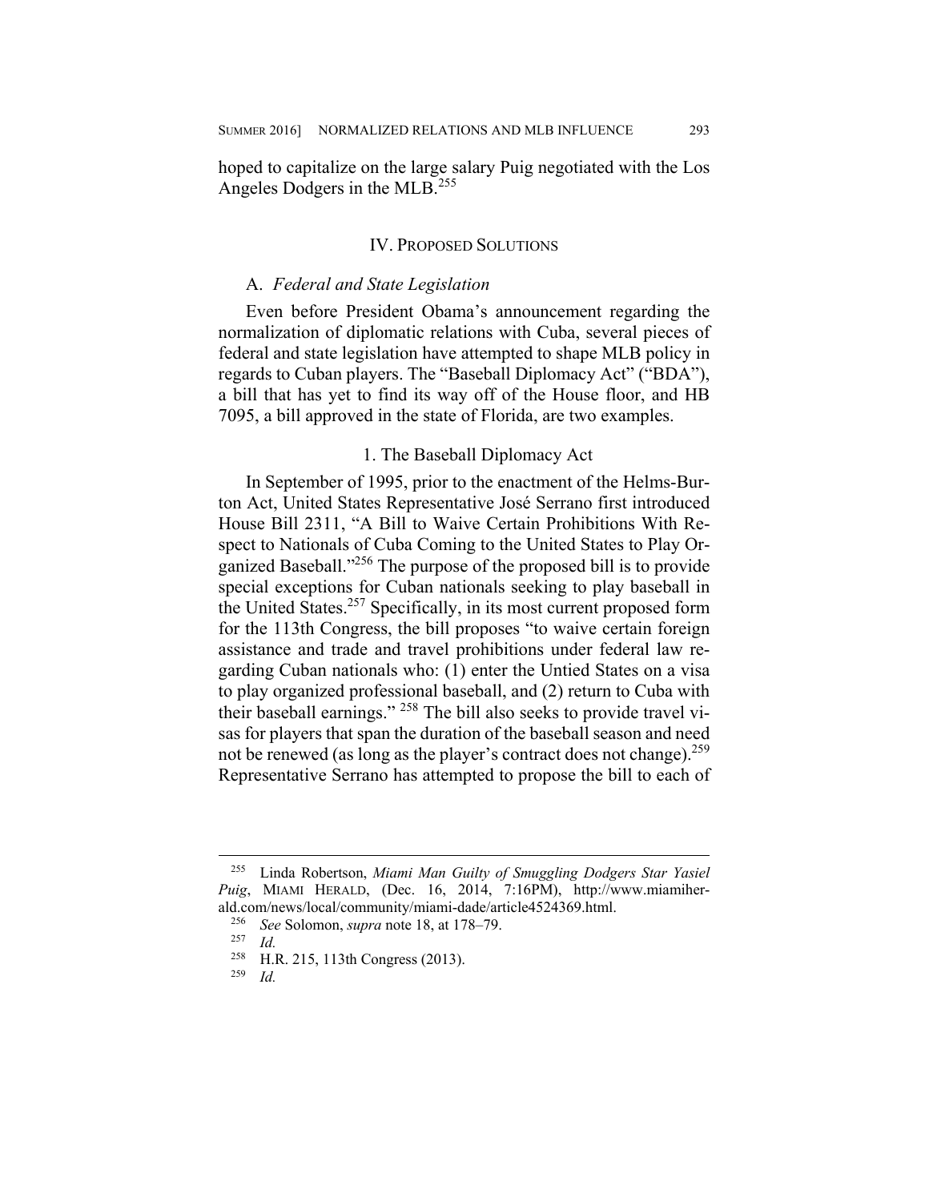hoped to capitalize on the large salary Puig negotiated with the Los Angeles Dodgers in the MLB.[255]

## IV. PROPOSED SOLUTIONS

### A. *Federal and State Legislation*

Even before President Obama's announcement regarding the normalization of diplomatic relations with Cuba, several pieces of federal and state legislation have attempted to shape MLB policy in regards to Cuban players. The "Baseball Diplomacy Act" ("BDA"), a bill that has yet to find its way off of the House floor, and HB 7095, a bill approved in the state of Florida, are two examples.

#### 1. The Baseball Diplomacy Act

In September of 1995, prior to the enactment of the Helms-Burton Act, United States Representative José Serrano first introduced House Bill 2311, "A Bill to Waive Certain Prohibitions With Respect to Nationals of Cuba Coming to the United States to Play Organized Baseball."[256] The purpose of the proposed bill is to provide special exceptions for Cuban nationals seeking to play baseball in the United States.[257] Specifically, in its most current proposed form for the 113th Congress, the bill proposes "to waive certain foreign assistance and trade and travel prohibitions under federal law regarding Cuban nationals who: (1) enter the Untied States on a visa to play organized professional baseball, and (2) return to Cuba with their baseball earnings." [258] The bill also seeks to provide travel visas for players that span the duration of the baseball season and need not be renewed (as long as the player's contract does not change).[259] Representative Serrano has attempted to propose the bill to each of

---

[255] Linda Robertson, *Miami Man Guilty of Smuggling Dodgers Star Yasiel Puig*, MIAMI HERALD, (Dec. 16, 2014, 7:16PM), http://www.miamiherald.com/news/local/community/miami-dade/article4524369.html.

[256] *See* Solomon, *supra* note 18, at 178–79.

[257] *Id.*

[258] H.R. 215, 113th Congress (2013).

[259] *Id.*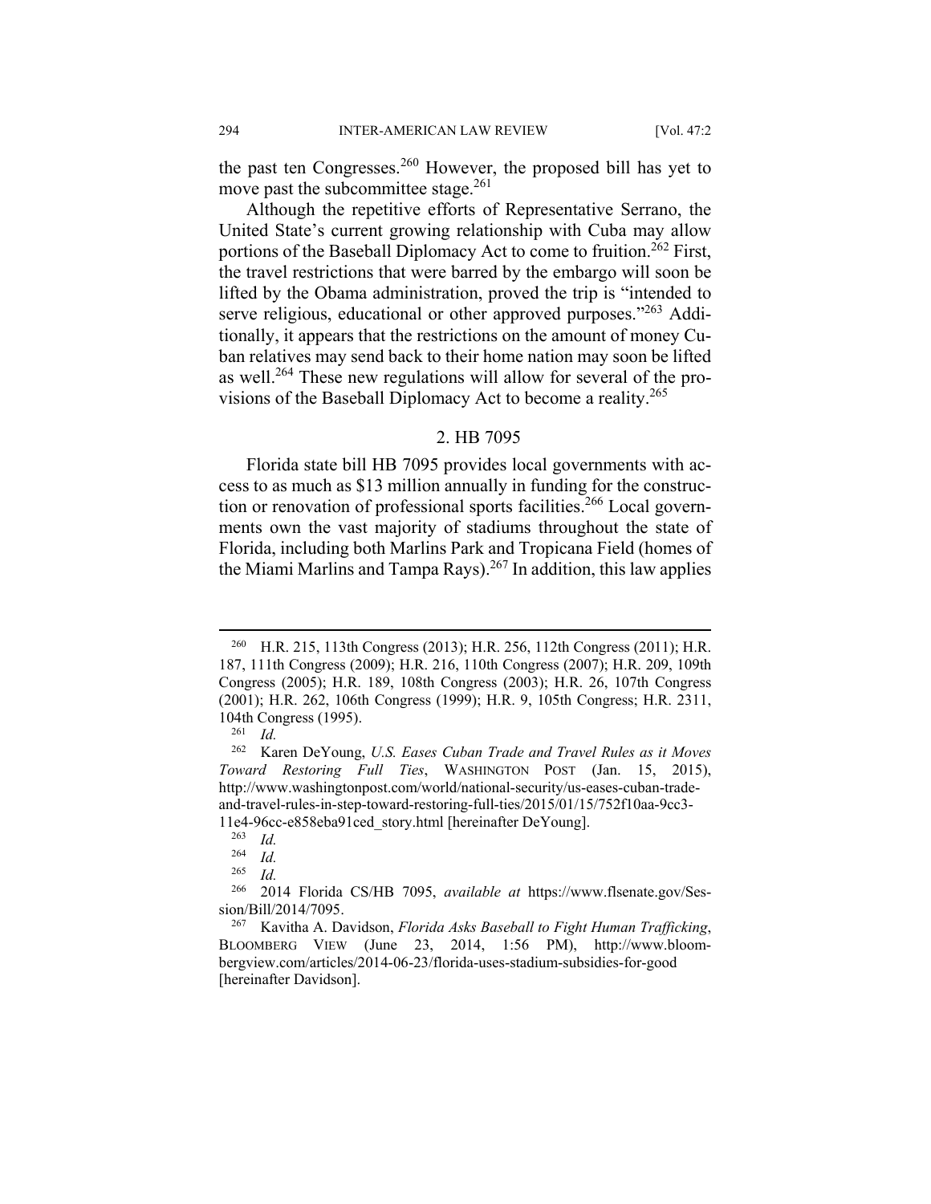the past ten Congresses.[260] However, the proposed bill has yet to move past the subcommittee stage.[261]

Although the repetitive efforts of Representative Serrano, the United State's current growing relationship with Cuba may allow portions of the Baseball Diplomacy Act to come to fruition.[262] First, the travel restrictions that were barred by the embargo will soon be lifted by the Obama administration, proved the trip is "intended to serve religious, educational or other approved purposes."[263] Additionally, it appears that the restrictions on the amount of money Cuban relatives may send back to their home nation may soon be lifted as well.[264] These new regulations will allow for several of the provisions of the Baseball Diplomacy Act to become a reality.[265]

### 2. HB 7095

Florida state bill HB 7095 provides local governments with access to as much as $13 million annually in funding for the construction or renovation of professional sports facilities.[266] Local governments own the vast majority of stadiums throughout the state of Florida, including both Marlins Park and Tropicana Field (homes of the Miami Marlins and Tampa Rays).[267] In addition, this law applies

---

[260] H.R. 215, 113th Congress (2013); H.R. 256, 112th Congress (2011); H.R. 187, 111th Congress (2009); H.R. 216, 110th Congress (2007); H.R. 209, 109th Congress (2005); H.R. 189, 108th Congress (2003); H.R. 26, 107th Congress (2001); H.R. 262, 106th Congress (1999); H.R. 9, 105th Congress; H.R. 2311, 104th Congress (1995).

[261] *Id.*

[262] Karen DeYoung, *U.S. Eases Cuban Trade and Travel Rules as it Moves Toward Restoring Full Ties*, WASHINGTON POST (Jan. 15, 2015), http://www.washingtonpost.com/world/national-security/us-eases-cuban-trade-and-travel-rules-in-step-toward-restoring-full-ties/2015/01/15/752f10aa-9cc3-11e4-96cc-e858eba91ced_story.html [hereinafter DeYoung].

[263] *Id.*

[264] *Id.*

[265] *Id.*

[266] 2014 Florida CS/HB 7095, *available at* https://www.flsenate.gov/Session/Bill/2014/7095.

[267] Kavitha A. Davidson, *Florida Asks Baseball to Fight Human Trafficking*, BLOOMBERG VIEW (June 23, 2014, 1:56 PM), http://www.bloombergview.com/articles/2014-06-23/florida-uses-stadium-subsidies-for-good [hereinafter Davidson].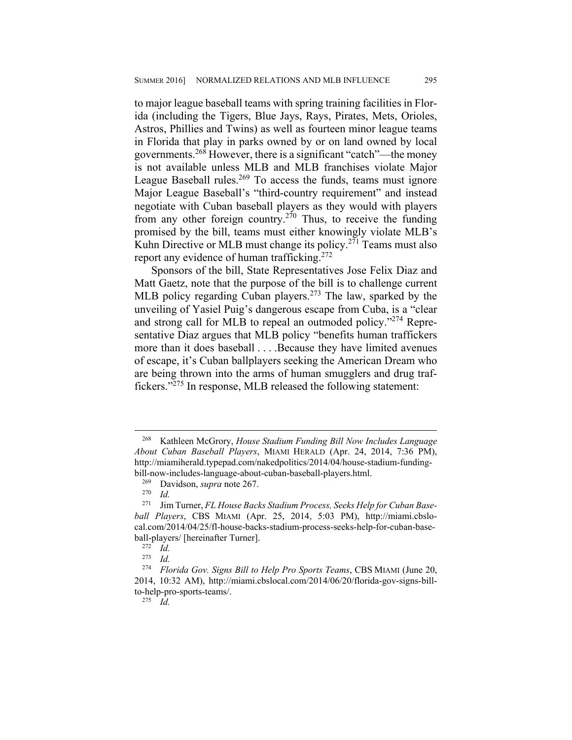to major league baseball teams with spring training facilities in Florida (including the Tigers, Blue Jays, Rays, Pirates, Mets, Orioles, Astros, Phillies and Twins) as well as fourteen minor league teams in Florida that play in parks owned by or on land owned by local governments.[268] However, there is a significant "catch"—the money is not available unless MLB and MLB franchises violate Major League Baseball rules.[269] To access the funds, teams must ignore Major League Baseball's "third-country requirement" and instead negotiate with Cuban baseball players as they would with players from any other foreign country.[270] Thus, to receive the funding promised by the bill, teams must either knowingly violate MLB's Kuhn Directive or MLB must change its policy.[271] Teams must also report any evidence of human trafficking.[272]

Sponsors of the bill, State Representatives Jose Felix Diaz and Matt Gaetz, note that the purpose of the bill is to challenge current MLB policy regarding Cuban players.[273] The law, sparked by the unveiling of Yasiel Puig's dangerous escape from Cuba, is a "clear and strong call for MLB to repeal an outmoded policy."[274] Representative Diaz argues that MLB policy "benefits human traffickers more than it does baseball . . . .Because they have limited avenues of escape, it's Cuban ballplayers seeking the American Dream who are being thrown into the arms of human smugglers and drug traffickers."[275] In response, MLB released the following statement:

---

[268] Kathleen McGrory, *House Stadium Funding Bill Now Includes Language About Cuban Baseball Players*, MIAMI HERALD (Apr. 24, 2014, 7:36 PM), http://miamiherald.typepad.com/nakedpolitics/2014/04/house-stadium-funding-bill-now-includes-language-about-cuban-baseball-players.html.

[269] Davidson, *supra* note 267.

[270] *Id.*

[271] Jim Turner, *FL House Backs Stadium Process, Seeks Help for Cuban Baseball Players*, CBS MIAMI (Apr. 25, 2014, 5:03 PM), http://miami.cbslocal.com/2014/04/25/fl-house-backs-stadium-process-seeks-help-for-cuban-baseball-players/ [hereinafter Turner].

[272] *Id.*

[273] *Id.*

[274] *Florida Gov. Signs Bill to Help Pro Sports Teams*, CBS MIAMI (June 20, 2014, 10:32 AM), http://miami.cbslocal.com/2014/06/20/florida-gov-signs-bill-to-help-pro-sports-teams/.

[275] *Id.*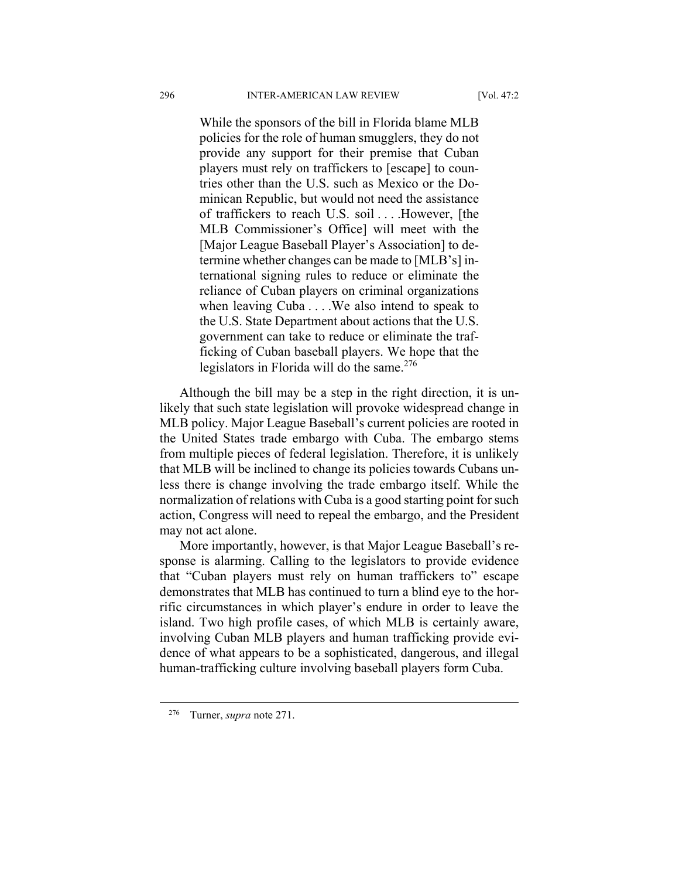> While the sponsors of the bill in Florida blame MLB policies for the role of human smugglers, they do not provide any support for their premise that Cuban players must rely on traffickers to [escape] to countries other than the U.S. such as Mexico or the Dominican Republic, but would not need the assistance of traffickers to reach U.S. soil . . . .However, [the MLB Commissioner's Office] will meet with the [Major League Baseball Player's Association] to determine whether changes can be made to [MLB's] international signing rules to reduce or eliminate the reliance of Cuban players on criminal organizations when leaving Cuba . . . .We also intend to speak to the U.S. State Department about actions that the U.S. government can take to reduce or eliminate the trafficking of Cuban baseball players. We hope that the legislators in Florida will do the same.[276]

Although the bill may be a step in the right direction, it is unlikely that such state legislation will provoke widespread change in MLB policy. Major League Baseball's current policies are rooted in the United States trade embargo with Cuba. The embargo stems from multiple pieces of federal legislation. Therefore, it is unlikely that MLB will be inclined to change its policies towards Cubans unless there is change involving the trade embargo itself. While the normalization of relations with Cuba is a good starting point for such action, Congress will need to repeal the embargo, and the President may not act alone.

More importantly, however, is that Major League Baseball's response is alarming. Calling to the legislators to provide evidence that "Cuban players must rely on human traffickers to" escape demonstrates that MLB has continued to turn a blind eye to the horrific circumstances in which player's endure in order to leave the island. Two high profile cases, of which MLB is certainly aware, involving Cuban MLB players and human trafficking provide evidence of what appears to be a sophisticated, dangerous, and illegal human-trafficking culture involving baseball players form Cuba.

---

[276] Turner, *supra* note 271.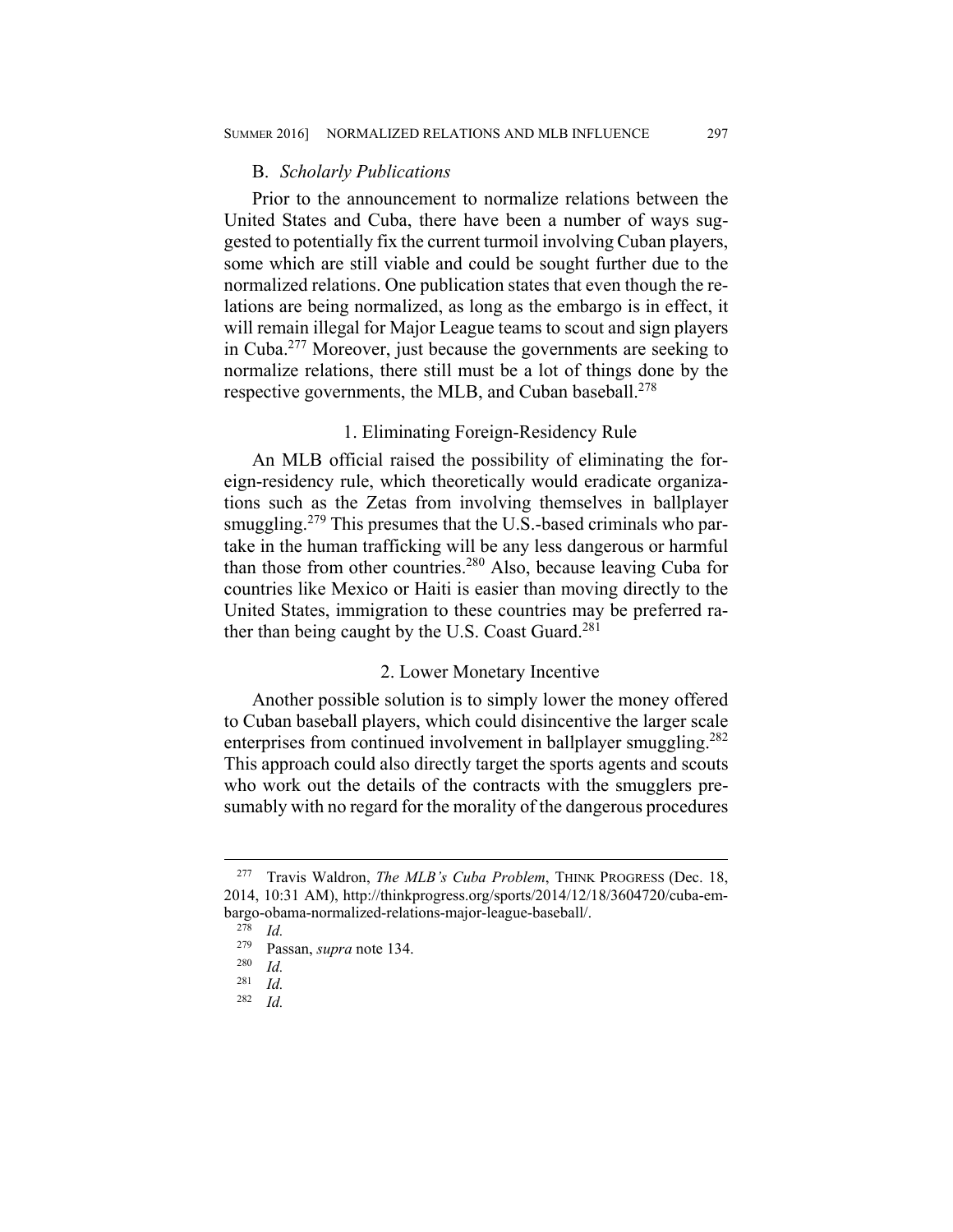### B. *Scholarly Publications*

Prior to the announcement to normalize relations between the United States and Cuba, there have been a number of ways suggested to potentially fix the current turmoil involving Cuban players, some which are still viable and could be sought further due to the normalized relations. One publication states that even though the relations are being normalized, as long as the embargo is in effect, it will remain illegal for Major League teams to scout and sign players in Cuba.[277] Moreover, just because the governments are seeking to normalize relations, there still must be a lot of things done by the respective governments, the MLB, and Cuban baseball.[278]

#### 1. Eliminating Foreign-Residency Rule

An MLB official raised the possibility of eliminating the foreign-residency rule, which theoretically would eradicate organizations such as the Zetas from involving themselves in ballplayer smuggling.[279] This presumes that the U.S.-based criminals who partake in the human trafficking will be any less dangerous or harmful than those from other countries.[280] Also, because leaving Cuba for countries like Mexico or Haiti is easier than moving directly to the United States, immigration to these countries may be preferred rather than being caught by the U.S. Coast Guard.[281]

#### 2. Lower Monetary Incentive

Another possible solution is to simply lower the money offered to Cuban baseball players, which could disincentive the larger scale enterprises from continued involvement in ballplayer smuggling.[282] This approach could also directly target the sports agents and scouts who work out the details of the contracts with the smugglers presumably with no regard for the morality of the dangerous procedures

---

[277] Travis Waldron, *The MLB's Cuba Problem*, THINK PROGRESS (Dec. 18, 2014, 10:31 AM), http://thinkprogress.org/sports/2014/12/18/3604720/cuba-embargo-obama-normalized-relations-major-league-baseball/.

[278] *Id.*

[279] Passan, *supra* note 134.

[280] *Id.*

[281] *Id.*

[282] *Id.*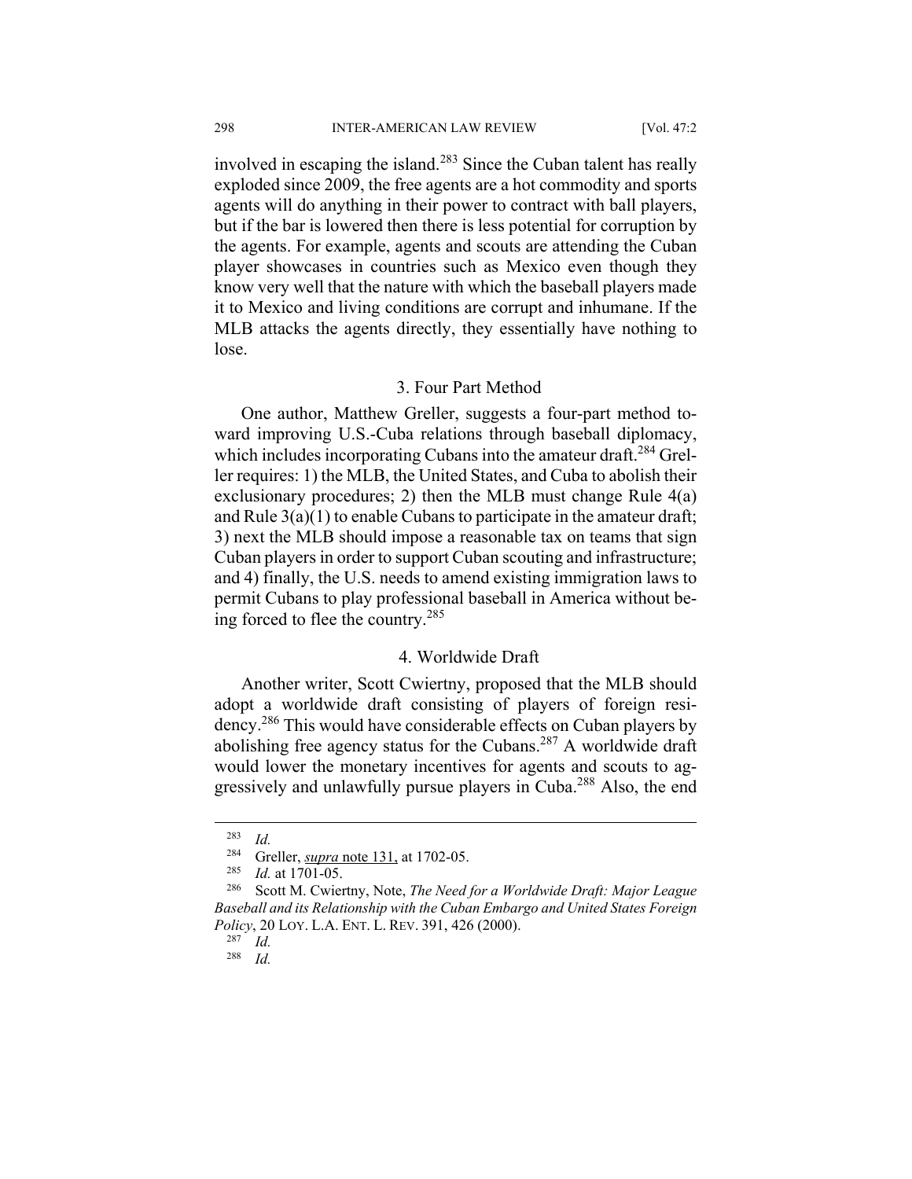involved in escaping the island.[283] Since the Cuban talent has really exploded since 2009, the free agents are a hot commodity and sports agents will do anything in their power to contract with ball players, but if the bar is lowered then there is less potential for corruption by the agents. For example, agents and scouts are attending the Cuban player showcases in countries such as Mexico even though they know very well that the nature with which the baseball players made it to Mexico and living conditions are corrupt and inhumane. If the MLB attacks the agents directly, they essentially have nothing to lose.

### 3. Four Part Method

One author, Matthew Greller, suggests a four-part method toward improving U.S.-Cuba relations through baseball diplomacy, which includes incorporating Cubans into the amateur draft.[284] Greller requires: 1) the MLB, the United States, and Cuba to abolish their exclusionary procedures; 2) then the MLB must change Rule 4(a) and Rule 3(a)(1) to enable Cubans to participate in the amateur draft; 3) next the MLB should impose a reasonable tax on teams that sign Cuban players in order to support Cuban scouting and infrastructure; and 4) finally, the U.S. needs to amend existing immigration laws to permit Cubans to play professional baseball in America without being forced to flee the country.[285]

### 4. Worldwide Draft

Another writer, Scott Cwiertny, proposed that the MLB should adopt a worldwide draft consisting of players of foreign residency.[286] This would have considerable effects on Cuban players by abolishing free agency status for the Cubans.[287] A worldwide draft would lower the monetary incentives for agents and scouts to aggressively and unlawfully pursue players in Cuba.[288] Also, the end

---

[283] *Id.*

[284] Greller, *supra* note 131, at 1702-05.

[285] *Id.* at 1701-05.

[286] Scott M. Cwiertny, Note, *The Need for a Worldwide Draft: Major League Baseball and its Relationship with the Cuban Embargo and United States Foreign Policy*, 20 LOY. L.A. ENT. L. REV. 391, 426 (2000).

[287] *Id.*

[288] *Id.*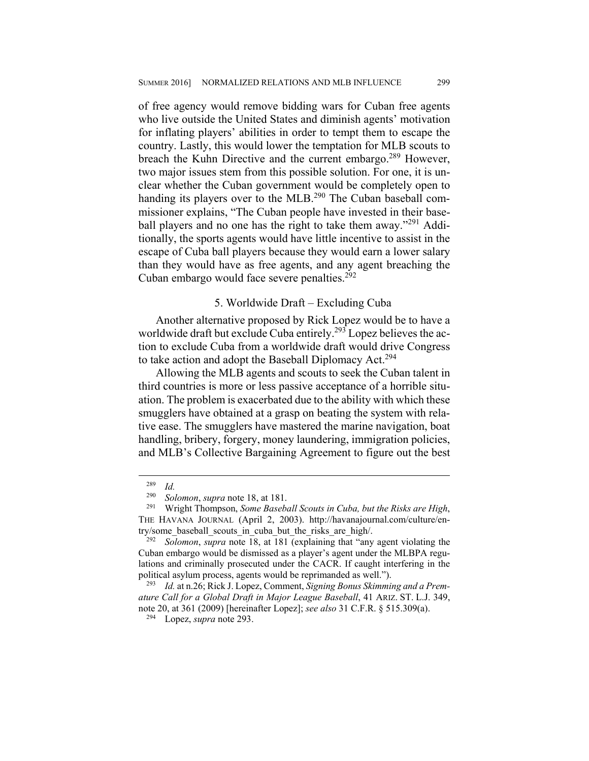of free agency would remove bidding wars for Cuban free agents who live outside the United States and diminish agents' motivation for inflating players' abilities in order to tempt them to escape the country. Lastly, this would lower the temptation for MLB scouts to breach the Kuhn Directive and the current embargo.[289] However, two major issues stem from this possible solution. For one, it is unclear whether the Cuban government would be completely open to handing its players over to the MLB.[290] The Cuban baseball commissioner explains, "The Cuban people have invested in their baseball players and no one has the right to take them away."[291] Additionally, the sports agents would have little incentive to assist in the escape of Cuba ball players because they would earn a lower salary than they would have as free agents, and any agent breaching the Cuban embargo would face severe penalties.[292]

### 5. Worldwide Draft – Excluding Cuba

Another alternative proposed by Rick Lopez would be to have a worldwide draft but exclude Cuba entirely.[293] Lopez believes the action to exclude Cuba from a worldwide draft would drive Congress to take action and adopt the Baseball Diplomacy Act.[294]

Allowing the MLB agents and scouts to seek the Cuban talent in third countries is more or less passive acceptance of a horrible situation. The problem is exacerbated due to the ability with which these smugglers have obtained at a grasp on beating the system with relative ease. The smugglers have mastered the marine navigation, boat handling, bribery, forgery, money laundering, immigration policies, and MLB's Collective Bargaining Agreement to figure out the best

---

[289] *Id.*

[290] *Solomon*, *supra* note 18, at 181.

[291] Wright Thompson, *Some Baseball Scouts in Cuba, but the Risks are High*, THE HAVANA JOURNAL (April 2, 2003). http://havanajournal.com/culture/entry/some_baseball_scouts_in_cuba_but_the_risks_are_high/.

[292] *Solomon*, *supra* note 18, at 181 (explaining that "any agent violating the Cuban embargo would be dismissed as a player's agent under the MLBPA regulations and criminally prosecuted under the CACR. If caught interfering in the political asylum process, agents would be reprimanded as well.").

[293] *Id.* at n.26; Rick J. Lopez, Comment, *Signing Bonus Skimming and a Premature Call for a Global Draft in Major League Baseball*, 41 ARIZ. ST. L.J. 349, note 20, at 361 (2009) [hereinafter Lopez]; *see also* 31 C.F.R. § 515.309(a).

[294] Lopez, *supra* note 293.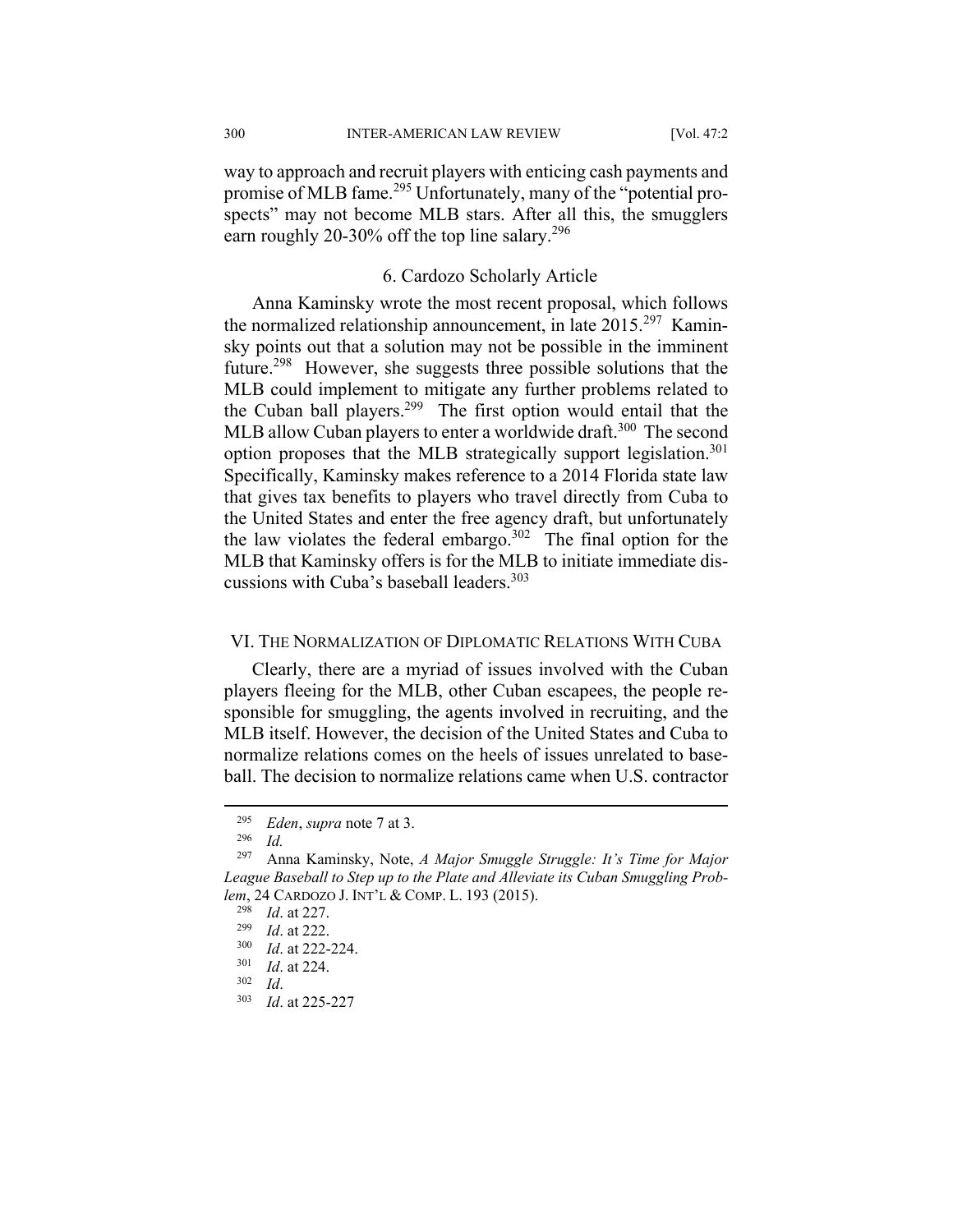way to approach and recruit players with enticing cash payments and promise of MLB fame.[295] Unfortunately, many of the "potential prospects" may not become MLB stars. After all this, the smugglers earn roughly 20-30% off the top line salary.[296]

### 6. Cardozo Scholarly Article

Anna Kaminsky wrote the most recent proposal, which follows the normalized relationship announcement, in late 2015.[297] Kaminsky points out that a solution may not be possible in the imminent future.[298] However, she suggests three possible solutions that the MLB could implement to mitigate any further problems related to the Cuban ball players.[299] The first option would entail that the MLB allow Cuban players to enter a worldwide draft.[300] The second option proposes that the MLB strategically support legislation.[301] Specifically, Kaminsky makes reference to a 2014 Florida state law that gives tax benefits to players who travel directly from Cuba to the United States and enter the free agency draft, but unfortunately the law violates the federal embargo.[302] The final option for the MLB that Kaminsky offers is for the MLB to initiate immediate discussions with Cuba's baseball leaders.[303]

## VI. The Normalization of Diplomatic Relations With Cuba

Clearly, there are a myriad of issues involved with the Cuban players fleeing for the MLB, other Cuban escapees, the people responsible for smuggling, the agents involved in recruiting, and the MLB itself. However, the decision of the United States and Cuba to normalize relations comes on the heels of issues unrelated to baseball. The decision to normalize relations came when U.S. contractor

---

[295] *Eden*, *supra* note 7 at 3.

[296] *Id.*

[297] Anna Kaminsky, Note, *A Major Smuggle Struggle: It's Time for Major League Baseball to Step up to the Plate and Alleviate its Cuban Smuggling Problem*, 24 CARDOZO J. INT'L & COMP. L. 193 (2015).

[298] *Id*. at 227.

[299] *Id*. at 222.

[300] *Id*. at 222-224.

[301] *Id*. at 224.

[302] *Id*.

[303] *Id*. at 225-227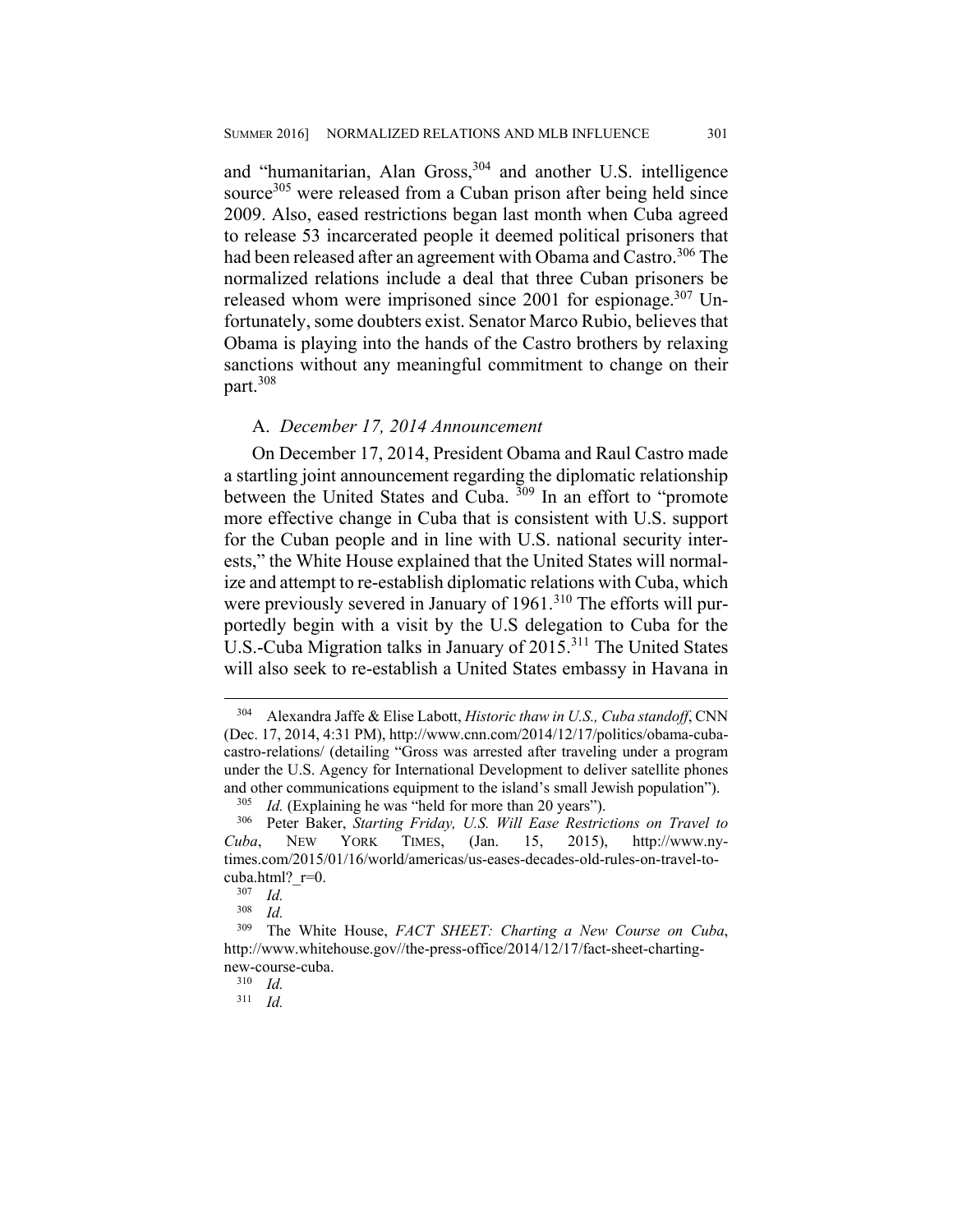and "humanitarian, Alan Gross,[304] and another U.S. intelligence source[305] were released from a Cuban prison after being held since 2009. Also, eased restrictions began last month when Cuba agreed to release 53 incarcerated people it deemed political prisoners that had been released after an agreement with Obama and Castro.[306] The normalized relations include a deal that three Cuban prisoners be released whom were imprisoned since 2001 for espionage.[307] Unfortunately, some doubters exist. Senator Marco Rubio, believes that Obama is playing into the hands of the Castro brothers by relaxing sanctions without any meaningful commitment to change on their part.[308]

### A. *December 17, 2014 Announcement*

On December 17, 2014, President Obama and Raul Castro made a startling joint announcement regarding the diplomatic relationship between the United States and Cuba. [309] In an effort to "promote more effective change in Cuba that is consistent with U.S. support for the Cuban people and in line with U.S. national security interests," the White House explained that the United States will normalize and attempt to re-establish diplomatic relations with Cuba, which were previously severed in January of 1961.[310] The efforts will purportedly begin with a visit by the U.S delegation to Cuba for the U.S.-Cuba Migration talks in January of 2015.[311] The United States will also seek to re-establish a United States embassy in Havana in

---

[304] Alexandra Jaffe & Elise Labott, *Historic thaw in U.S., Cuba standoff*, CNN (Dec. 17, 2014, 4:31 PM), http://www.cnn.com/2014/12/17/politics/obama-cuba-castro-relations/ (detailing "Gross was arrested after traveling under a program under the U.S. Agency for International Development to deliver satellite phones and other communications equipment to the island's small Jewish population").

[305] *Id.* (Explaining he was "held for more than 20 years").

[306] Peter Baker, *Starting Friday, U.S. Will Ease Restrictions on Travel to Cuba*, NEW YORK TIMES, (Jan. 15, 2015), http://www.nytimes.com/2015/01/16/world/americas/us-eases-decades-old-rules-on-travel-to-cuba.html?_r=0.

[307] *Id.*

[308] *Id.*

[309] The White House, *FACT SHEET: Charting a New Course on Cuba*, http://www.whitehouse.gov//the-press-office/2014/12/17/fact-sheet-charting-new-course-cuba.

[310] *Id.*

[311] *Id.*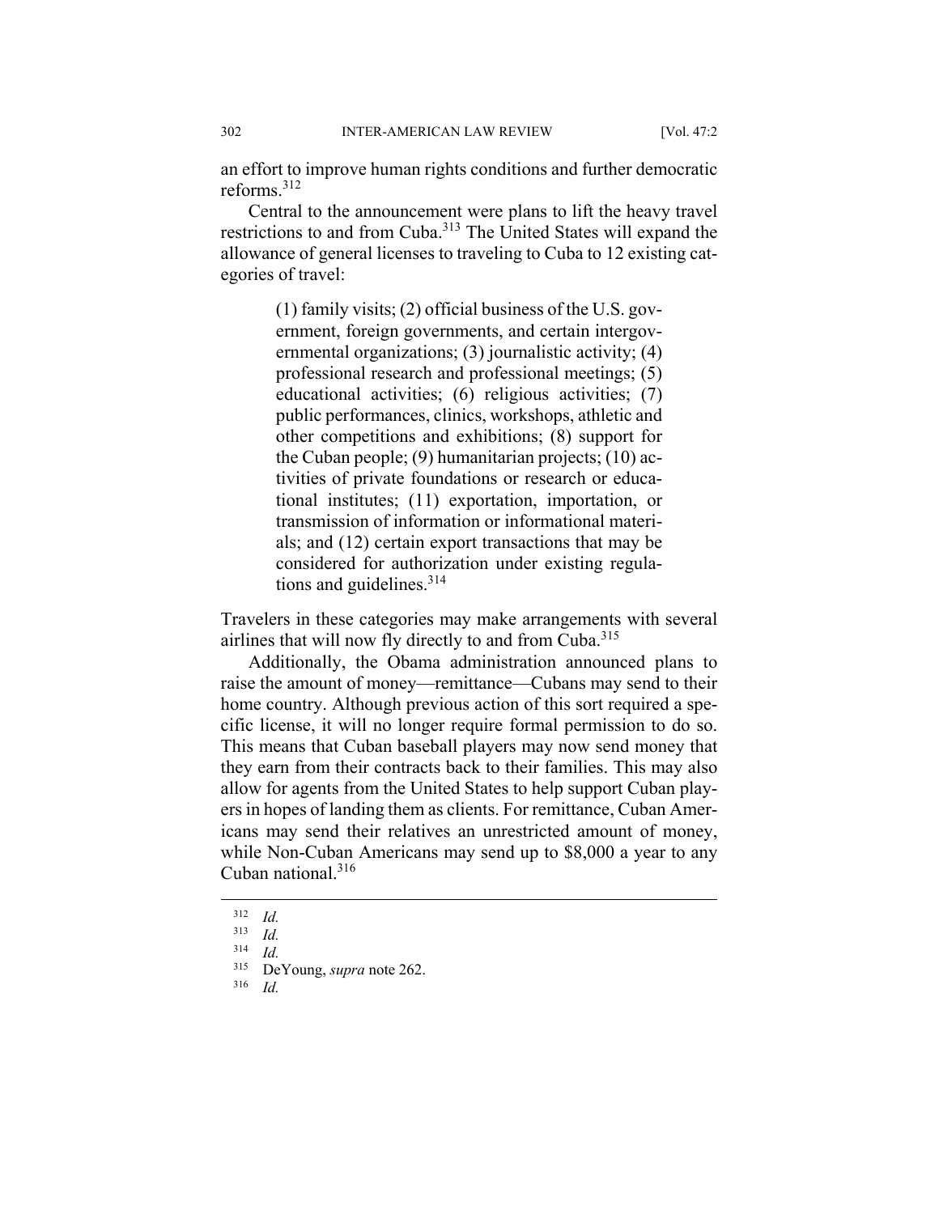an effort to improve human rights conditions and further democratic reforms.[312]

Central to the announcement were plans to lift the heavy travel restrictions to and from Cuba.[313] The United States will expand the allowance of general licenses to traveling to Cuba to 12 existing categories of travel:

> (1) family visits; (2) official business of the U.S. government, foreign governments, and certain intergovernmental organizations; (3) journalistic activity; (4) professional research and professional meetings; (5) educational activities; (6) religious activities; (7) public performances, clinics, workshops, athletic and other competitions and exhibitions; (8) support for the Cuban people; (9) humanitarian projects; (10) activities of private foundations or research or educational institutes; (11) exportation, importation, or transmission of information or informational materials; and (12) certain export transactions that may be considered for authorization under existing regulations and guidelines.[314]

Travelers in these categories may make arrangements with several airlines that will now fly directly to and from Cuba.[315]

Additionally, the Obama administration announced plans to raise the amount of money—remittance—Cubans may send to their home country. Although previous action of this sort required a specific license, it will no longer require formal permission to do so. This means that Cuban baseball players may now send money that they earn from their contracts back to their families. This may also allow for agents from the United States to help support Cuban players in hopes of landing them as clients. For remittance, Cuban Americans may send their relatives an unrestricted amount of money, while Non-Cuban Americans may send up to $8,000 a year to any Cuban national.[316]

---

[312] *Id.*

[313] *Id.*

[314] *Id.*

[315] DeYoung, *supra* note 262.

[316] *Id.*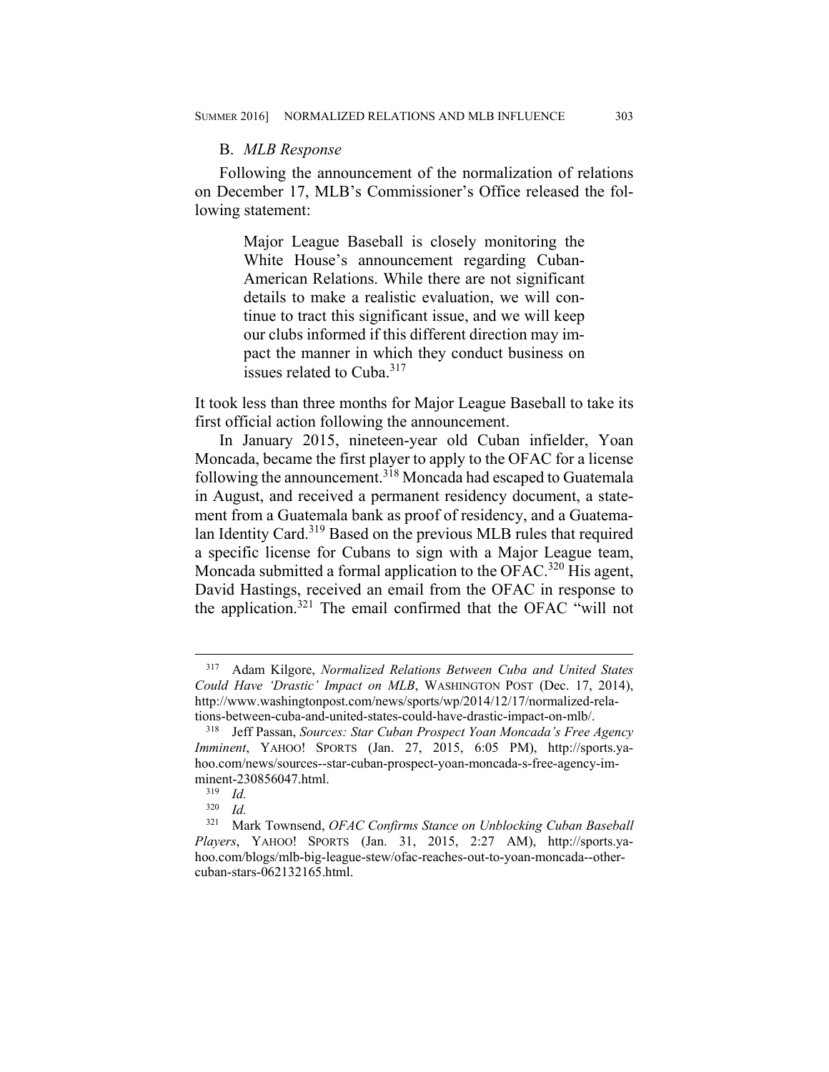### B. *MLB Response*

Following the announcement of the normalization of relations on December 17, MLB's Commissioner's Office released the following statement:

> Major League Baseball is closely monitoring the White House's announcement regarding Cuban-American Relations. While there are not significant details to make a realistic evaluation, we will continue to tract this significant issue, and we will keep our clubs informed if this different direction may impact the manner in which they conduct business on issues related to Cuba.[317]

It took less than three months for Major League Baseball to take its first official action following the announcement.

In January 2015, nineteen-year old Cuban infielder, Yoan Moncada, became the first player to apply to the OFAC for a license following the announcement.[318] Moncada had escaped to Guatemala in August, and received a permanent residency document, a statement from a Guatemala bank as proof of residency, and a Guatemalan Identity Card.[319] Based on the previous MLB rules that required a specific license for Cubans to sign with a Major League team, Moncada submitted a formal application to the OFAC.[320] His agent, David Hastings, received an email from the OFAC in response to the application.[321] The email confirmed that the OFAC "will not

---

[317] Adam Kilgore, *Normalized Relations Between Cuba and United States Could Have 'Drastic' Impact on MLB*, WASHINGTON POST (Dec. 17, 2014), http://www.washingtonpost.com/news/sports/wp/2014/12/17/normalized-relations-between-cuba-and-united-states-could-have-drastic-impact-on-mlb/.

[318] Jeff Passan, *Sources: Star Cuban Prospect Yoan Moncada's Free Agency Imminent*, YAHOO! SPORTS (Jan. 27, 2015, 6:05 PM), http://sports.yahoo.com/news/sources--star-cuban-prospect-yoan-moncada-s-free-agency-imminent-230856047.html.

[319] *Id.*

[320] *Id.*

[321] Mark Townsend, *OFAC Confirms Stance on Unblocking Cuban Baseball Players*, YAHOO! SPORTS (Jan. 31, 2015, 2:27 AM), http://sports.yahoo.com/blogs/mlb-big-league-stew/ofac-reaches-out-to-yoan-moncada--other-cuban-stars-062132165.html.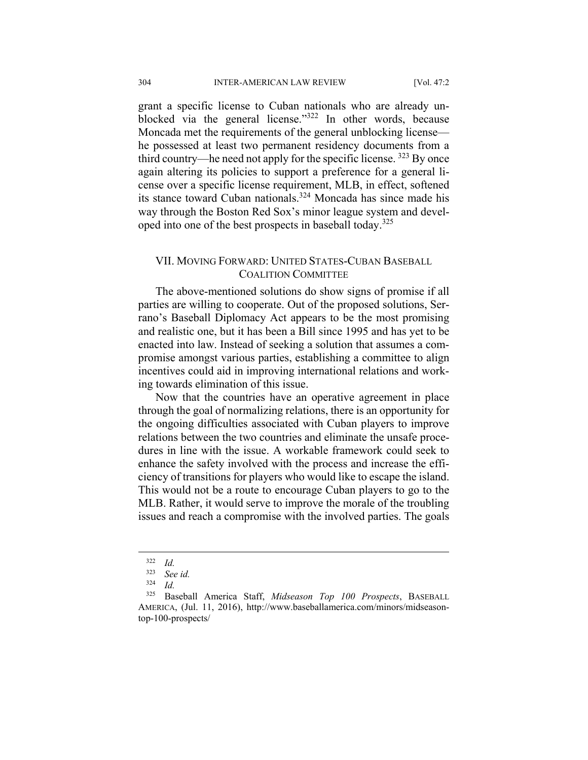grant a specific license to Cuban nationals who are already unblocked via the general license."[322] In other words, because Moncada met the requirements of the general unblocking license—he possessed at least two permanent residency documents from a third country—he need not apply for the specific license. [323] By once again altering its policies to support a preference for a general license over a specific license requirement, MLB, in effect, softened its stance toward Cuban nationals.[324] Moncada has since made his way through the Boston Red Sox's minor league system and developed into one of the best prospects in baseball today.[325]

## VII. Moving Forward: United States-Cuban Baseball Coalition Committee

The above-mentioned solutions do show signs of promise if all parties are willing to cooperate. Out of the proposed solutions, Serrano's Baseball Diplomacy Act appears to be the most promising and realistic one, but it has been a Bill since 1995 and has yet to be enacted into law. Instead of seeking a solution that assumes a compromise amongst various parties, establishing a committee to align incentives could aid in improving international relations and working towards elimination of this issue.

Now that the countries have an operative agreement in place through the goal of normalizing relations, there is an opportunity for the ongoing difficulties associated with Cuban players to improve relations between the two countries and eliminate the unsafe procedures in line with the issue. A workable framework could seek to enhance the safety involved with the process and increase the efficiency of transitions for players who would like to escape the island. This would not be a route to encourage Cuban players to go to the MLB. Rather, it would serve to improve the morale of the troubling issues and reach a compromise with the involved parties. The goals

---

[322] *Id.*

[323] *See id.*

[324] *Id.*

[325] Baseball America Staff, *Midseason Top 100 Prospects*, BASEBALL AMERICA, (Jul. 11, 2016), http://www.baseballamerica.com/minors/midseason-top-100-prospects/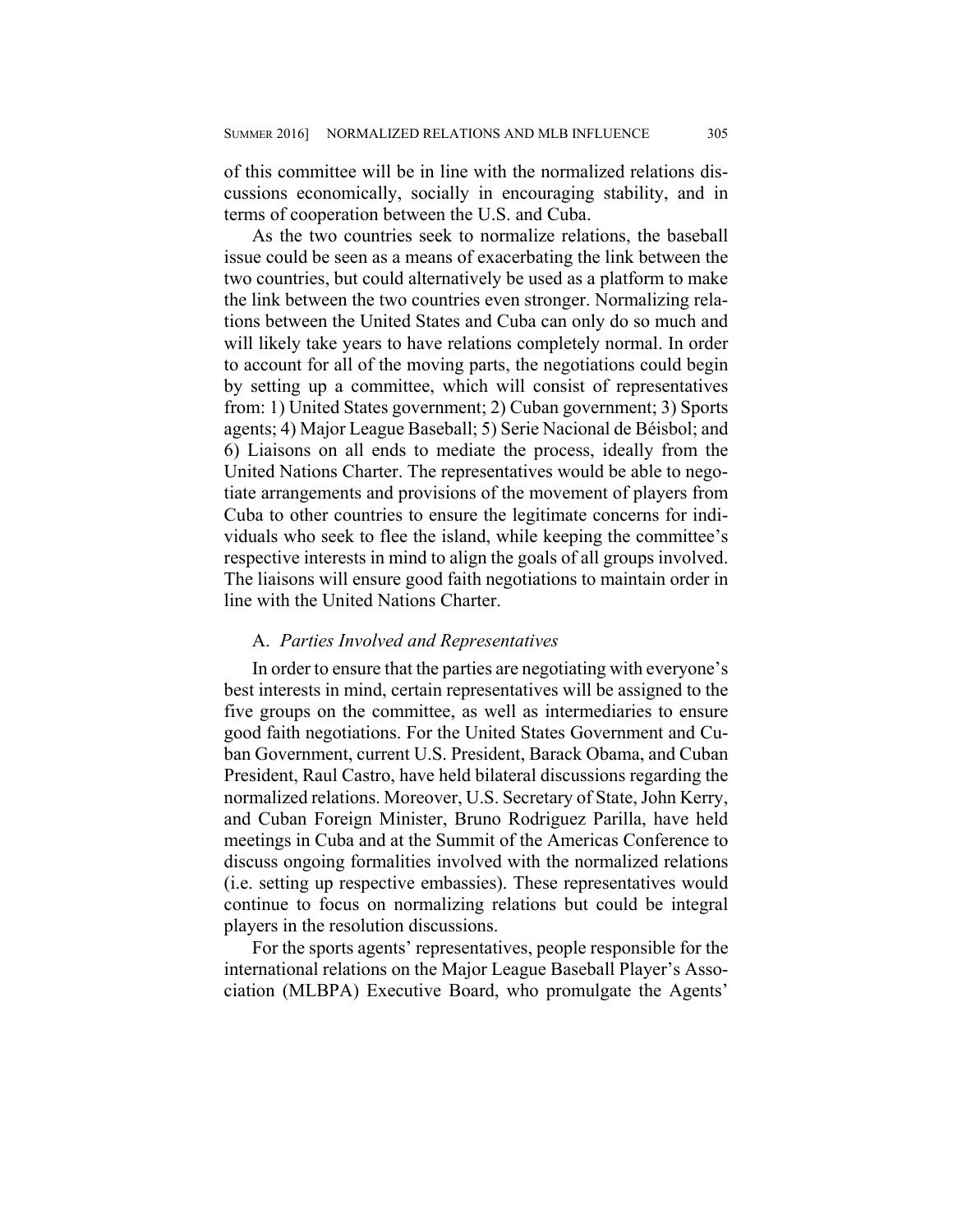of this committee will be in line with the normalized relations discussions economically, socially in encouraging stability, and in terms of cooperation between the U.S. and Cuba.

As the two countries seek to normalize relations, the baseball issue could be seen as a means of exacerbating the link between the two countries, but could alternatively be used as a platform to make the link between the two countries even stronger. Normalizing relations between the United States and Cuba can only do so much and will likely take years to have relations completely normal. In order to account for all of the moving parts, the negotiations could begin by setting up a committee, which will consist of representatives from: 1) United States government; 2) Cuban government; 3) Sports agents; 4) Major League Baseball; 5) Serie Nacional de Béisbol; and 6) Liaisons on all ends to mediate the process, ideally from the United Nations Charter. The representatives would be able to negotiate arrangements and provisions of the movement of players from Cuba to other countries to ensure the legitimate concerns for individuals who seek to flee the island, while keeping the committee's respective interests in mind to align the goals of all groups involved. The liaisons will ensure good faith negotiations to maintain order in line with the United Nations Charter.

### A. *Parties Involved and Representatives*

In order to ensure that the parties are negotiating with everyone's best interests in mind, certain representatives will be assigned to the five groups on the committee, as well as intermediaries to ensure good faith negotiations. For the United States Government and Cuban Government, current U.S. President, Barack Obama, and Cuban President, Raul Castro, have held bilateral discussions regarding the normalized relations. Moreover, U.S. Secretary of State, John Kerry, and Cuban Foreign Minister, Bruno Rodriguez Parilla, have held meetings in Cuba and at the Summit of the Americas Conference to discuss ongoing formalities involved with the normalized relations (i.e. setting up respective embassies). These representatives would continue to focus on normalizing relations but could be integral players in the resolution discussions.

For the sports agents' representatives, people responsible for the international relations on the Major League Baseball Player's Association (MLBPA) Executive Board, who promulgate the Agents'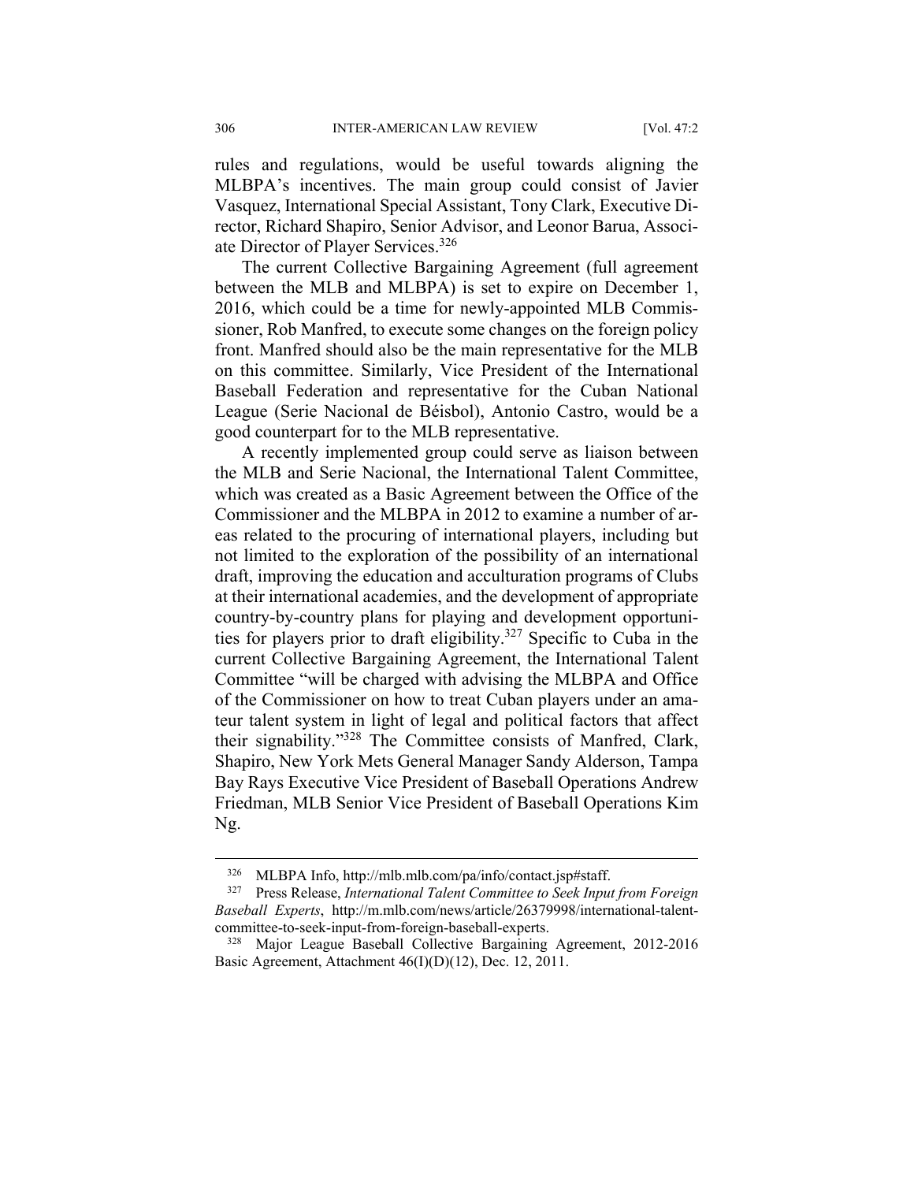rules and regulations, would be useful towards aligning the MLBPA's incentives. The main group could consist of Javier Vasquez, International Special Assistant, Tony Clark, Executive Director, Richard Shapiro, Senior Advisor, and Leonor Barua, Associate Director of Player Services.[326]

The current Collective Bargaining Agreement (full agreement between the MLB and MLBPA) is set to expire on December 1, 2016, which could be a time for newly-appointed MLB Commissioner, Rob Manfred, to execute some changes on the foreign policy front. Manfred should also be the main representative for the MLB on this committee. Similarly, Vice President of the International Baseball Federation and representative for the Cuban National League (Serie Nacional de Béisbol), Antonio Castro, would be a good counterpart for to the MLB representative.

A recently implemented group could serve as liaison between the MLB and Serie Nacional, the International Talent Committee, which was created as a Basic Agreement between the Office of the Commissioner and the MLBPA in 2012 to examine a number of areas related to the procuring of international players, including but not limited to the exploration of the possibility of an international draft, improving the education and acculturation programs of Clubs at their international academies, and the development of appropriate country-by-country plans for playing and development opportunities for players prior to draft eligibility.[327] Specific to Cuba in the current Collective Bargaining Agreement, the International Talent Committee "will be charged with advising the MLBPA and Office of the Commissioner on how to treat Cuban players under an amateur talent system in light of legal and political factors that affect their signability."[328] The Committee consists of Manfred, Clark, Shapiro, New York Mets General Manager Sandy Alderson, Tampa Bay Rays Executive Vice President of Baseball Operations Andrew Friedman, MLB Senior Vice President of Baseball Operations Kim Ng.

---

[326] MLBPA Info, http://mlb.mlb.com/pa/info/contact.jsp#staff.

[327] Press Release, *International Talent Committee to Seek Input from Foreign Baseball Experts*, http://m.mlb.com/news/article/26379998/international-talent-committee-to-seek-input-from-foreign-baseball-experts.

[328] Major League Baseball Collective Bargaining Agreement, 2012-2016 Basic Agreement, Attachment 46(I)(D)(12), Dec. 12, 2011.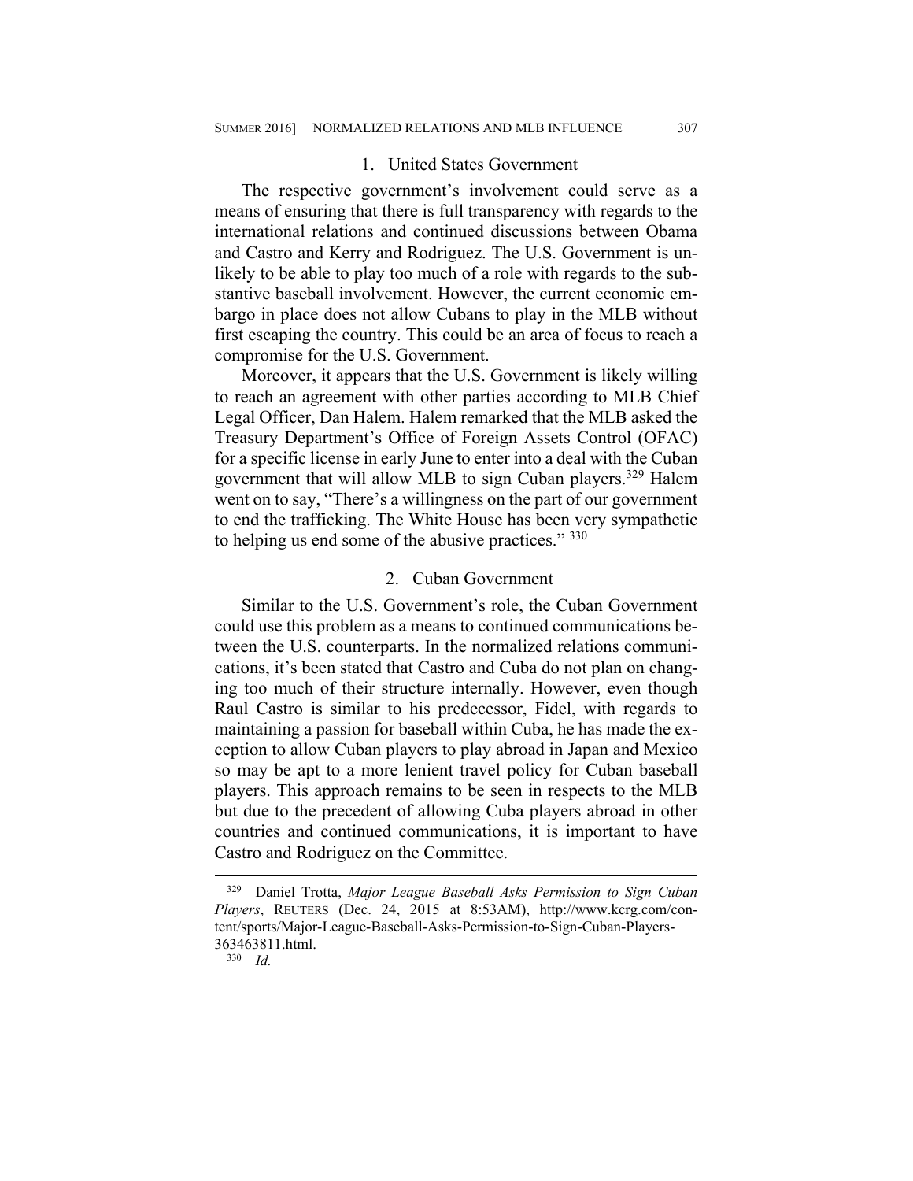### 1. United States Government

The respective government's involvement could serve as a means of ensuring that there is full transparency with regards to the international relations and continued discussions between Obama and Castro and Kerry and Rodriguez. The U.S. Government is unlikely to be able to play too much of a role with regards to the substantive baseball involvement. However, the current economic embargo in place does not allow Cubans to play in the MLB without first escaping the country. This could be an area of focus to reach a compromise for the U.S. Government.

Moreover, it appears that the U.S. Government is likely willing to reach an agreement with other parties according to MLB Chief Legal Officer, Dan Halem. Halem remarked that the MLB asked the Treasury Department's Office of Foreign Assets Control (OFAC) for a specific license in early June to enter into a deal with the Cuban government that will allow MLB to sign Cuban players.[329] Halem went on to say, "There's a willingness on the part of our government to end the trafficking. The White House has been very sympathetic to helping us end some of the abusive practices." [330]

### 2. Cuban Government

Similar to the U.S. Government's role, the Cuban Government could use this problem as a means to continued communications between the U.S. counterparts. In the normalized relations communications, it's been stated that Castro and Cuba do not plan on changing too much of their structure internally. However, even though Raul Castro is similar to his predecessor, Fidel, with regards to maintaining a passion for baseball within Cuba, he has made the exception to allow Cuban players to play abroad in Japan and Mexico so may be apt to a more lenient travel policy for Cuban baseball players. This approach remains to be seen in respects to the MLB but due to the precedent of allowing Cuba players abroad in other countries and continued communications, it is important to have Castro and Rodriguez on the Committee.

---

[329] Daniel Trotta, *Major League Baseball Asks Permission to Sign Cuban Players*, REUTERS (Dec. 24, 2015 at 8:53AM), http://www.kcrg.com/content/sports/Major-League-Baseball-Asks-Permission-to-Sign-Cuban-Players-363463811.html.

[330] *Id.*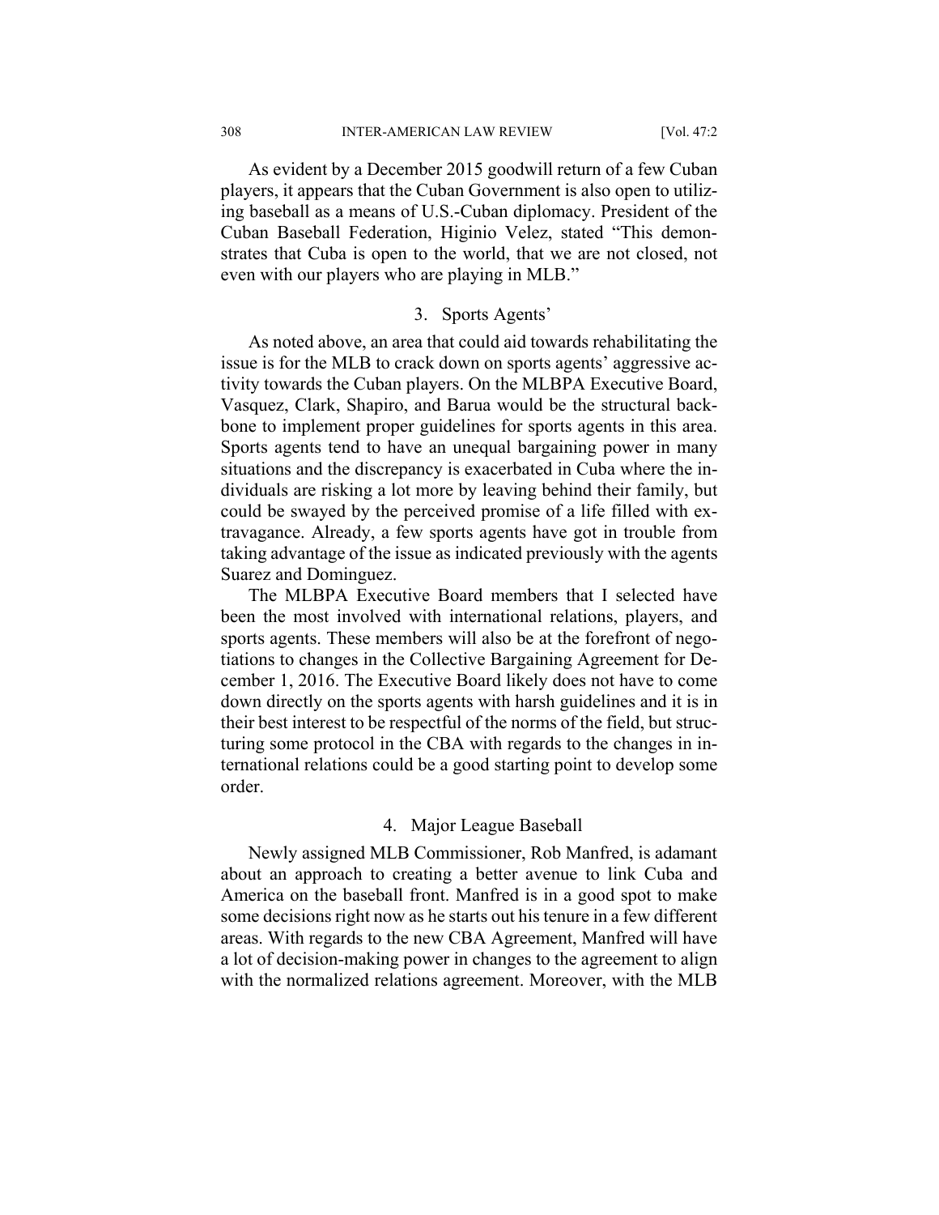As evident by a December 2015 goodwill return of a few Cuban players, it appears that the Cuban Government is also open to utilizing baseball as a means of U.S.-Cuban diplomacy. President of the Cuban Baseball Federation, Higinio Velez, stated "This demonstrates that Cuba is open to the world, that we are not closed, not even with our players who are playing in MLB."

### 3. Sports Agents'

As noted above, an area that could aid towards rehabilitating the issue is for the MLB to crack down on sports agents' aggressive activity towards the Cuban players. On the MLBPA Executive Board, Vasquez, Clark, Shapiro, and Barua would be the structural backbone to implement proper guidelines for sports agents in this area. Sports agents tend to have an unequal bargaining power in many situations and the discrepancy is exacerbated in Cuba where the individuals are risking a lot more by leaving behind their family, but could be swayed by the perceived promise of a life filled with extravagance. Already, a few sports agents have got in trouble from taking advantage of the issue as indicated previously with the agents Suarez and Dominguez.

The MLBPA Executive Board members that I selected have been the most involved with international relations, players, and sports agents. These members will also be at the forefront of negotiations to changes in the Collective Bargaining Agreement for December 1, 2016. The Executive Board likely does not have to come down directly on the sports agents with harsh guidelines and it is in their best interest to be respectful of the norms of the field, but structuring some protocol in the CBA with regards to the changes in international relations could be a good starting point to develop some order.

### 4. Major League Baseball

Newly assigned MLB Commissioner, Rob Manfred, is adamant about an approach to creating a better avenue to link Cuba and America on the baseball front. Manfred is in a good spot to make some decisions right now as he starts out his tenure in a few different areas. With regards to the new CBA Agreement, Manfred will have a lot of decision-making power in changes to the agreement to align with the normalized relations agreement. Moreover, with the MLB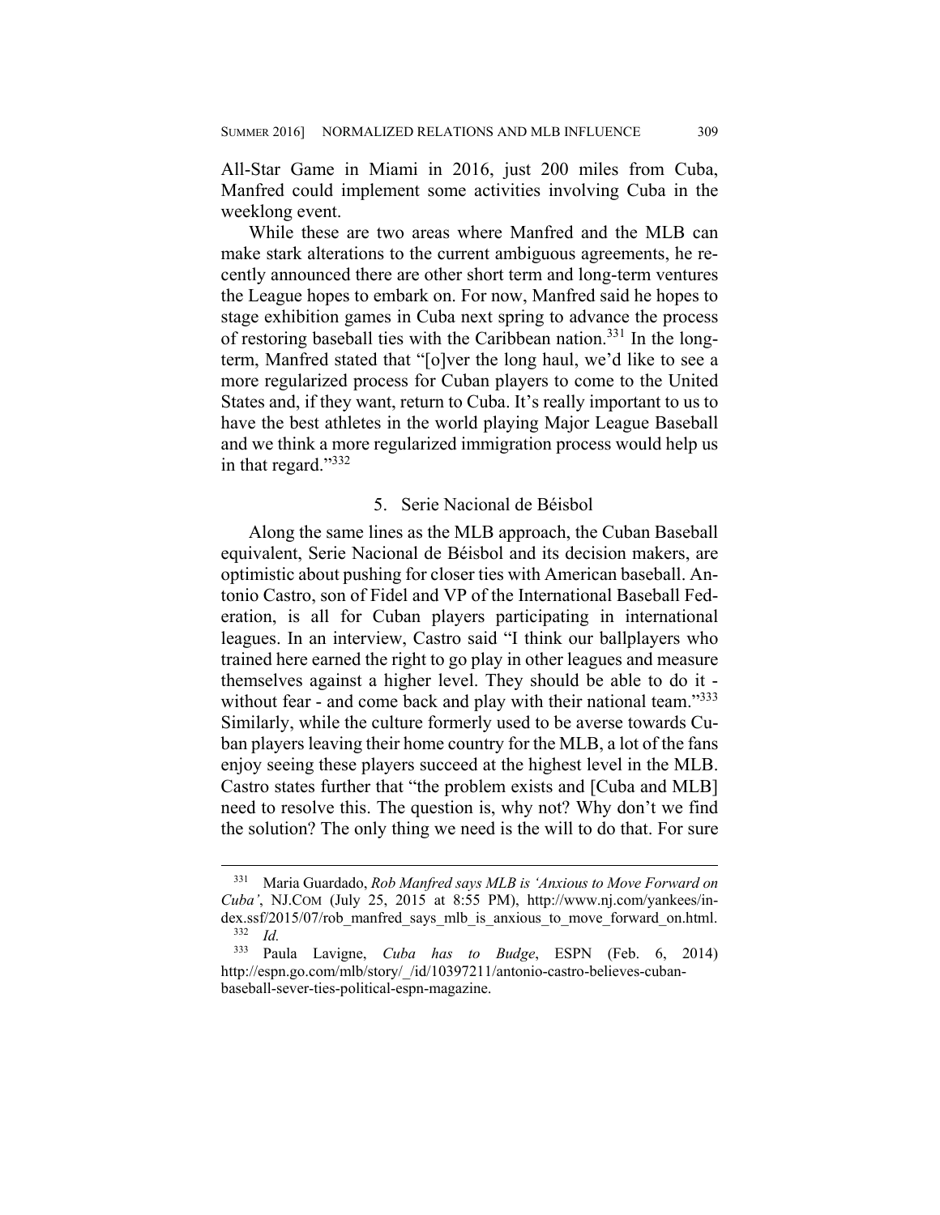All-Star Game in Miami in 2016, just 200 miles from Cuba, Manfred could implement some activities involving Cuba in the weeklong event.

While these are two areas where Manfred and the MLB can make stark alterations to the current ambiguous agreements, he recently announced there are other short term and long-term ventures the League hopes to embark on. For now, Manfred said he hopes to stage exhibition games in Cuba next spring to advance the process of restoring baseball ties with the Caribbean nation.[331] In the long-term, Manfred stated that "[o]ver the long haul, we'd like to see a more regularized process for Cuban players to come to the United States and, if they want, return to Cuba. It's really important to us to have the best athletes in the world playing Major League Baseball and we think a more regularized immigration process would help us in that regard."[332]

### 5. Serie Nacional de Béisbol

Along the same lines as the MLB approach, the Cuban Baseball equivalent, Serie Nacional de Béisbol and its decision makers, are optimistic about pushing for closer ties with American baseball. Antonio Castro, son of Fidel and VP of the International Baseball Federation, is all for Cuban players participating in international leagues. In an interview, Castro said "I think our ballplayers who trained here earned the right to go play in other leagues and measure themselves against a higher level. They should be able to do it - without fear - and come back and play with their national team."[333] Similarly, while the culture formerly used to be averse towards Cuban players leaving their home country for the MLB, a lot of the fans enjoy seeing these players succeed at the highest level in the MLB. Castro states further that "the problem exists and [Cuba and MLB] need to resolve this. The question is, why not? Why don't we find the solution? The only thing we need is the will to do that. For sure

---

[331] Maria Guardado, *Rob Manfred says MLB is 'Anxious to Move Forward on Cuba'*, NJ.COM (July 25, 2015 at 8:55 PM), http://www.nj.com/yankees/index.ssf/2015/07/rob_manfred_says_mlb_is_anxious_to_move_forward_on.html.

[332] *Id.*

[333] Paula Lavigne, *Cuba has to Budge*, ESPN (Feb. 6, 2014) http://espn.go.com/mlb/story/_/id/10397211/antonio-castro-believes-cuban-baseball-sever-ties-political-espn-magazine.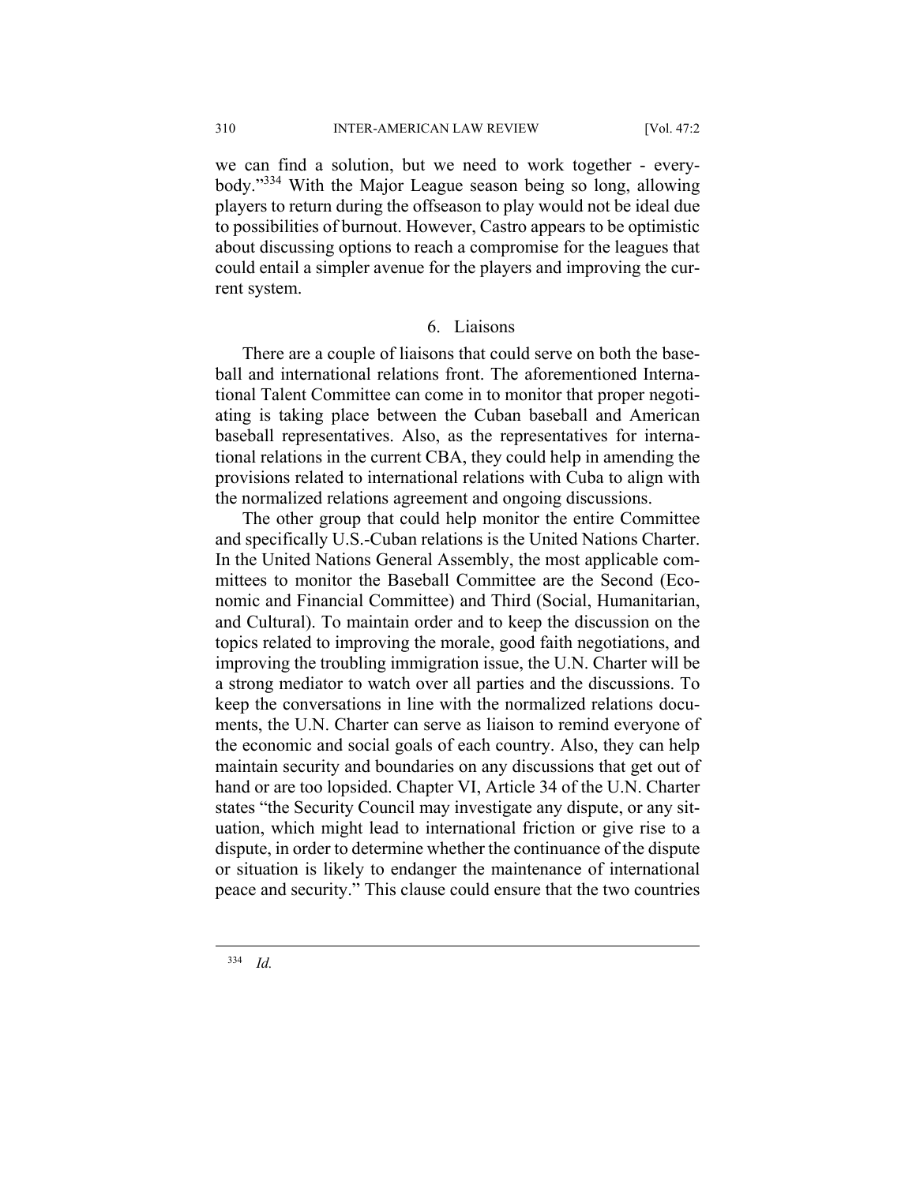we can find a solution, but we need to work together - everybody."[334] With the Major League season being so long, allowing players to return during the offseason to play would not be ideal due to possibilities of burnout. However, Castro appears to be optimistic about discussing options to reach a compromise for the leagues that could entail a simpler avenue for the players and improving the current system.

### 6. Liaisons

There are a couple of liaisons that could serve on both the baseball and international relations front. The aforementioned International Talent Committee can come in to monitor that proper negotiating is taking place between the Cuban baseball and American baseball representatives. Also, as the representatives for international relations in the current CBA, they could help in amending the provisions related to international relations with Cuba to align with the normalized relations agreement and ongoing discussions.

The other group that could help monitor the entire Committee and specifically U.S.-Cuban relations is the United Nations Charter. In the United Nations General Assembly, the most applicable committees to monitor the Baseball Committee are the Second (Economic and Financial Committee) and Third (Social, Humanitarian, and Cultural). To maintain order and to keep the discussion on the topics related to improving the morale, good faith negotiations, and improving the troubling immigration issue, the U.N. Charter will be a strong mediator to watch over all parties and the discussions. To keep the conversations in line with the normalized relations documents, the U.N. Charter can serve as liaison to remind everyone of the economic and social goals of each country. Also, they can help maintain security and boundaries on any discussions that get out of hand or are too lopsided. Chapter VI, Article 34 of the U.N. Charter states "the Security Council may investigate any dispute, or any situation, which might lead to international friction or give rise to a dispute, in order to determine whether the continuance of the dispute or situation is likely to endanger the maintenance of international peace and security." This clause could ensure that the two countries

---

[334] *Id.*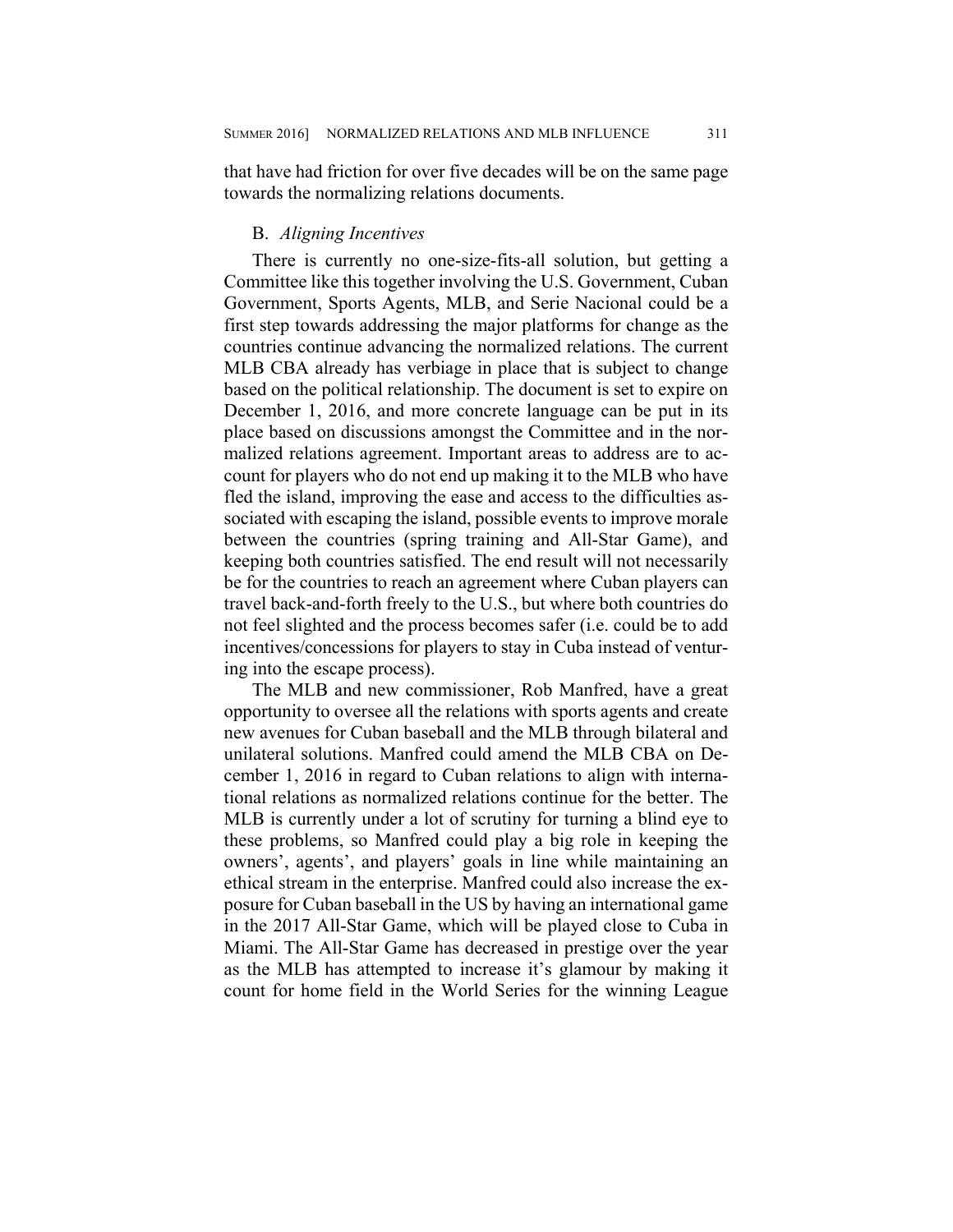that have had friction for over five decades will be on the same page towards the normalizing relations documents.

### B. *Aligning Incentives*

There is currently no one-size-fits-all solution, but getting a Committee like this together involving the U.S. Government, Cuban Government, Sports Agents, MLB, and Serie Nacional could be a first step towards addressing the major platforms for change as the countries continue advancing the normalized relations. The current MLB CBA already has verbiage in place that is subject to change based on the political relationship. The document is set to expire on December 1, 2016, and more concrete language can be put in its place based on discussions amongst the Committee and in the normalized relations agreement. Important areas to address are to account for players who do not end up making it to the MLB who have fled the island, improving the ease and access to the difficulties associated with escaping the island, possible events to improve morale between the countries (spring training and All-Star Game), and keeping both countries satisfied. The end result will not necessarily be for the countries to reach an agreement where Cuban players can travel back-and-forth freely to the U.S., but where both countries do not feel slighted and the process becomes safer (i.e. could be to add incentives/concessions for players to stay in Cuba instead of venturing into the escape process).

The MLB and new commissioner, Rob Manfred, have a great opportunity to oversee all the relations with sports agents and create new avenues for Cuban baseball and the MLB through bilateral and unilateral solutions. Manfred could amend the MLB CBA on December 1, 2016 in regard to Cuban relations to align with international relations as normalized relations continue for the better. The MLB is currently under a lot of scrutiny for turning a blind eye to these problems, so Manfred could play a big role in keeping the owners', agents', and players' goals in line while maintaining an ethical stream in the enterprise. Manfred could also increase the exposure for Cuban baseball in the US by having an international game in the 2017 All-Star Game, which will be played close to Cuba in Miami. The All-Star Game has decreased in prestige over the year as the MLB has attempted to increase it's glamour by making it count for home field in the World Series for the winning League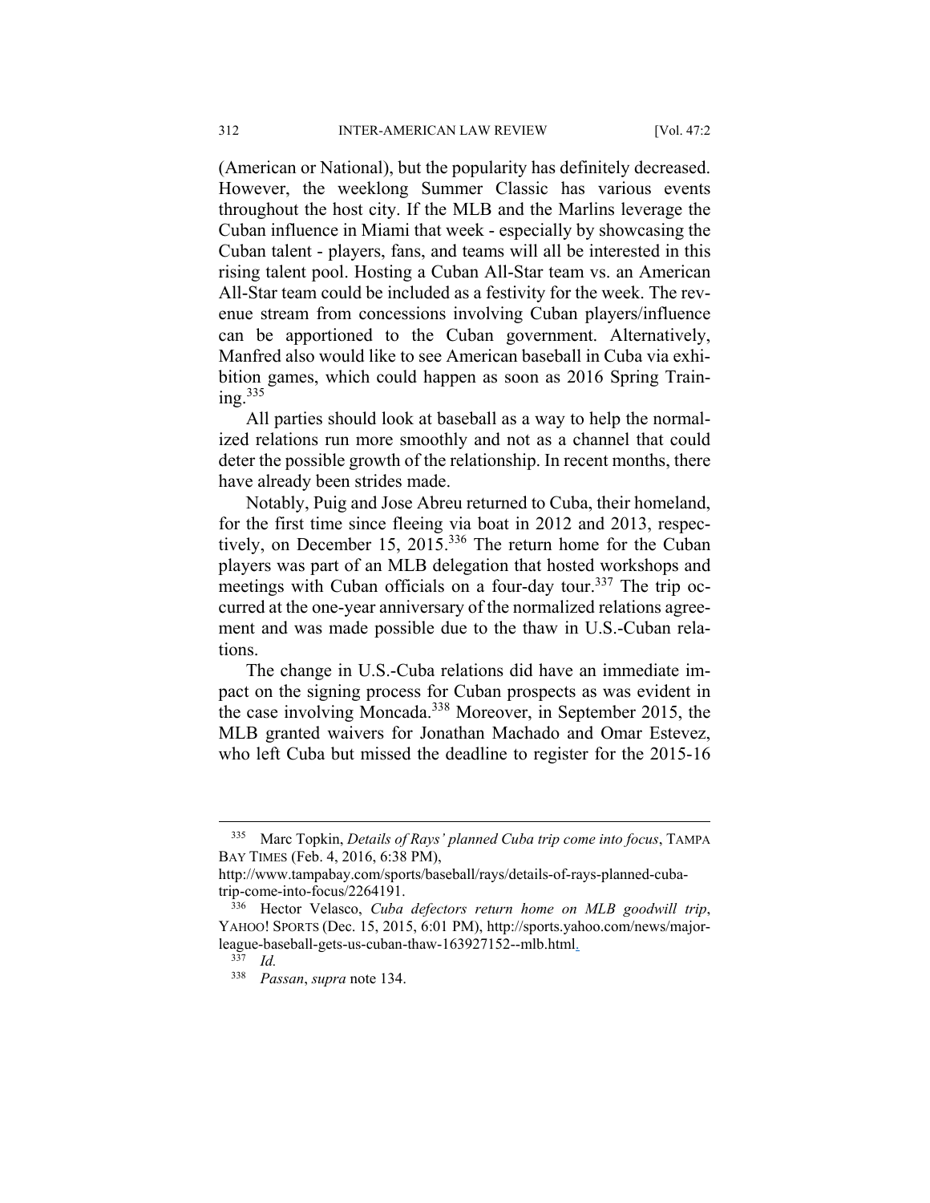(American or National), but the popularity has definitely decreased. However, the weeklong Summer Classic has various events throughout the host city. If the MLB and the Marlins leverage the Cuban influence in Miami that week - especially by showcasing the Cuban talent - players, fans, and teams will all be interested in this rising talent pool. Hosting a Cuban All-Star team vs. an American All-Star team could be included as a festivity for the week. The revenue stream from concessions involving Cuban players/influence can be apportioned to the Cuban government. Alternatively, Manfred also would like to see American baseball in Cuba via exhibition games, which could happen as soon as 2016 Spring Training.[335]

All parties should look at baseball as a way to help the normalized relations run more smoothly and not as a channel that could deter the possible growth of the relationship. In recent months, there have already been strides made.

Notably, Puig and Jose Abreu returned to Cuba, their homeland, for the first time since fleeing via boat in 2012 and 2013, respectively, on December 15, 2015.[336] The return home for the Cuban players was part of an MLB delegation that hosted workshops and meetings with Cuban officials on a four-day tour.[337] The trip occurred at the one-year anniversary of the normalized relations agreement and was made possible due to the thaw in U.S.-Cuban relations.

The change in U.S.-Cuba relations did have an immediate impact on the signing process for Cuban prospects as was evident in the case involving Moncada.[338] Moreover, in September 2015, the MLB granted waivers for Jonathan Machado and Omar Estevez, who left Cuba but missed the deadline to register for the 2015-16

---

[335] Marc Topkin, *Details of Rays' planned Cuba trip come into focus*, TAMPA BAY TIMES (Feb. 4, 2016, 6:38 PM), http://www.tampabay.com/sports/baseball/rays/details-of-rays-planned-cuba-trip-come-into-focus/2264191.

[336] Hector Velasco, *Cuba defectors return home on MLB goodwill trip*, YAHOO! SPORTS (Dec. 15, 2015, 6:01 PM), http://sports.yahoo.com/news/major-league-baseball-gets-us-cuban-thaw-163927152--mlb.html.

[337] *Id.*

[338] *Passan*, *supra* note 134.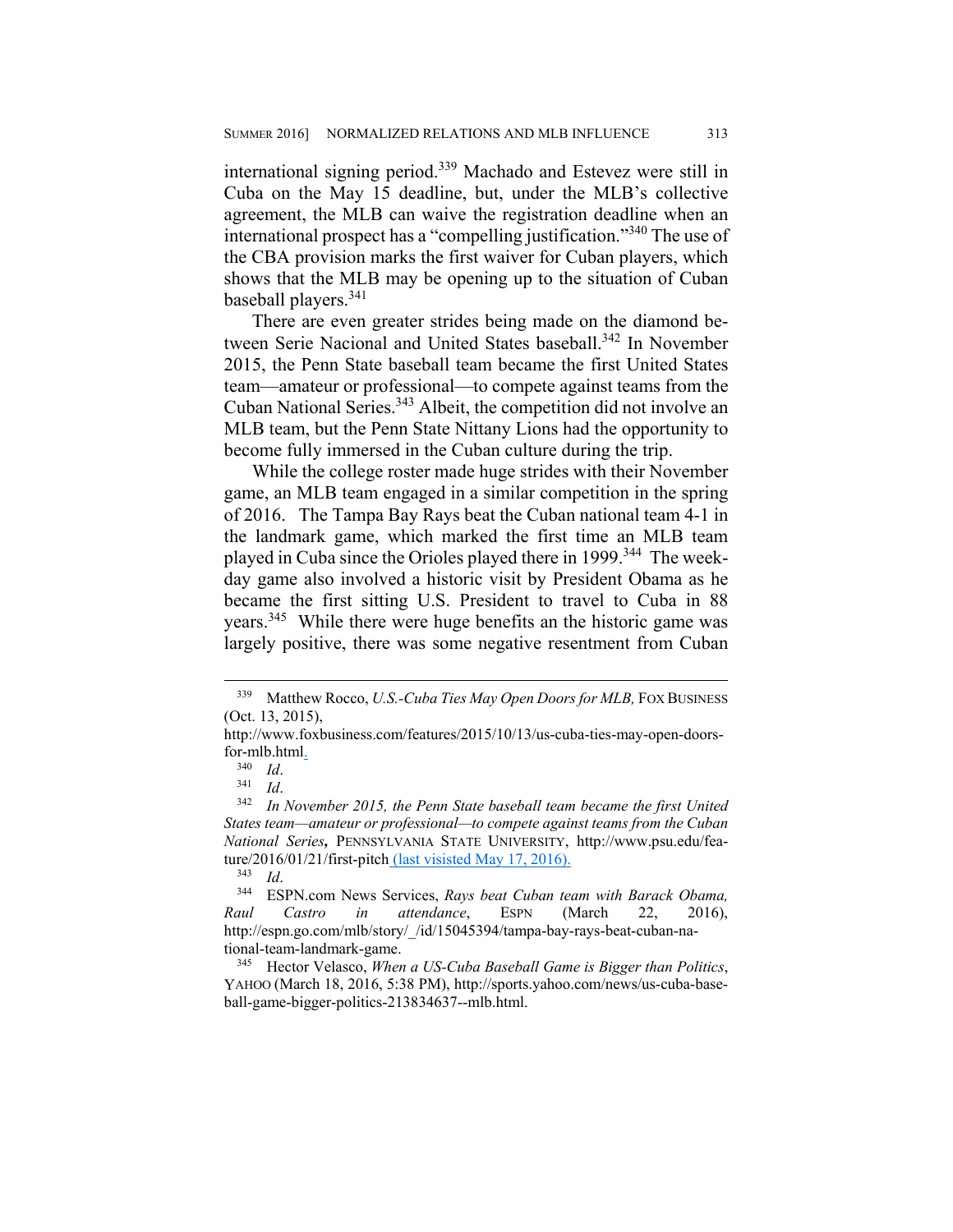international signing period.[339] Machado and Estevez were still in Cuba on the May 15 deadline, but, under the MLB's collective agreement, the MLB can waive the registration deadline when an international prospect has a "compelling justification."[340] The use of the CBA provision marks the first waiver for Cuban players, which shows that the MLB may be opening up to the situation of Cuban baseball players.[341]

There are even greater strides being made on the diamond between Serie Nacional and United States baseball.[342] In November 2015, the Penn State baseball team became the first United States team—amateur or professional—to compete against teams from the Cuban National Series.[343] Albeit, the competition did not involve an MLB team, but the Penn State Nittany Lions had the opportunity to become fully immersed in the Cuban culture during the trip.

While the college roster made huge strides with their November game, an MLB team engaged in a similar competition in the spring of 2016. The Tampa Bay Rays beat the Cuban national team 4-1 in the landmark game, which marked the first time an MLB team played in Cuba since the Orioles played there in 1999.[344] The weekday game also involved a historic visit by President Obama as he became the first sitting U.S. President to travel to Cuba in 88 years.[345] While there were huge benefits an the historic game was largely positive, there was some negative resentment from Cuban

---

[339] Matthew Rocco, *U.S.-Cuba Ties May Open Doors for MLB,* FOX BUSINESS (Oct. 13, 2015), http://www.foxbusiness.com/features/2015/10/13/us-cuba-ties-may-open-doors-for-mlb.html.

[340] *Id*.

[341] *Id*.

[342] *In November 2015, the Penn State baseball team became the first United States team—amateur or professional—to compete against teams from the Cuban National Series***,** PENNSYLVANIA STATE UNIVERSITY, http://www.psu.edu/feature/2016/01/21/first-pitch (last visited May 17, 2016).

[343] *Id*.

[344] ESPN.com News Services, *Rays beat Cuban team with Barack Obama, Raul Castro in attendance*, ESPN (March 22, 2016), http://espn.go.com/mlb/story/_/id/15045394/tampa-bay-rays-beat-cuban-national-team-landmark-game.

[345] Hector Velasco, *When a US-Cuba Baseball Game is Bigger than Politics*, YAHOO (March 18, 2016, 5:38 PM), http://sports.yahoo.com/news/us-cuba-baseball-game-bigger-politics-213834637--mlb.html.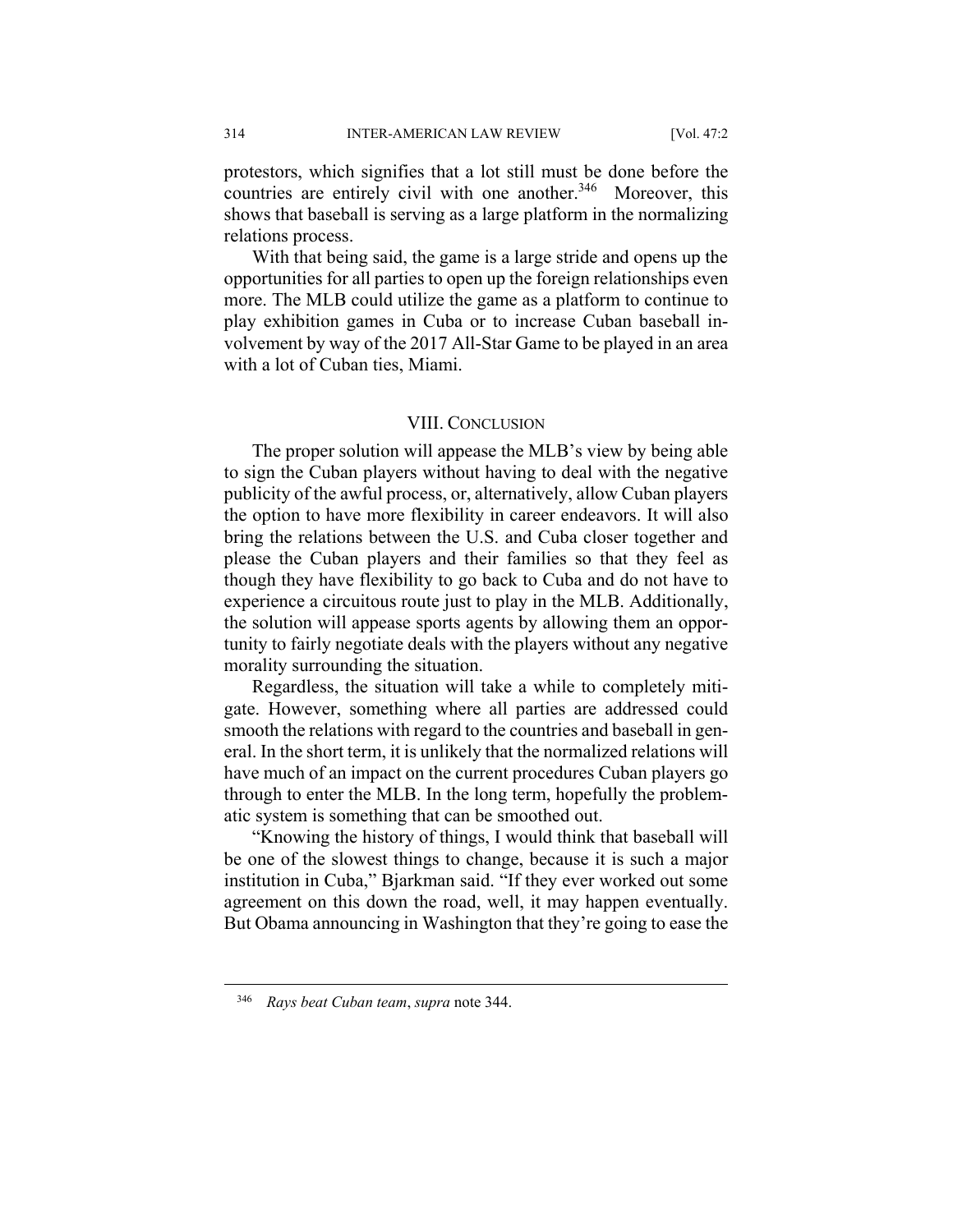protestors, which signifies that a lot still must be done before the countries are entirely civil with one another.[346] Moreover, this shows that baseball is serving as a large platform in the normalizing relations process.

With that being said, the game is a large stride and opens up the opportunities for all parties to open up the foreign relationships even more. The MLB could utilize the game as a platform to continue to play exhibition games in Cuba or to increase Cuban baseball involvement by way of the 2017 All-Star Game to be played in an area with a lot of Cuban ties, Miami.

## VIII. CONCLUSION

The proper solution will appease the MLB's view by being able to sign the Cuban players without having to deal with the negative publicity of the awful process, or, alternatively, allow Cuban players the option to have more flexibility in career endeavors. It will also bring the relations between the U.S. and Cuba closer together and please the Cuban players and their families so that they feel as though they have flexibility to go back to Cuba and do not have to experience a circuitous route just to play in the MLB. Additionally, the solution will appease sports agents by allowing them an opportunity to fairly negotiate deals with the players without any negative morality surrounding the situation.

Regardless, the situation will take a while to completely mitigate. However, something where all parties are addressed could smooth the relations with regard to the countries and baseball in general. In the short term, it is unlikely that the normalized relations will have much of an impact on the current procedures Cuban players go through to enter the MLB. In the long term, hopefully the problematic system is something that can be smoothed out.

"Knowing the history of things, I would think that baseball will be one of the slowest things to change, because it is such a major institution in Cuba," Bjarkman said. "If they ever worked out some agreement on this down the road, well, it may happen eventually. But Obama announcing in Washington that they're going to ease the

---

[346] *Rays beat Cuban team*, *supra* note 344.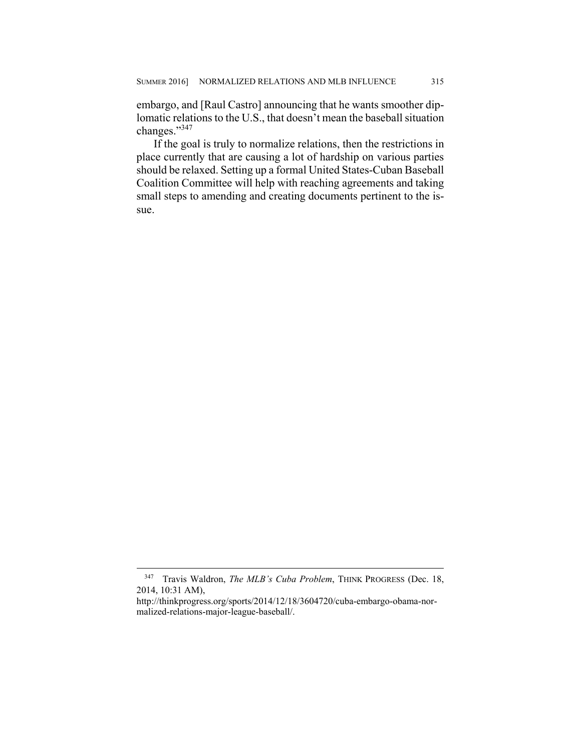embargo, and [Raul Castro] announcing that he wants smoother diplomatic relations to the U.S., that doesn't mean the baseball situation changes."[347]

If the goal is truly to normalize relations, then the restrictions in place currently that are causing a lot of hardship on various parties should be relaxed. Setting up a formal United States-Cuban Baseball Coalition Committee will help with reaching agreements and taking small steps to amending and creating documents pertinent to the issue.

---

[347] Travis Waldron, *The MLB's Cuba Problem*, THINK PROGRESS (Dec. 18, 2014, 10:31 AM), http://thinkprogress.org/sports/2014/12/18/3604720/cuba-embargo-obama-normalized-relations-major-league-baseball/.